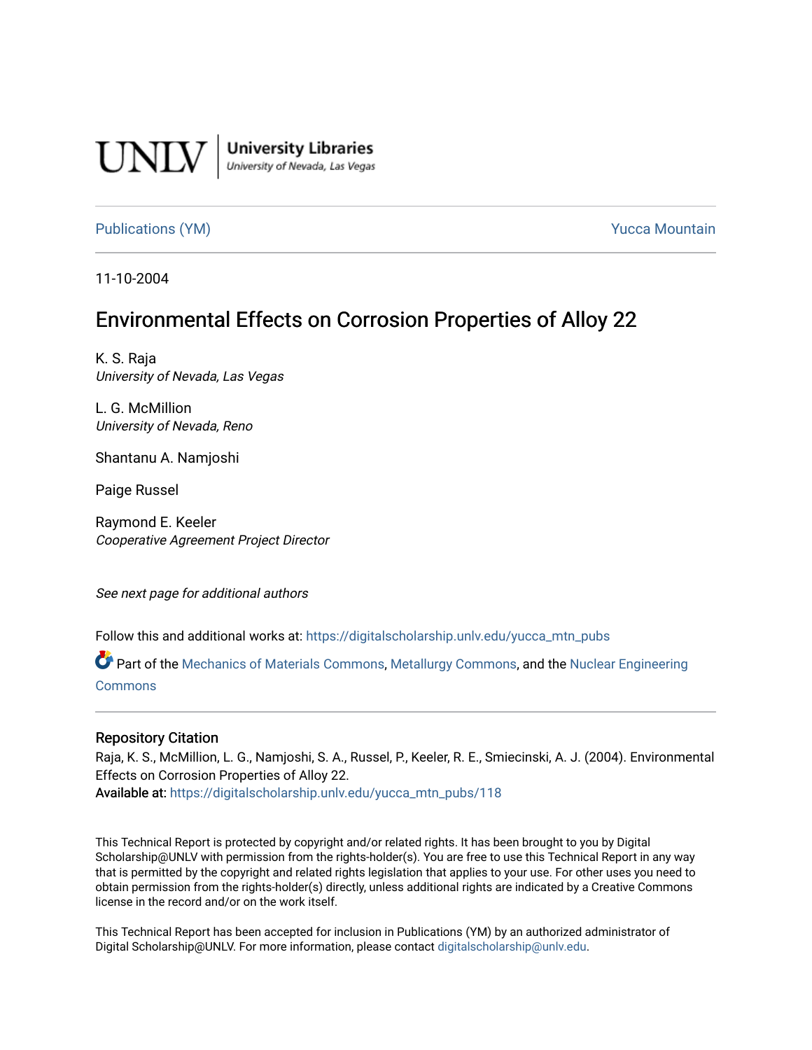UNLV | University Libraries
University of Nevada, Las Vegas

Publications (YM) | Yucca Mountain

11-10-2004

# Environmental Effects on Corrosion Properties of Alloy 22

K. S. Raja
*University of Nevada, Las Vegas*

L. G. McMillion
*University of Nevada, Reno*

Shantanu A. Namjoshi

Paige Russel

Raymond E. Keeler
*Cooperative Agreement Project Director*

*See next page for additional authors*

Follow this and additional works at: https://digitalscholarship.unlv.edu/yucca_mtn_pubs

Part of the Mechanics of Materials Commons, Metallurgy Commons, and the Nuclear Engineering Commons

## Repository Citation

Raja, K. S., McMillion, L. G., Namjoshi, S. A., Russel, P., Keeler, R. E., Smiecinski, A. J. (2004). Environmental Effects on Corrosion Properties of Alloy 22.
**Available at:** https://digitalscholarship.unlv.edu/yucca_mtn_pubs/118

This Technical Report is protected by copyright and/or related rights. It has been brought to you by Digital Scholarship@UNLV with permission from the rights-holder(s). You are free to use this Technical Report in any way that is permitted by the copyright and related rights legislation that applies to your use. For other uses you need to obtain permission from the rights-holder(s) directly, unless additional rights are indicated by a Creative Commons license in the record and/or on the work itself.

This Technical Report has been accepted for inclusion in Publications (YM) by an authorized administrator of Digital Scholarship@UNLV. For more information, please contact digitalscholarship@unlv.edu.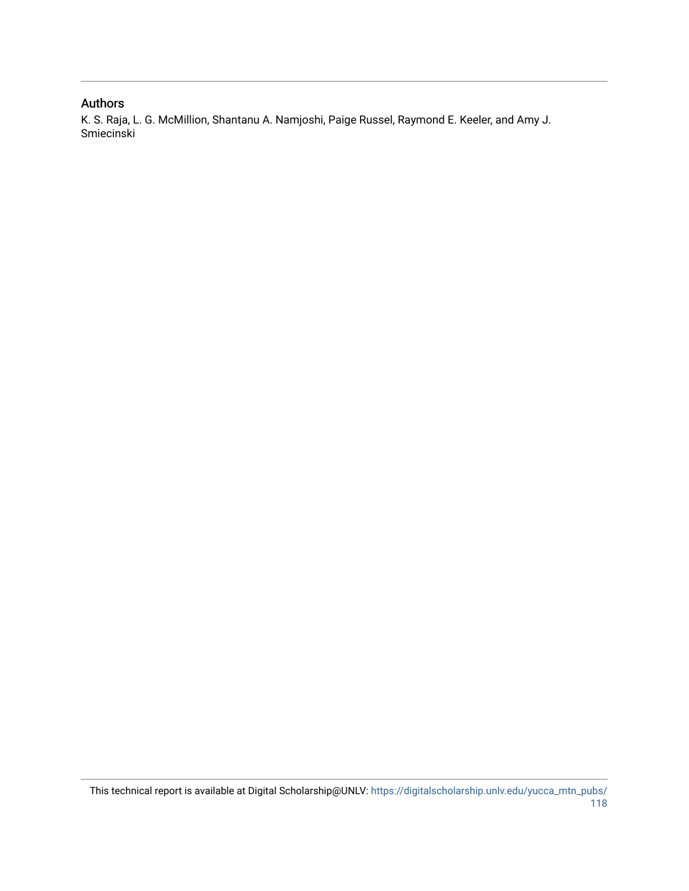## Authors

K. S. Raja, L. G. McMillion, Shantanu A. Namjoshi, Paige Russel, Raymond E. Keeler, and Amy J. Smiecinski

This technical report is available at Digital Scholarship@UNLV: https://digitalscholarship.unlv.edu/yucca_mtn_pubs/118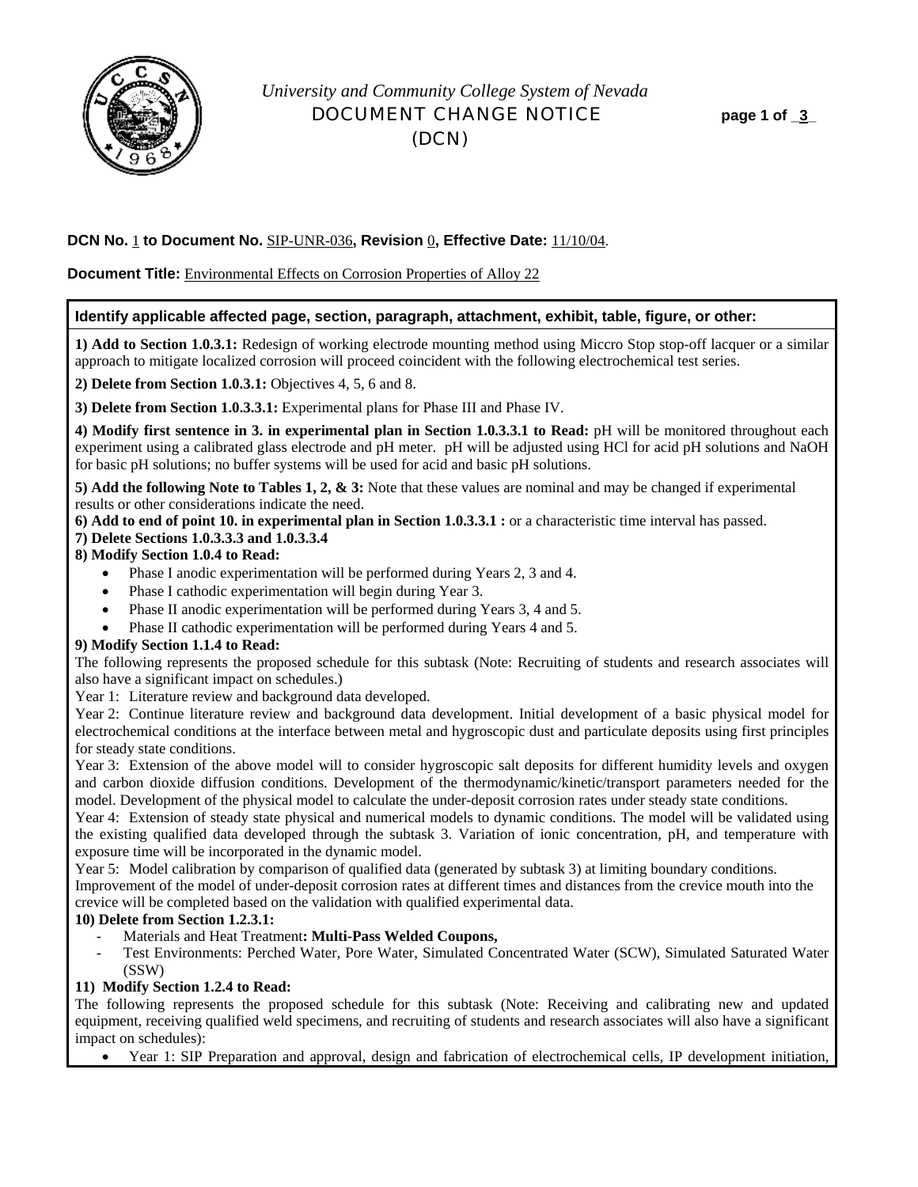*University and Community College System of Nevada*
DOCUMENT CHANGE NOTICE
(DCN)

**DCN No.** 1 **to Document No.** SIP-UNR-036**, Revision** 0**, Effective Date:** 11/10/04.

**Document Title:** Environmental Effects on Corrosion Properties of Alloy 22

**Identify applicable affected page, section, paragraph, attachment, exhibit, table, figure, or other:**

**1) Add to Section 1.0.3.1:** Redesign of working electrode mounting method using Miccro Stop stop-off lacquer or a similar approach to mitigate localized corrosion will proceed coincident with the following electrochemical test series.

**2) Delete from Section 1.0.3.1:** Objectives 4, 5, 6 and 8.

**3) Delete from Section 1.0.3.3.1:** Experimental plans for Phase III and Phase IV.

**4) Modify first sentence in 3. in experimental plan in Section 1.0.3.3.1 to Read:** pH will be monitored throughout each experiment using a calibrated glass electrode and pH meter. pH will be adjusted using HCl for acid pH solutions and NaOH for basic pH solutions; no buffer systems will be used for acid and basic pH solutions.

**5) Add the following Note to Tables 1, 2, & 3:** Note that these values are nominal and may be changed if experimental results or other considerations indicate the need.

**6) Add to end of point 10. in experimental plan in Section 1.0.3.3.1 :** or a characteristic time interval has passed.

**7) Delete Sections 1.0.3.3.3 and 1.0.3.3.4**

**8) Modify Section 1.0.4 to Read:**

- Phase I anodic experimentation will be performed during Years 2, 3 and 4.
- Phase I cathodic experimentation will begin during Year 3.
- Phase II anodic experimentation will be performed during Years 3, 4 and 5.
- Phase II cathodic experimentation will be performed during Years 4 and 5.

**9) Modify Section 1.1.4 to Read:**

The following represents the proposed schedule for this subtask (Note: Recruiting of students and research associates will also have a significant impact on schedules.)

Year 1: Literature review and background data developed.

Year 2: Continue literature review and background data development. Initial development of a basic physical model for electrochemical conditions at the interface between metal and hygroscopic dust and particulate deposits using first principles for steady state conditions.

Year 3: Extension of the above model will to consider hygroscopic salt deposits for different humidity levels and oxygen and carbon dioxide diffusion conditions. Development of the thermodynamic/kinetic/transport parameters needed for the model. Development of the physical model to calculate the under-deposit corrosion rates under steady state conditions.

Year 4: Extension of steady state physical and numerical models to dynamic conditions. The model will be validated using the existing qualified data developed through the subtask 3. Variation of ionic concentration, pH, and temperature with exposure time will be incorporated in the dynamic model.

Year 5: Model calibration by comparison of qualified data (generated by subtask 3) at limiting boundary conditions. Improvement of the model of under-deposit corrosion rates at different times and distances from the crevice mouth into the crevice will be completed based on the validation with qualified experimental data.

**10) Delete from Section 1.2.3.1:**

- Materials and Heat Treatment**: Multi-Pass Welded Coupons,**
- Test Environments: Perched Water, Pore Water, Simulated Concentrated Water (SCW), Simulated Saturated Water (SSW)

**11) Modify Section 1.2.4 to Read:**

The following represents the proposed schedule for this subtask (Note: Receiving and calibrating new and updated equipment, receiving qualified weld specimens, and recruiting of students and research associates will also have a significant impact on schedules):

- Year 1: SIP Preparation and approval, design and fabrication of electrochemical cells, IP development initiation,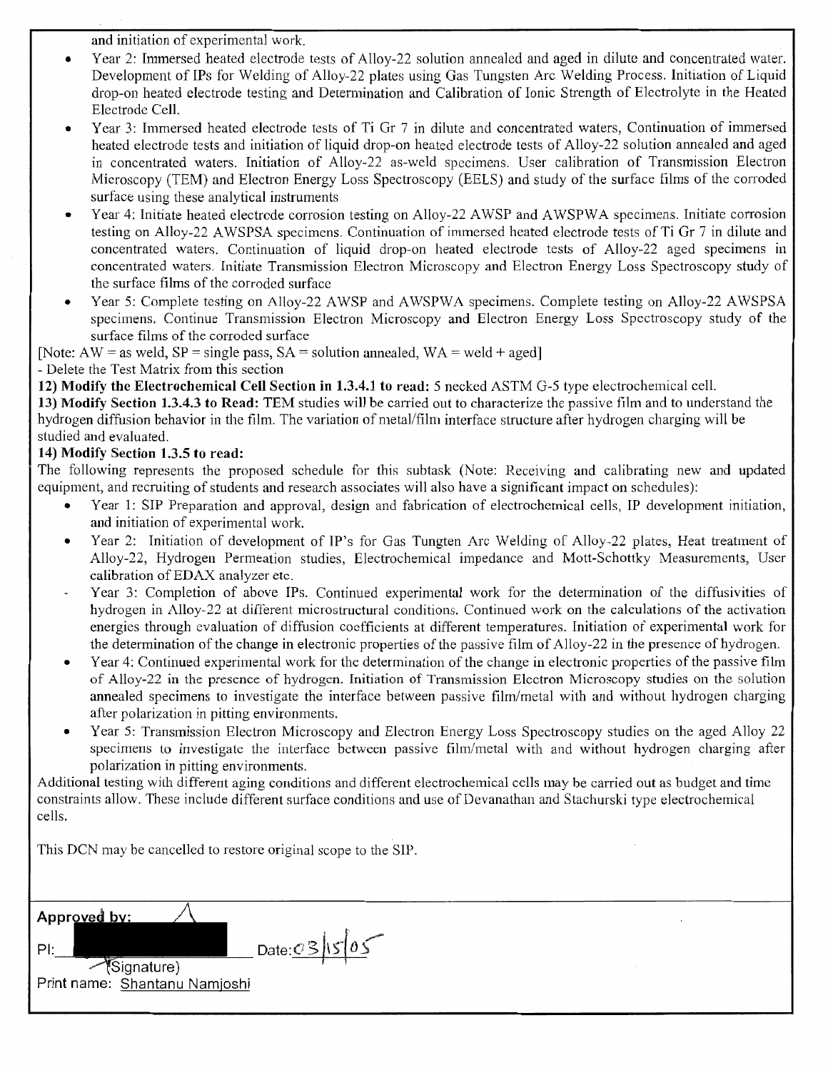and initiation of experimental work.

- Year 2: Immersed heated electrode tests of Alloy-22 solution annealed and aged in dilute and concentrated water. Development of IPs for Welding of Alloy-22 plates using Gas Tungsten Arc Welding Process. Initiation of Liquid drop-on heated electrode testing and Determination and Calibration of Ionic Strength of Electrolyte in the Heated Electrode Cell.
- Year 3: Immersed heated electrode tests of Ti Gr 7 in dilute and concentrated waters, Continuation of immersed heated electrode tests and initiation of liquid drop-on heated electrode tests of Alloy-22 solution annealed and aged in concentrated waters. Initiation of Alloy-22 as-weld specimens. User calibration of Transmission Electron Microscopy (TEM) and Electron Energy Loss Spectroscopy (EELS) and study of the surface films of the corroded surface using these analytical instruments
- Year 4: Initiate heated electrode corrosion testing on Alloy-22 AWSP and AWSPWA specimens. Initiate corrosion testing on Alloy-22 AWSPSA specimens. Continuation of immersed heated electrode tests of Ti Gr 7 in dilute and concentrated waters. Continuation of liquid drop-on heated electrode tests of Alloy-22 aged specimens in concentrated waters. Initiate Transmission Electron Microscopy and Electron Energy Loss Spectroscopy study of the surface films of the corroded surface
- Year 5: Complete testing on Alloy-22 AWSP and AWSPWA specimens. Complete testing on Alloy-22 AWSPSA specimens. Continue Transmission Electron Microscopy and Electron Energy Loss Spectroscopy study of the surface films of the corroded surface

[Note: AW = as weld, SP = single pass, SA = solution annealed, WA = weld + aged]

- Delete the Test Matrix from this section

**12) Modify the Electrochemical Cell Section in 1.3.4.1 to read:** 5 necked ASTM G-5 type electrochemical cell.

**13) Modify Section 1.3.4.3 to Read:** TEM studies will be carried out to characterize the passive film and to understand the hydrogen diffusion behavior in the film. The variation of metal/film interface structure after hydrogen charging will be studied and evaluated.

**14) Modify Section 1.3.5 to read:**

The following represents the proposed schedule for this subtask (Note: Receiving and calibrating new and updated equipment, and recruiting of students and research associates will also have a significant impact on schedules):

- Year 1: SIP Preparation and approval, design and fabrication of electrochemical cells, IP development initiation, and initiation of experimental work.
- Year 2: Initiation of development of IP's for Gas Tungten Arc Welding of Alloy-22 plates, Heat treatment of Alloy-22, Hydrogen Permeation studies, Electrochemical impedance and Mott-Schottky Measurements, User calibration of EDAX analyzer etc.
- Year 3: Completion of above IPs. Continued experimental work for the determination of the diffusivities of hydrogen in Alloy-22 at different microstructural conditions. Continued work on the calculations of the activation energies through evaluation of diffusion coefficients at different temperatures. Initiation of experimental work for the determination of the change in electronic properties of the passive film of Alloy-22 in the presence of hydrogen.
- Year 4: Continued experimental work for the determination of the change in electronic properties of the passive film of Alloy-22 in the presence of hydrogen. Initiation of Transmission Electron Microscopy studies on the solution annealed specimens to investigate the interface between passive film/metal with and without hydrogen charging after polarization in pitting environments.
- Year 5: Transmission Electron Microscopy and Electron Energy Loss Spectroscopy studies on the aged Alloy 22 specimens to investigate the interface between passive film/metal with and without hydrogen charging after polarization in pitting environments.

Additional testing with different aging conditions and different electrochemical cells may be carried out as budget and time constraints allow. These include different surface conditions and use of Devanathan and Stachurski type electrochemical cells.

This DCN may be cancelled to restore original scope to the SIP.

**Approved by:**

PI: ________________ Date: 03/15/05

(Signature)

Print name: Shantanu Namjoshi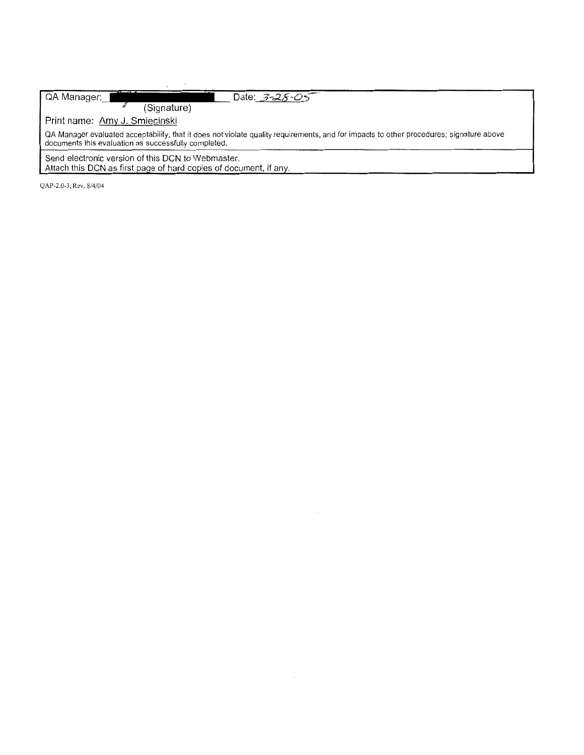| QA Manager: ______________ (Signature) | Date: 3-28-05 |
| --- | --- |
| Print name: Amy J. Smiecinski | |
| QA Manager evaluated acceptability, that it does not violate quality requirements, and for impacts to other procedures; signature above documents this evaluation as successfully completed. | |
| Send electronic version of this DCN to Webmaster. Attach this DCN as first page of hard copies of document, if any. | |

QAP-2.0-3, Rev. 8/4/04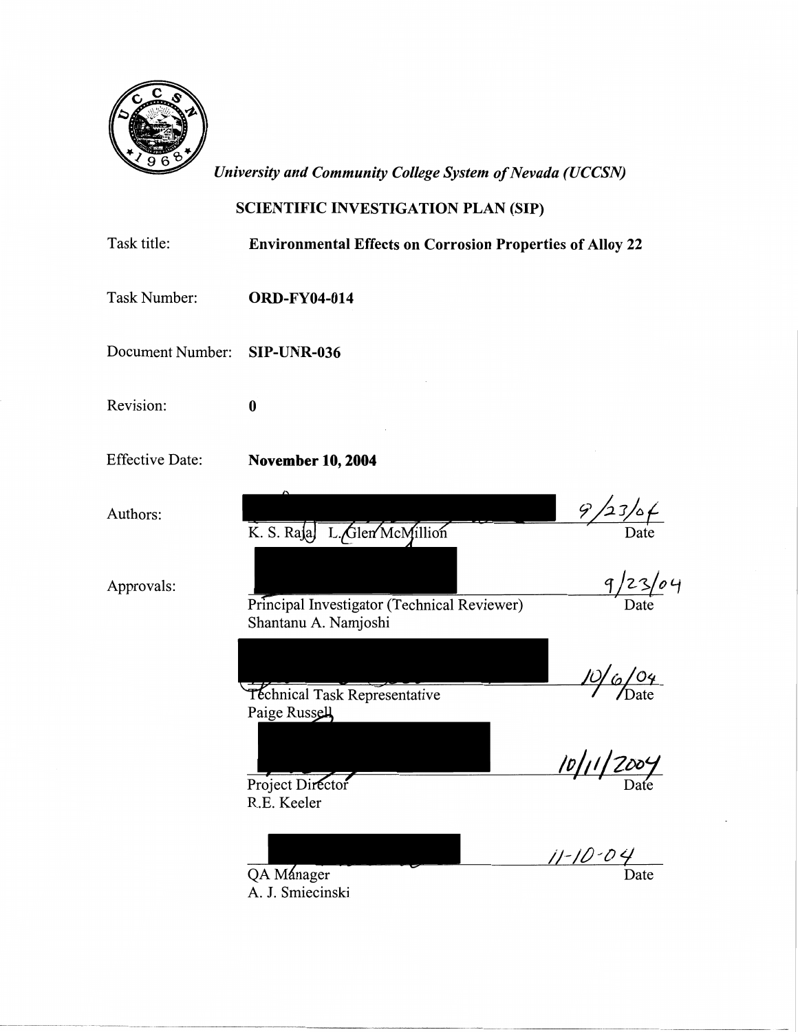*University and Community College System of Nevada (UCCSN)*

## SCIENTIFIC INVESTIGATION PLAN (SIP)

Task title: **Environmental Effects on Corrosion Properties of Alloy 22**

Task Number: **ORD-FY04-014**

Document Number: **SIP-UNR-036**

Revision: **0**

Effective Date: **November 10, 2004**

Authors:

K. S. Raja L. Glen McMillion — 9/23/04 Date

Approvals:

Principal Investigator (Technical Reviewer)
Shantanu A. Namjoshi — 9/23/04 Date

Technical Task Representative
Paige Russell — 10/6/04 Date

Project Director
R.E. Keeler — 10/11/2004 Date

QA Manager
A. J. Smiecinski — 11-10-04 Date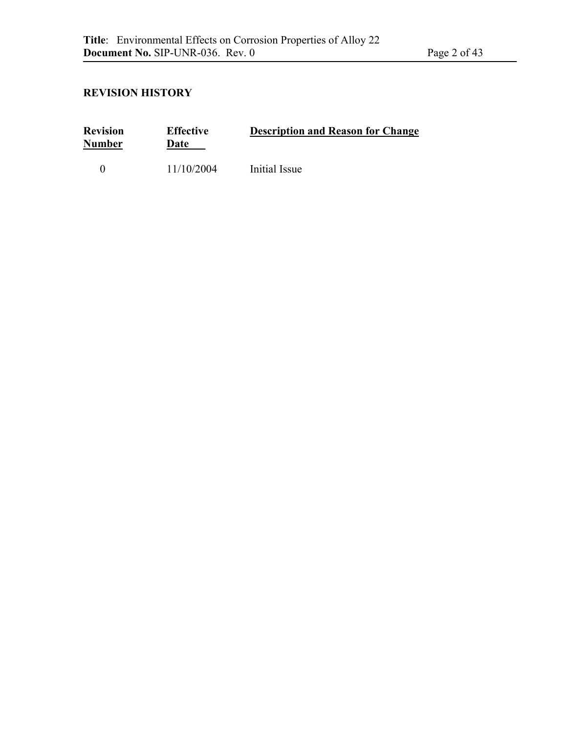## REVISION HISTORY

| Revision Number | Effective Date | Description and Reason for Change |
|---|---|---|
| 0 | 11/10/2004 | Initial Issue |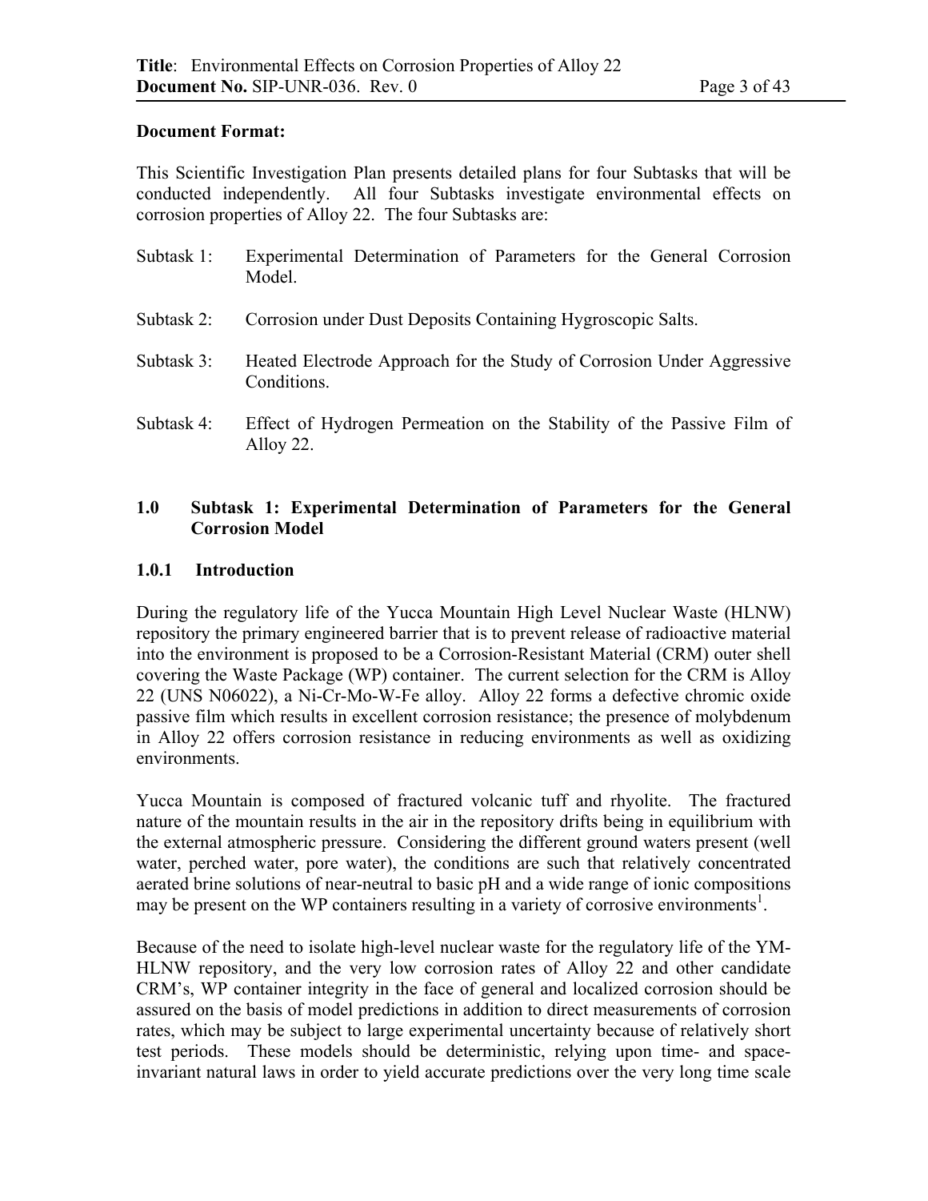**Document Format:**

This Scientific Investigation Plan presents detailed plans for four Subtasks that will be conducted independently. All four Subtasks investigate environmental effects on corrosion properties of Alloy 22. The four Subtasks are:

- Subtask 1: Experimental Determination of Parameters for the General Corrosion Model.
- Subtask 2: Corrosion under Dust Deposits Containing Hygroscopic Salts.
- Subtask 3: Heated Electrode Approach for the Study of Corrosion Under Aggressive Conditions.
- Subtask 4: Effect of Hydrogen Permeation on the Stability of the Passive Film of Alloy 22.

## 1.0 Subtask 1: Experimental Determination of Parameters for the General Corrosion Model

### 1.0.1 Introduction

During the regulatory life of the Yucca Mountain High Level Nuclear Waste (HLNW) repository the primary engineered barrier that is to prevent release of radioactive material into the environment is proposed to be a Corrosion-Resistant Material (CRM) outer shell covering the Waste Package (WP) container. The current selection for the CRM is Alloy 22 (UNS N06022), a Ni-Cr-Mo-W-Fe alloy. Alloy 22 forms a defective chromic oxide passive film which results in excellent corrosion resistance; the presence of molybdenum in Alloy 22 offers corrosion resistance in reducing environments as well as oxidizing environments.

Yucca Mountain is composed of fractured volcanic tuff and rhyolite. The fractured nature of the mountain results in the air in the repository drifts being in equilibrium with the external atmospheric pressure. Considering the different ground waters present (well water, perched water, pore water), the conditions are such that relatively concentrated aerated brine solutions of near-neutral to basic pH and a wide range of ionic compositions may be present on the WP containers resulting in a variety of corrosive environments[1].

Because of the need to isolate high-level nuclear waste for the regulatory life of the YM-HLNW repository, and the very low corrosion rates of Alloy 22 and other candidate CRM's, WP container integrity in the face of general and localized corrosion should be assured on the basis of model predictions in addition to direct measurements of corrosion rates, which may be subject to large experimental uncertainty because of relatively short test periods. These models should be deterministic, relying upon time- and space-invariant natural laws in order to yield accurate predictions over the very long time scale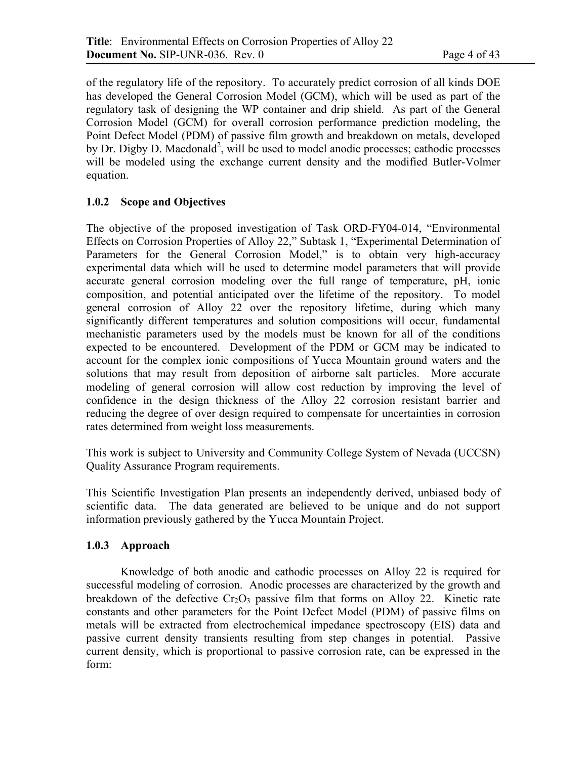of the regulatory life of the repository. To accurately predict corrosion of all kinds DOE has developed the General Corrosion Model (GCM), which will be used as part of the regulatory task of designing the WP container and drip shield. As part of the General Corrosion Model (GCM) for overall corrosion performance prediction modeling, the Point Defect Model (PDM) of passive film growth and breakdown on metals, developed by Dr. Digby D. Macdonald[2], will be used to model anodic processes; cathodic processes will be modeled using the exchange current density and the modified Butler-Volmer equation.

### 1.0.2 Scope and Objectives

The objective of the proposed investigation of Task ORD-FY04-014, "Environmental Effects on Corrosion Properties of Alloy 22," Subtask 1, "Experimental Determination of Parameters for the General Corrosion Model," is to obtain very high-accuracy experimental data which will be used to determine model parameters that will provide accurate general corrosion modeling over the full range of temperature, pH, ionic composition, and potential anticipated over the lifetime of the repository. To model general corrosion of Alloy 22 over the repository lifetime, during which many significantly different temperatures and solution compositions will occur, fundamental mechanistic parameters used by the models must be known for all of the conditions expected to be encountered. Development of the PDM or GCM may be indicated to account for the complex ionic compositions of Yucca Mountain ground waters and the solutions that may result from deposition of airborne salt particles. More accurate modeling of general corrosion will allow cost reduction by improving the level of confidence in the design thickness of the Alloy 22 corrosion resistant barrier and reducing the degree of over design required to compensate for uncertainties in corrosion rates determined from weight loss measurements.

This work is subject to University and Community College System of Nevada (UCCSN) Quality Assurance Program requirements.

This Scientific Investigation Plan presents an independently derived, unbiased body of scientific data. The data generated are believed to be unique and do not support information previously gathered by the Yucca Mountain Project.

### 1.0.3 Approach

Knowledge of both anodic and cathodic processes on Alloy 22 is required for successful modeling of corrosion. Anodic processes are characterized by the growth and breakdown of the defective $Cr_2O_3$ passive film that forms on Alloy 22. Kinetic rate constants and other parameters for the Point Defect Model (PDM) of passive films on metals will be extracted from electrochemical impedance spectroscopy (EIS) data and passive current density transients resulting from step changes in potential. Passive current density, which is proportional to passive corrosion rate, can be expressed in the form: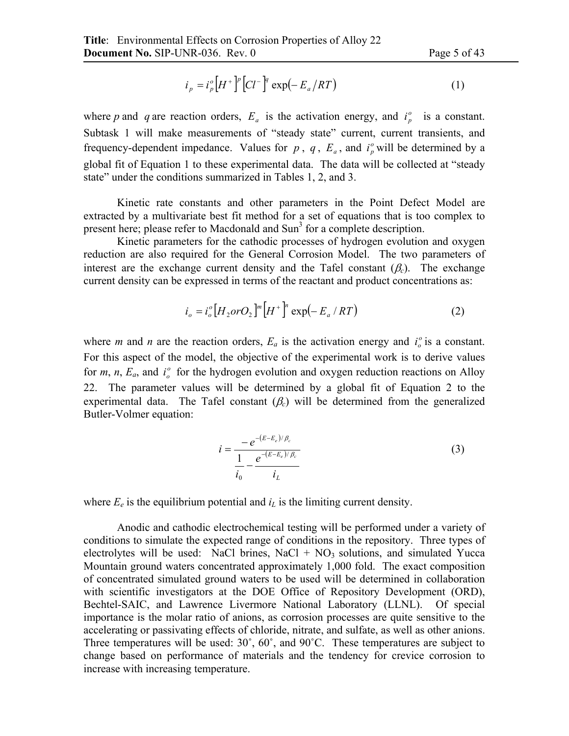$$i_p = i_p^o \left[H^+\right]^p \left[Cl^-\right]^q \exp\left(-E_a/RT\right) \tag{1}$$

where $p$ and $q$ are reaction orders, $E_a$ is the activation energy, and $i_p^o$ is a constant. Subtask 1 will make measurements of "steady state" current, current transients, and frequency-dependent impedance. Values for $p$, $q$, $E_a$, and $i_p^o$ will be determined by a global fit of Equation 1 to these experimental data. The data will be collected at "steady state" under the conditions summarized in Tables 1, 2, and 3.

Kinetic rate constants and other parameters in the Point Defect Model are extracted by a multivariate best fit method for a set of equations that is too complex to present here; please refer to Macdonald and Sun[3] for a complete description.

Kinetic parameters for the cathodic processes of hydrogen evolution and oxygen reduction are also required for the General Corrosion Model. The two parameters of interest are the exchange current density and the Tafel constant ($\beta_c$). The exchange current density can be expressed in terms of the reactant and product concentrations as:

$$i_o = i_o^o \left[H_2 or O_2\right]^m \left[H^+\right]^n \exp\left(-E_a/RT\right) \tag{2}$$

where $m$ and $n$ are the reaction orders, $E_a$ is the activation energy and $i_o^o$ is a constant. For this aspect of the model, the objective of the experimental work is to derive values for $m$, $n$, $E_a$, and $i_o^o$ for the hydrogen evolution and oxygen reduction reactions on Alloy 22. The parameter values will be determined by a global fit of Equation 2 to the experimental data. The Tafel constant ($\beta_c$) will be determined from the generalized Butler-Volmer equation:

$$i = \frac{-e^{-(E-E_e)/\beta_c}}{\dfrac{1}{i_0} - \dfrac{e^{-(E-E_e)/\beta_c}}{i_L}} \tag{3}$$

where $E_e$ is the equilibrium potential and $i_L$ is the limiting current density.

Anodic and cathodic electrochemical testing will be performed under a variety of conditions to simulate the expected range of conditions in the repository. Three types of electrolytes will be used: NaCl brines, NaCl + $NO_3$ solutions, and simulated Yucca Mountain ground waters concentrated approximately 1,000 fold. The exact composition of concentrated simulated ground waters to be used will be determined in collaboration with scientific investigators at the DOE Office of Repository Development (ORD), Bechtel-SAIC, and Lawrence Livermore National Laboratory (LLNL). Of special importance is the molar ratio of anions, as corrosion processes are quite sensitive to the accelerating or passivating effects of chloride, nitrate, and sulfate, as well as other anions. Three temperatures will be used: 30˚, 60˚, and 90˚C. These temperatures are subject to change based on performance of materials and the tendency for crevice corrosion to increase with increasing temperature.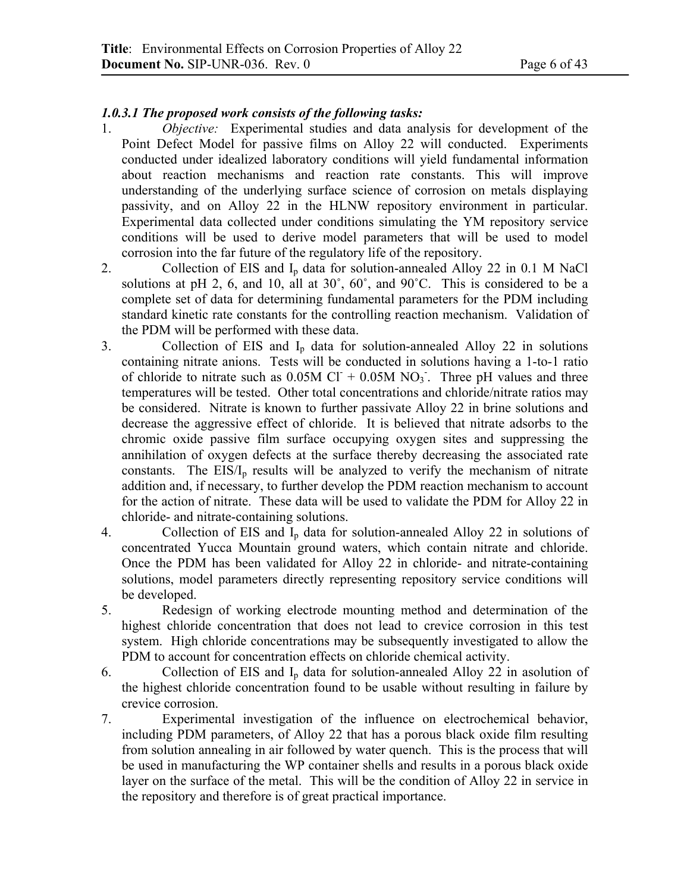#### *1.0.3.1 The proposed work consists of the following tasks:*

1. *Objective:* Experimental studies and data analysis for development of the Point Defect Model for passive films on Alloy 22 will conducted. Experiments conducted under idealized laboratory conditions will yield fundamental information about reaction mechanisms and reaction rate constants. This will improve understanding of the underlying surface science of corrosion on metals displaying passivity, and on Alloy 22 in the HLNW repository environment in particular. Experimental data collected under conditions simulating the YM repository service conditions will be used to derive model parameters that will be used to model corrosion into the far future of the regulatory life of the repository.
2. Collection of EIS and $I_p$ data for solution-annealed Alloy 22 in 0.1 M NaCl solutions at pH 2, 6, and 10, all at 30˚, 60˚, and 90˚C. This is considered to be a complete set of data for determining fundamental parameters for the PDM including standard kinetic rate constants for the controlling reaction mechanism. Validation of the PDM will be performed with these data.
3. Collection of EIS and $I_p$ data for solution-annealed Alloy 22 in solutions containing nitrate anions. Tests will be conducted in solutions having a 1-to-1 ratio of chloride to nitrate such as 0.05M $Cl^-$ + 0.05M $NO_3^-$. Three pH values and three temperatures will be tested. Other total concentrations and chloride/nitrate ratios may be considered. Nitrate is known to further passivate Alloy 22 in brine solutions and decrease the aggressive effect of chloride. It is believed that nitrate adsorbs to the chromic oxide passive film surface occupying oxygen sites and suppressing the annihilation of oxygen defects at the surface thereby decreasing the associated rate constants. The EIS/$I_p$ results will be analyzed to verify the mechanism of nitrate addition and, if necessary, to further develop the PDM reaction mechanism to account for the action of nitrate. These data will be used to validate the PDM for Alloy 22 in chloride- and nitrate-containing solutions.
4. Collection of EIS and $I_p$ data for solution-annealed Alloy 22 in solutions of concentrated Yucca Mountain ground waters, which contain nitrate and chloride. Once the PDM has been validated for Alloy 22 in chloride- and nitrate-containing solutions, model parameters directly representing repository service conditions will be developed.
5. Redesign of working electrode mounting method and determination of the highest chloride concentration that does not lead to crevice corrosion in this test system. High chloride concentrations may be subsequently investigated to allow the PDM to account for concentration effects on chloride chemical activity.
6. Collection of EIS and $I_p$ data for solution-annealed Alloy 22 in asolution of the highest chloride concentration found to be usable without resulting in failure by crevice corrosion.
7. Experimental investigation of the influence on electrochemical behavior, including PDM parameters, of Alloy 22 that has a porous black oxide film resulting from solution annealing in air followed by water quench. This is the process that will be used in manufacturing the WP container shells and results in a porous black oxide layer on the surface of the metal. This will be the condition of Alloy 22 in service in the repository and therefore is of great practical importance.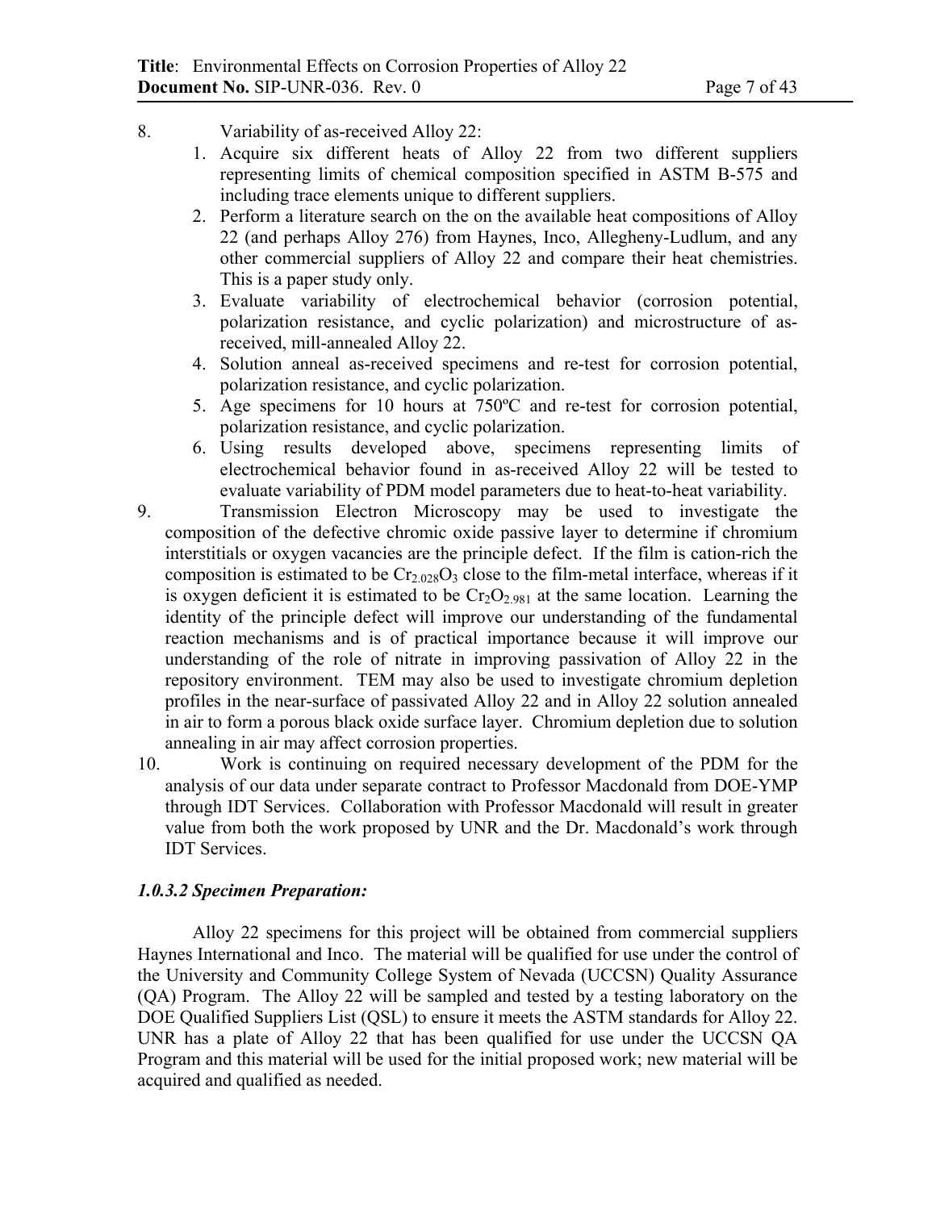8. Variability of as-received Alloy 22:
    1. Acquire six different heats of Alloy 22 from two different suppliers representing limits of chemical composition specified in ASTM B-575 and including trace elements unique to different suppliers.
    2. Perform a literature search on the on the available heat compositions of Alloy 22 (and perhaps Alloy 276) from Haynes, Inco, Allegheny-Ludlum, and any other commercial suppliers of Alloy 22 and compare their heat chemistries. This is a paper study only.
    3. Evaluate variability of electrochemical behavior (corrosion potential, polarization resistance, and cyclic polarization) and microstructure of as-received, mill-annealed Alloy 22.
    4. Solution anneal as-received specimens and re-test for corrosion potential, polarization resistance, and cyclic polarization.
    5. Age specimens for 10 hours at 750ºC and re-test for corrosion potential, polarization resistance, and cyclic polarization.
    6. Using results developed above, specimens representing limits of electrochemical behavior found in as-received Alloy 22 will be tested to evaluate variability of PDM model parameters due to heat-to-heat variability.
9. Transmission Electron Microscopy may be used to investigate the composition of the defective chromic oxide passive layer to determine if chromium interstitials or oxygen vacancies are the principle defect. If the film is cation-rich the composition is estimated to be $Cr_{2.028}O_3$ close to the film-metal interface, whereas if it is oxygen deficient it is estimated to be $Cr_2O_{2.981}$ at the same location. Learning the identity of the principle defect will improve our understanding of the fundamental reaction mechanisms and is of practical importance because it will improve our understanding of the role of nitrate in improving passivation of Alloy 22 in the repository environment. TEM may also be used to investigate chromium depletion profiles in the near-surface of passivated Alloy 22 and in Alloy 22 solution annealed in air to form a porous black oxide surface layer. Chromium depletion due to solution annealing in air may affect corrosion properties.
10. Work is continuing on required necessary development of the PDM for the analysis of our data under separate contract to Professor Macdonald from DOE-YMP through IDT Services. Collaboration with Professor Macdonald will result in greater value from both the work proposed by UNR and the Dr. Macdonald's work through IDT Services.

#### *1.0.3.2 Specimen Preparation:*

Alloy 22 specimens for this project will be obtained from commercial suppliers Haynes International and Inco. The material will be qualified for use under the control of the University and Community College System of Nevada (UCCSN) Quality Assurance (QA) Program. The Alloy 22 will be sampled and tested by a testing laboratory on the DOE Qualified Suppliers List (QSL) to ensure it meets the ASTM standards for Alloy 22. UNR has a plate of Alloy 22 that has been qualified for use under the UCCSN QA Program and this material will be used for the initial proposed work; new material will be acquired and qualified as needed.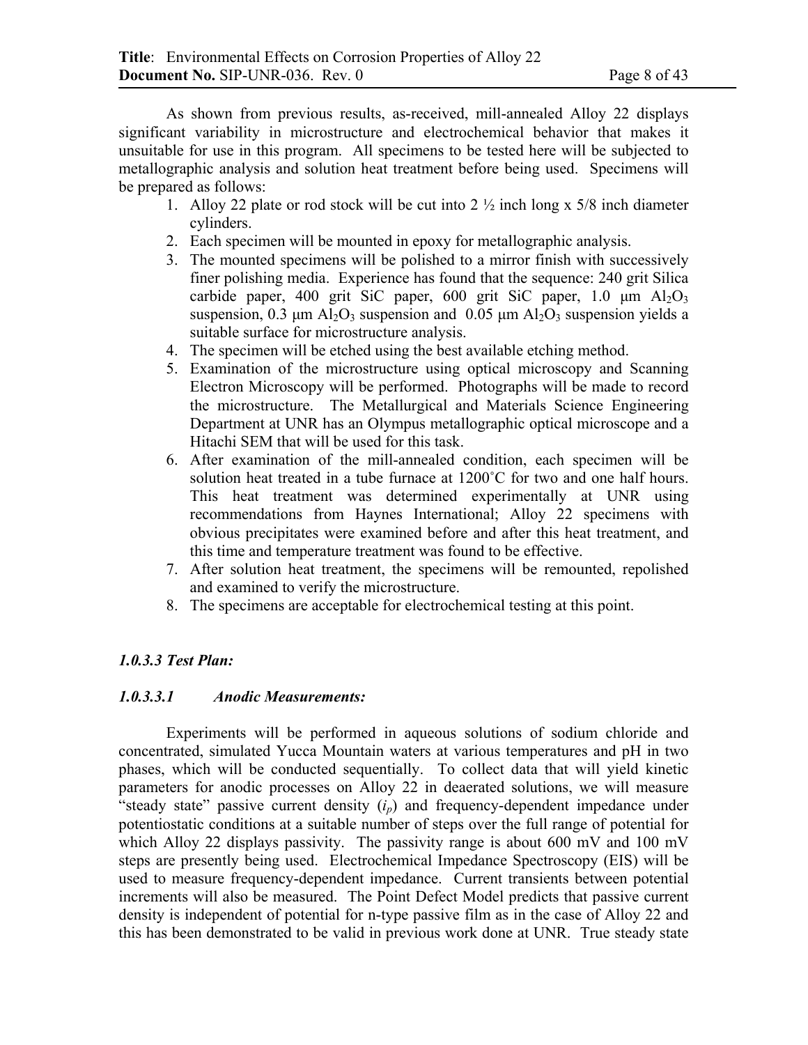As shown from previous results, as-received, mill-annealed Alloy 22 displays significant variability in microstructure and electrochemical behavior that makes it unsuitable for use in this program. All specimens to be tested here will be subjected to metallographic analysis and solution heat treatment before being used. Specimens will be prepared as follows:

1. Alloy 22 plate or rod stock will be cut into 2 ½ inch long x 5/8 inch diameter cylinders.
2. Each specimen will be mounted in epoxy for metallographic analysis.
3. The mounted specimens will be polished to a mirror finish with successively finer polishing media. Experience has found that the sequence: 240 grit Silica carbide paper, 400 grit SiC paper, 600 grit SiC paper, 1.0 μm $Al_2O_3$ suspension, 0.3 μm $Al_2O_3$ suspension and 0.05 μm $Al_2O_3$ suspension yields a suitable surface for microstructure analysis.
4. The specimen will be etched using the best available etching method.
5. Examination of the microstructure using optical microscopy and Scanning Electron Microscopy will be performed. Photographs will be made to record the microstructure. The Metallurgical and Materials Science Engineering Department at UNR has an Olympus metallographic optical microscope and a Hitachi SEM that will be used for this task.
6. After examination of the mill-annealed condition, each specimen will be solution heat treated in a tube furnace at 1200˚C for two and one half hours. This heat treatment was determined experimentally at UNR using recommendations from Haynes International; Alloy 22 specimens with obvious precipitates were examined before and after this heat treatment, and this time and temperature treatment was found to be effective.
7. After solution heat treatment, the specimens will be remounted, repolished and examined to verify the microstructure.
8. The specimens are acceptable for electrochemical testing at this point.

### *1.0.3.3 Test Plan:*

#### *1.0.3.3.1 Anodic Measurements:*

Experiments will be performed in aqueous solutions of sodium chloride and concentrated, simulated Yucca Mountain waters at various temperatures and pH in two phases, which will be conducted sequentially. To collect data that will yield kinetic parameters for anodic processes on Alloy 22 in deaerated solutions, we will measure "steady state" passive current density ($i_p$) and frequency-dependent impedance under potentiostatic conditions at a suitable number of steps over the full range of potential for which Alloy 22 displays passivity. The passivity range is about 600 mV and 100 mV steps are presently being used. Electrochemical Impedance Spectroscopy (EIS) will be used to measure frequency-dependent impedance. Current transients between potential increments will also be measured. The Point Defect Model predicts that passive current density is independent of potential for n-type passive film as in the case of Alloy 22 and this has been demonstrated to be valid in previous work done at UNR. True steady state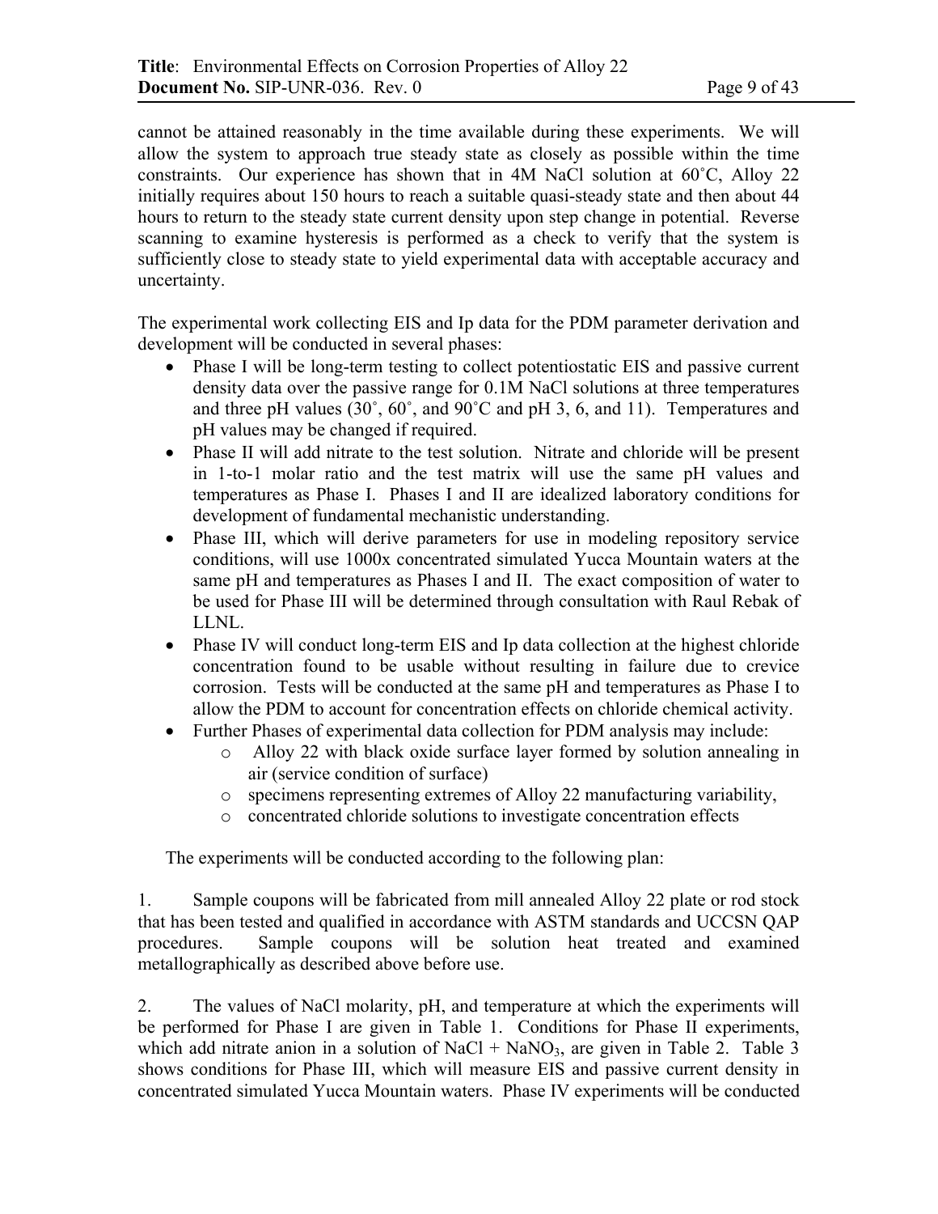cannot be attained reasonably in the time available during these experiments. We will allow the system to approach true steady state as closely as possible within the time constraints. Our experience has shown that in 4M NaCl solution at 60˚C, Alloy 22 initially requires about 150 hours to reach a suitable quasi-steady state and then about 44 hours to return to the steady state current density upon step change in potential. Reverse scanning to examine hysteresis is performed as a check to verify that the system is sufficiently close to steady state to yield experimental data with acceptable accuracy and uncertainty.

The experimental work collecting EIS and Ip data for the PDM parameter derivation and development will be conducted in several phases:

- Phase I will be long-term testing to collect potentiostatic EIS and passive current density data over the passive range for 0.1M NaCl solutions at three temperatures and three pH values (30˚, 60˚, and 90˚C and pH 3, 6, and 11). Temperatures and pH values may be changed if required.
- Phase II will add nitrate to the test solution. Nitrate and chloride will be present in 1-to-1 molar ratio and the test matrix will use the same pH values and temperatures as Phase I. Phases I and II are idealized laboratory conditions for development of fundamental mechanistic understanding.
- Phase III, which will derive parameters for use in modeling repository service conditions, will use 1000x concentrated simulated Yucca Mountain waters at the same pH and temperatures as Phases I and II. The exact composition of water to be used for Phase III will be determined through consultation with Raul Rebak of LLNL.
- Phase IV will conduct long-term EIS and Ip data collection at the highest chloride concentration found to be usable without resulting in failure due to crevice corrosion. Tests will be conducted at the same pH and temperatures as Phase I to allow the PDM to account for concentration effects on chloride chemical activity.
- Further Phases of experimental data collection for PDM analysis may include:
  - Alloy 22 with black oxide surface layer formed by solution annealing in air (service condition of surface)
  - specimens representing extremes of Alloy 22 manufacturing variability,
  - concentrated chloride solutions to investigate concentration effects

The experiments will be conducted according to the following plan:

1. Sample coupons will be fabricated from mill annealed Alloy 22 plate or rod stock that has been tested and qualified in accordance with ASTM standards and UCCSN QAP procedures. Sample coupons will be solution heat treated and examined metallographically as described above before use.

2. The values of NaCl molarity, pH, and temperature at which the experiments will be performed for Phase I are given in Table 1. Conditions for Phase II experiments, which add nitrate anion in a solution of NaCl + $NaNO_3$, are given in Table 2. Table 3 shows conditions for Phase III, which will measure EIS and passive current density in concentrated simulated Yucca Mountain waters. Phase IV experiments will be conducted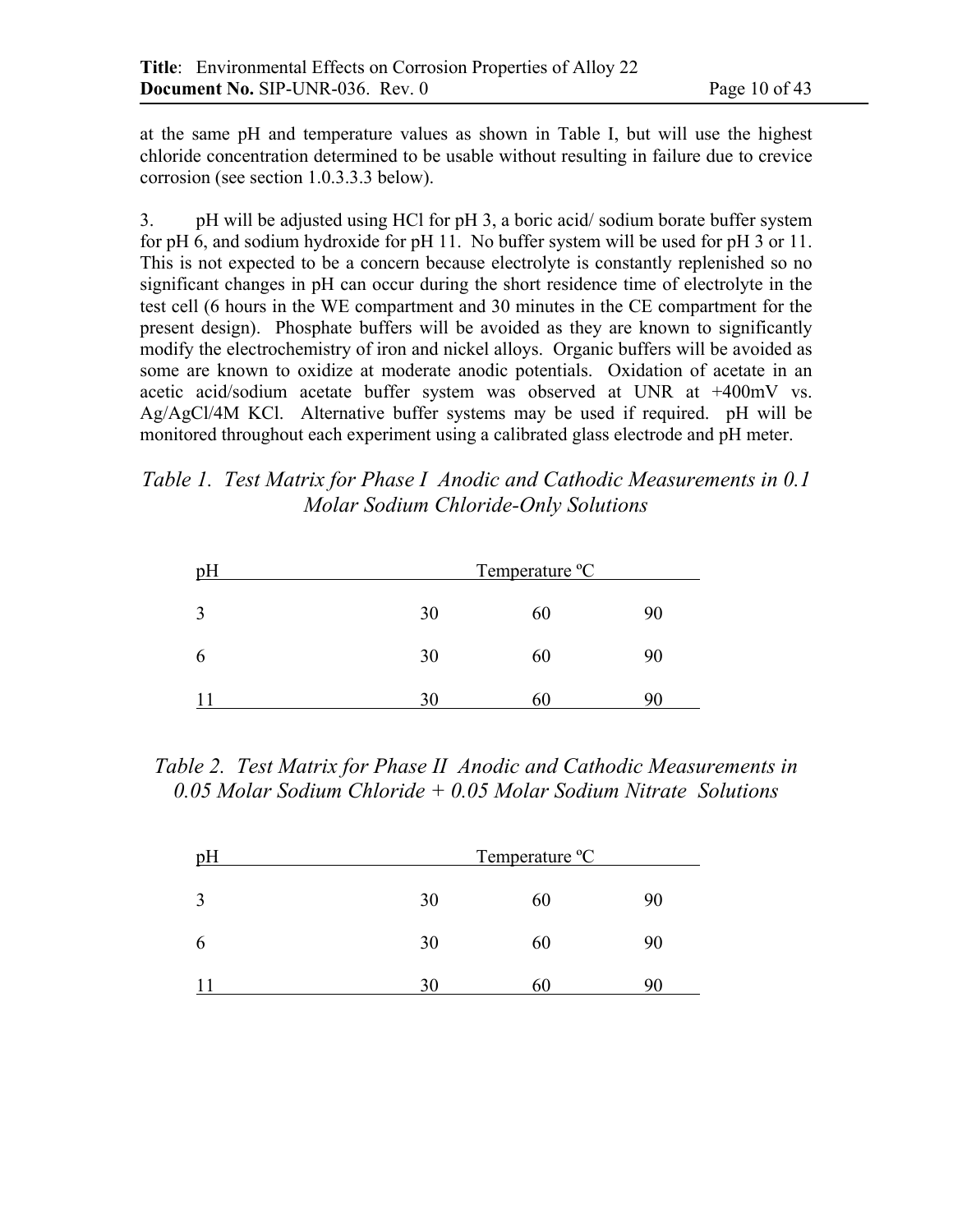at the same pH and temperature values as shown in Table I, but will use the highest chloride concentration determined to be usable without resulting in failure due to crevice corrosion (see section 1.0.3.3.3 below).

3. pH will be adjusted using HCl for pH 3, a boric acid/ sodium borate buffer system for pH 6, and sodium hydroxide for pH 11. No buffer system will be used for pH 3 or 11. This is not expected to be a concern because electrolyte is constantly replenished so no significant changes in pH can occur during the short residence time of electrolyte in the test cell (6 hours in the WE compartment and 30 minutes in the CE compartment for the present design). Phosphate buffers will be avoided as they are known to significantly modify the electrochemistry of iron and nickel alloys. Organic buffers will be avoided as some are known to oxidize at moderate anodic potentials. Oxidation of acetate in an acetic acid/sodium acetate buffer system was observed at UNR at +400mV vs. Ag/AgCl/4M KCl. Alternative buffer systems may be used if required. pH will be monitored throughout each experiment using a calibrated glass electrode and pH meter.

*Table 1. Test Matrix for Phase I Anodic and Cathodic Measurements in 0.1 Molar Sodium Chloride-Only Solutions*

| pH | Temperature ºC | | |
|---|---|---|---|
| 3 | 30 | 60 | 90 |
| 6 | 30 | 60 | 90 |
| 11 | 30 | 60 | 90 |

*Table 2. Test Matrix for Phase II Anodic and Cathodic Measurements in 0.05 Molar Sodium Chloride + 0.05 Molar Sodium Nitrate Solutions*

| pH | Temperature ºC | | |
|---|---|---|---|
| 3 | 30 | 60 | 90 |
| 6 | 30 | 60 | 90 |
| 11 | 30 | 60 | 90 |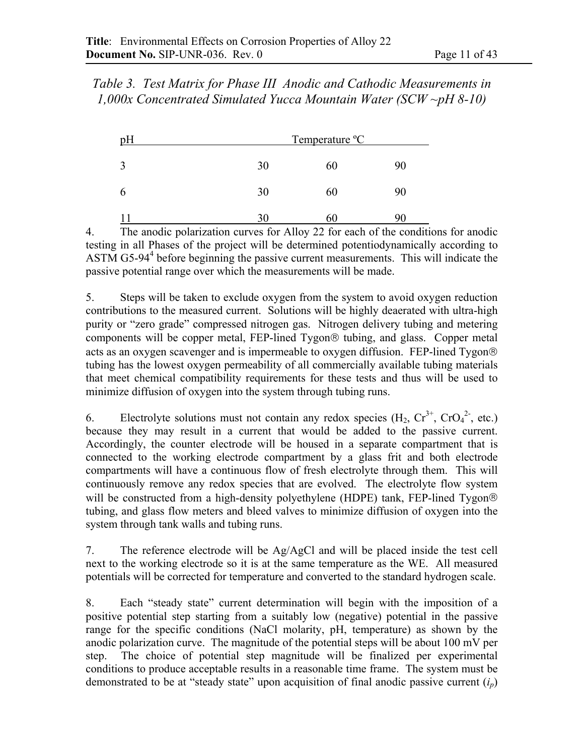*Table 3. Test Matrix for Phase III Anodic and Cathodic Measurements in 1,000x Concentrated Simulated Yucca Mountain Water (SCW ~pH 8-10)*

| pH | Temperature ºC | | |
|---|---|---|---|
| 3 | 30 | 60 | 90 |
| 6 | 30 | 60 | 90 |
| 11 | 30 | 60 | 90 |

4. The anodic polarization curves for Alloy 22 for each of the conditions for anodic testing in all Phases of the project will be determined potentiodynamically according to ASTM G5-94[4] before beginning the passive current measurements. This will indicate the passive potential range over which the measurements will be made.

5. Steps will be taken to exclude oxygen from the system to avoid oxygen reduction contributions to the measured current. Solutions will be highly deaerated with ultra-high purity or "zero grade" compressed nitrogen gas. Nitrogen delivery tubing and metering components will be copper metal, FEP-lined Tygon® tubing, and glass. Copper metal acts as an oxygen scavenger and is impermeable to oxygen diffusion. FEP-lined Tygon® tubing has the lowest oxygen permeability of all commercially available tubing materials that meet chemical compatibility requirements for these tests and thus will be used to minimize diffusion of oxygen into the system through tubing runs.

6. Electrolyte solutions must not contain any redox species ($H_2$, $Cr^{3+}$, $CrO_4^{2-}$, etc.) because they may result in a current that would be added to the passive current. Accordingly, the counter electrode will be housed in a separate compartment that is connected to the working electrode compartment by a glass frit and both electrode compartments will have a continuous flow of fresh electrolyte through them. This will continuously remove any redox species that are evolved. The electrolyte flow system will be constructed from a high-density polyethylene (HDPE) tank, FEP-lined Tygon® tubing, and glass flow meters and bleed valves to minimize diffusion of oxygen into the system through tank walls and tubing runs.

7. The reference electrode will be Ag/AgCl and will be placed inside the test cell next to the working electrode so it is at the same temperature as the WE. All measured potentials will be corrected for temperature and converted to the standard hydrogen scale.

8. Each "steady state" current determination will begin with the imposition of a positive potential step starting from a suitably low (negative) potential in the passive range for the specific conditions (NaCl molarity, pH, temperature) as shown by the anodic polarization curve. The magnitude of the potential steps will be about 100 mV per step. The choice of potential step magnitude will be finalized per experimental conditions to produce acceptable results in a reasonable time frame. The system must be demonstrated to be at "steady state" upon acquisition of final anodic passive current ($i_p$)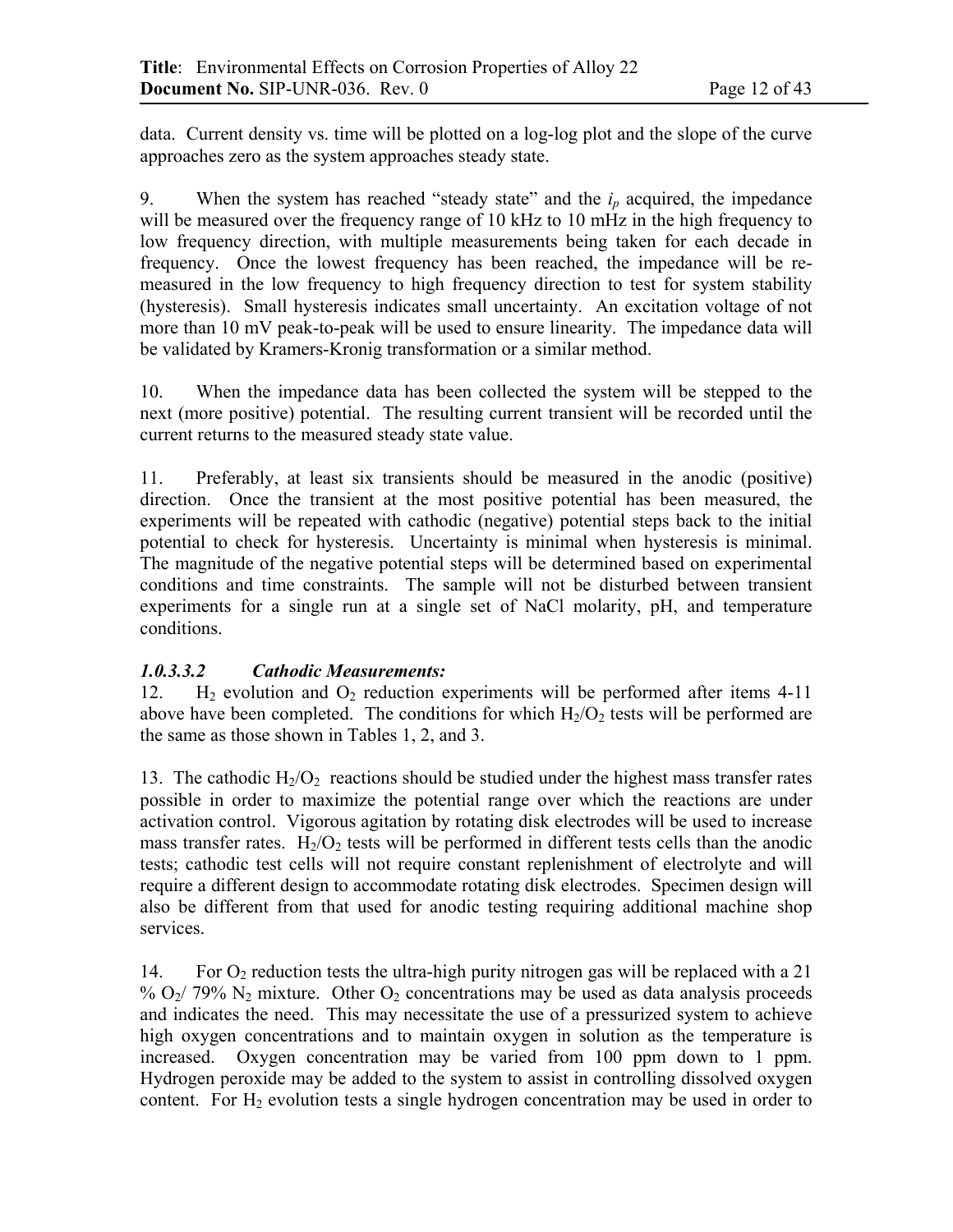data. Current density vs. time will be plotted on a log-log plot and the slope of the curve approaches zero as the system approaches steady state.

9. When the system has reached "steady state" and the $i_p$ acquired, the impedance will be measured over the frequency range of 10 kHz to 10 mHz in the high frequency to low frequency direction, with multiple measurements being taken for each decade in frequency. Once the lowest frequency has been reached, the impedance will be re-measured in the low frequency to high frequency direction to test for system stability (hysteresis). Small hysteresis indicates small uncertainty. An excitation voltage of not more than 10 mV peak-to-peak will be used to ensure linearity. The impedance data will be validated by Kramers-Kronig transformation or a similar method.

10. When the impedance data has been collected the system will be stepped to the next (more positive) potential. The resulting current transient will be recorded until the current returns to the measured steady state value.

11. Preferably, at least six transients should be measured in the anodic (positive) direction. Once the transient at the most positive potential has been measured, the experiments will be repeated with cathodic (negative) potential steps back to the initial potential to check for hysteresis. Uncertainty is minimal when hysteresis is minimal. The magnitude of the negative potential steps will be determined based on experimental conditions and time constraints. The sample will not be disturbed between transient experiments for a single run at a single set of NaCl molarity, pH, and temperature conditions.

#### *1.0.3.3.2 Cathodic Measurements:*

12. $H_2$ evolution and $O_2$ reduction experiments will be performed after items 4-11 above have been completed. The conditions for which $H_2/O_2$ tests will be performed are the same as those shown in Tables 1, 2, and 3.

13. The cathodic $H_2/O_2$ reactions should be studied under the highest mass transfer rates possible in order to maximize the potential range over which the reactions are under activation control. Vigorous agitation by rotating disk electrodes will be used to increase mass transfer rates. $H_2/O_2$ tests will be performed in different tests cells than the anodic tests; cathodic test cells will not require constant replenishment of electrolyte and will require a different design to accommodate rotating disk electrodes. Specimen design will also be different from that used for anodic testing requiring additional machine shop services.

14. For $O_2$ reduction tests the ultra-high purity nitrogen gas will be replaced with a 21 % $O_2$/ 79% $N_2$ mixture. Other $O_2$ concentrations may be used as data analysis proceeds and indicates the need. This may necessitate the use of a pressurized system to achieve high oxygen concentrations and to maintain oxygen in solution as the temperature is increased. Oxygen concentration may be varied from 100 ppm down to 1 ppm. Hydrogen peroxide may be added to the system to assist in controlling dissolved oxygen content. For $H_2$ evolution tests a single hydrogen concentration may be used in order to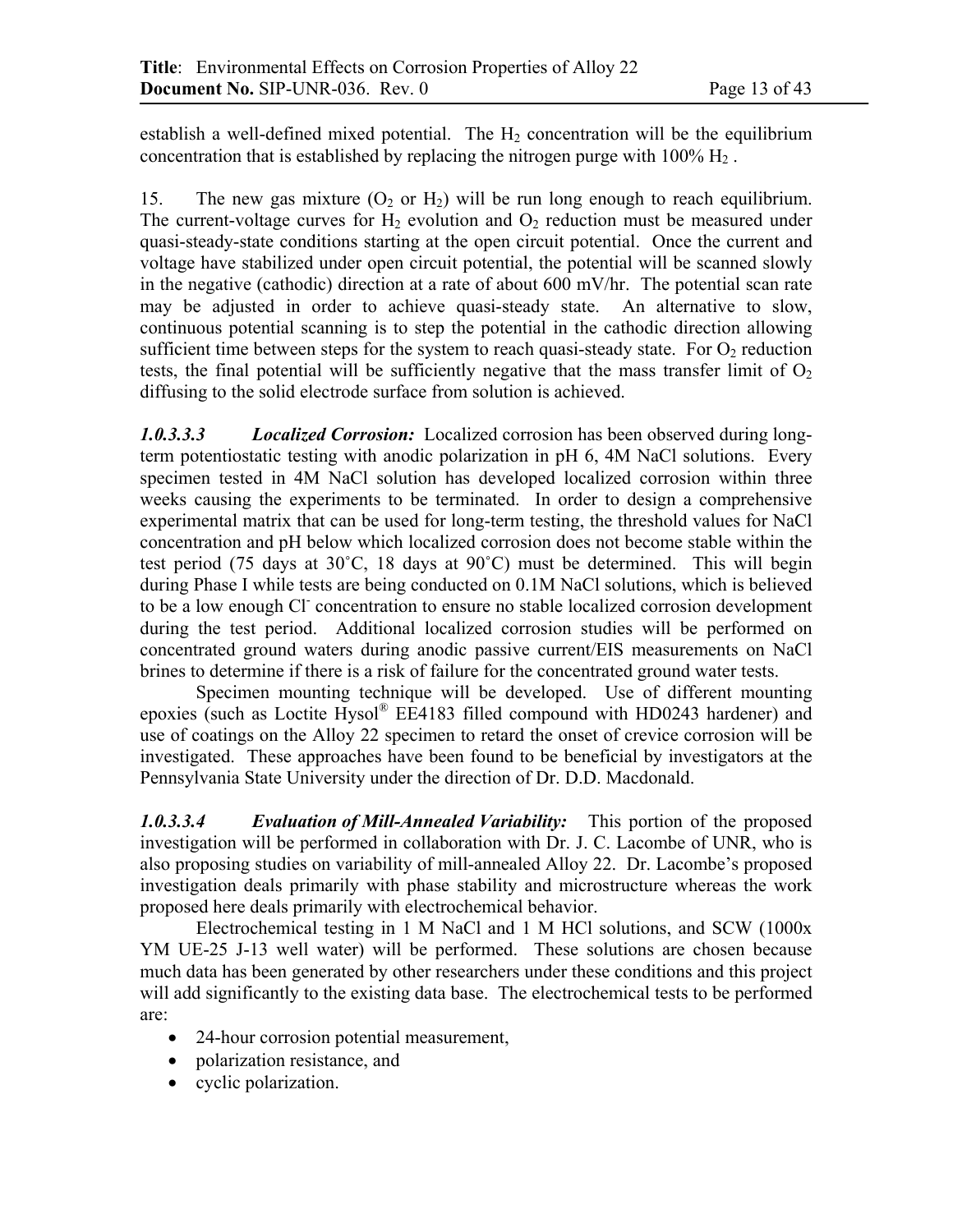establish a well-defined mixed potential. The $H_2$ concentration will be the equilibrium concentration that is established by replacing the nitrogen purge with 100% $H_2$ .

15. The new gas mixture ($O_2$ or $H_2$) will be run long enough to reach equilibrium. The current-voltage curves for $H_2$ evolution and $O_2$ reduction must be measured under quasi-steady-state conditions starting at the open circuit potential. Once the current and voltage have stabilized under open circuit potential, the potential will be scanned slowly in the negative (cathodic) direction at a rate of about 600 mV/hr. The potential scan rate may be adjusted in order to achieve quasi-steady state. An alternative to slow, continuous potential scanning is to step the potential in the cathodic direction allowing sufficient time between steps for the system to reach quasi-steady state. For $O_2$ reduction tests, the final potential will be sufficiently negative that the mass transfer limit of $O_2$ diffusing to the solid electrode surface from solution is achieved.

***1.0.3.3.3 Localized Corrosion:*** Localized corrosion has been observed during long-term potentiostatic testing with anodic polarization in pH 6, 4M NaCl solutions. Every specimen tested in 4M NaCl solution has developed localized corrosion within three weeks causing the experiments to be terminated. In order to design a comprehensive experimental matrix that can be used for long-term testing, the threshold values for NaCl concentration and pH below which localized corrosion does not become stable within the test period (75 days at 30˚C, 18 days at 90˚C) must be determined. This will begin during Phase I while tests are being conducted on 0.1M NaCl solutions, which is believed to be a low enough $Cl^-$ concentration to ensure no stable localized corrosion development during the test period. Additional localized corrosion studies will be performed on concentrated ground waters during anodic passive current/EIS measurements on NaCl brines to determine if there is a risk of failure for the concentrated ground water tests.

Specimen mounting technique will be developed. Use of different mounting epoxies (such as Loctite Hysol® EE4183 filled compound with HD0243 hardener) and use of coatings on the Alloy 22 specimen to retard the onset of crevice corrosion will be investigated. These approaches have been found to be beneficial by investigators at the Pennsylvania State University under the direction of Dr. D.D. Macdonald.

***1.0.3.3.4 Evaluation of Mill-Annealed Variability:*** This portion of the proposed investigation will be performed in collaboration with Dr. J. C. Lacombe of UNR, who is also proposing studies on variability of mill-annealed Alloy 22. Dr. Lacombe's proposed investigation deals primarily with phase stability and microstructure whereas the work proposed here deals primarily with electrochemical behavior.

Electrochemical testing in 1 M NaCl and 1 M HCl solutions, and SCW (1000x YM UE-25 J-13 well water) will be performed. These solutions are chosen because much data has been generated by other researchers under these conditions and this project will add significantly to the existing data base. The electrochemical tests to be performed are:

- 24-hour corrosion potential measurement,
- polarization resistance, and
- cyclic polarization.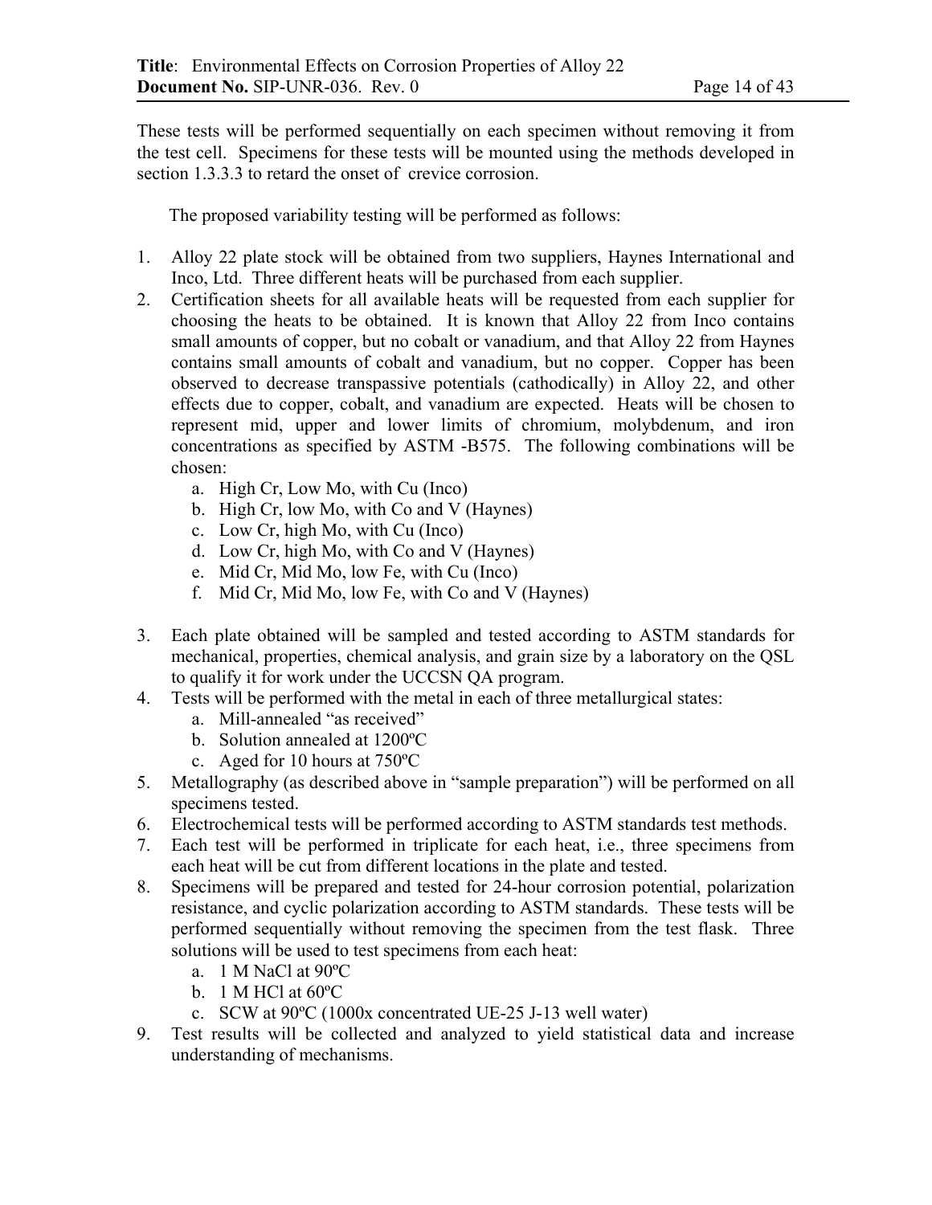These tests will be performed sequentially on each specimen without removing it from the test cell. Specimens for these tests will be mounted using the methods developed in section 1.3.3.3 to retard the onset of crevice corrosion.

The proposed variability testing will be performed as follows:

1. Alloy 22 plate stock will be obtained from two suppliers, Haynes International and Inco, Ltd. Three different heats will be purchased from each supplier.
2. Certification sheets for all available heats will be requested from each supplier for choosing the heats to be obtained. It is known that Alloy 22 from Inco contains small amounts of copper, but no cobalt or vanadium, and that Alloy 22 from Haynes contains small amounts of cobalt and vanadium, but no copper. Copper has been observed to decrease transpassive potentials (cathodically) in Alloy 22, and other effects due to copper, cobalt, and vanadium are expected. Heats will be chosen to represent mid, upper and lower limits of chromium, molybdenum, and iron concentrations as specified by ASTM -B575. The following combinations will be chosen:
   a. High Cr, Low Mo, with Cu (Inco)
   b. High Cr, low Mo, with Co and V (Haynes)
   c. Low Cr, high Mo, with Cu (Inco)
   d. Low Cr, high Mo, with Co and V (Haynes)
   e. Mid Cr, Mid Mo, low Fe, with Cu (Inco)
   f. Mid Cr, Mid Mo, low Fe, with Co and V (Haynes)
3. Each plate obtained will be sampled and tested according to ASTM standards for mechanical, properties, chemical analysis, and grain size by a laboratory on the QSL to qualify it for work under the UCCSN QA program.
4. Tests will be performed with the metal in each of three metallurgical states:
   a. Mill-annealed "as received"
   b. Solution annealed at 1200ºC
   c. Aged for 10 hours at 750ºC
5. Metallography (as described above in "sample preparation") will be performed on all specimens tested.
6. Electrochemical tests will be performed according to ASTM standards test methods.
7. Each test will be performed in triplicate for each heat, i.e., three specimens from each heat will be cut from different locations in the plate and tested.
8. Specimens will be prepared and tested for 24-hour corrosion potential, polarization resistance, and cyclic polarization according to ASTM standards. These tests will be performed sequentially without removing the specimen from the test flask. Three solutions will be used to test specimens from each heat:
   a. 1 M NaCl at 90ºC
   b. 1 M HCl at 60ºC
   c. SCW at 90ºC (1000x concentrated UE-25 J-13 well water)
9. Test results will be collected and analyzed to yield statistical data and increase understanding of mechanisms.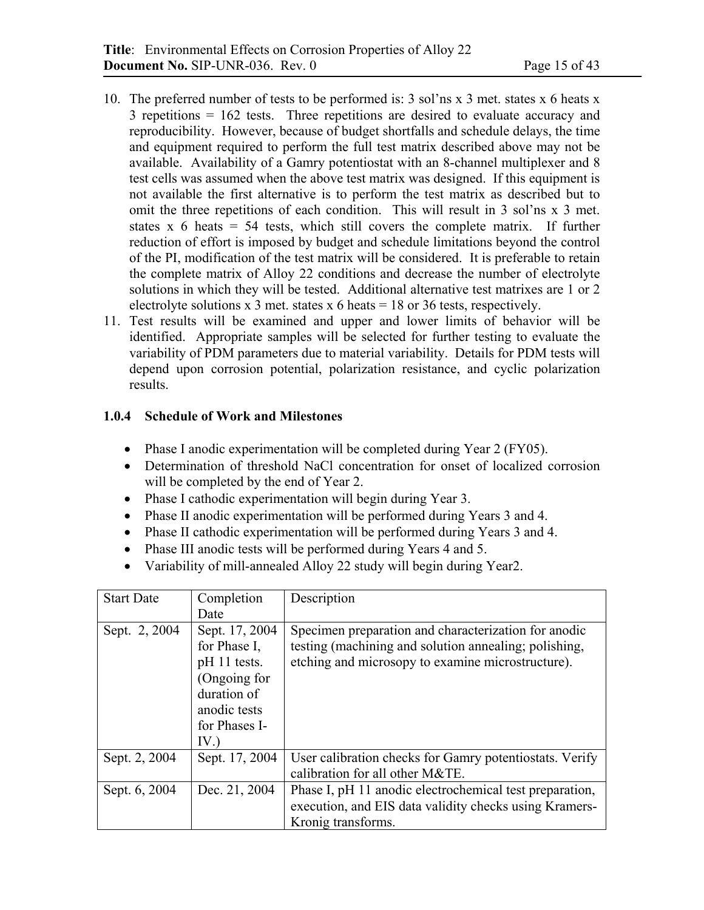10. The preferred number of tests to be performed is: 3 sol'ns x 3 met. states x 6 heats x 3 repetitions = 162 tests. Three repetitions are desired to evaluate accuracy and reproducibility. However, because of budget shortfalls and schedule delays, the time and equipment required to perform the full test matrix described above may not be available. Availability of a Gamry potentiostat with an 8-channel multiplexer and 8 test cells was assumed when the above test matrix was designed. If this equipment is not available the first alternative is to perform the test matrix as described but to omit the three repetitions of each condition. This will result in 3 sol'ns x 3 met. states x 6 heats = 54 tests, which still covers the complete matrix. If further reduction of effort is imposed by budget and schedule limitations beyond the control of the PI, modification of the test matrix will be considered. It is preferable to retain the complete matrix of Alloy 22 conditions and decrease the number of electrolyte solutions in which they will be tested. Additional alternative test matrixes are 1 or 2 electrolyte solutions x 3 met. states x 6 heats = 18 or 36 tests, respectively.
11. Test results will be examined and upper and lower limits of behavior will be identified. Appropriate samples will be selected for further testing to evaluate the variability of PDM parameters due to material variability. Details for PDM tests will depend upon corrosion potential, polarization resistance, and cyclic polarization results.

### 1.0.4 Schedule of Work and Milestones

- Phase I anodic experimentation will be completed during Year 2 (FY05).
- Determination of threshold NaCl concentration for onset of localized corrosion will be completed by the end of Year 2.
- Phase I cathodic experimentation will begin during Year 3.
- Phase II anodic experimentation will be performed during Years 3 and 4.
- Phase II cathodic experimentation will be performed during Years 3 and 4.
- Phase III anodic tests will be performed during Years 4 and 5.
- Variability of mill-annealed Alloy 22 study will begin during Year2.

| Start Date | Completion Date | Description |
|---|---|---|
| Sept. 2, 2004 | Sept. 17, 2004 for Phase I, pH 11 tests. (Ongoing for duration of anodic tests for Phases I-IV.) | Specimen preparation and characterization for anodic testing (machining and solution annealing; polishing, etching and microsopy to examine microstructure). |
| Sept. 2, 2004 | Sept. 17, 2004 | User calibration checks for Gamry potentiostats. Verify calibration for all other M&TE. |
| Sept. 6, 2004 | Dec. 21, 2004 | Phase I, pH 11 anodic electrochemical test preparation, execution, and EIS data validity checks using Kramers-Kronig transforms. |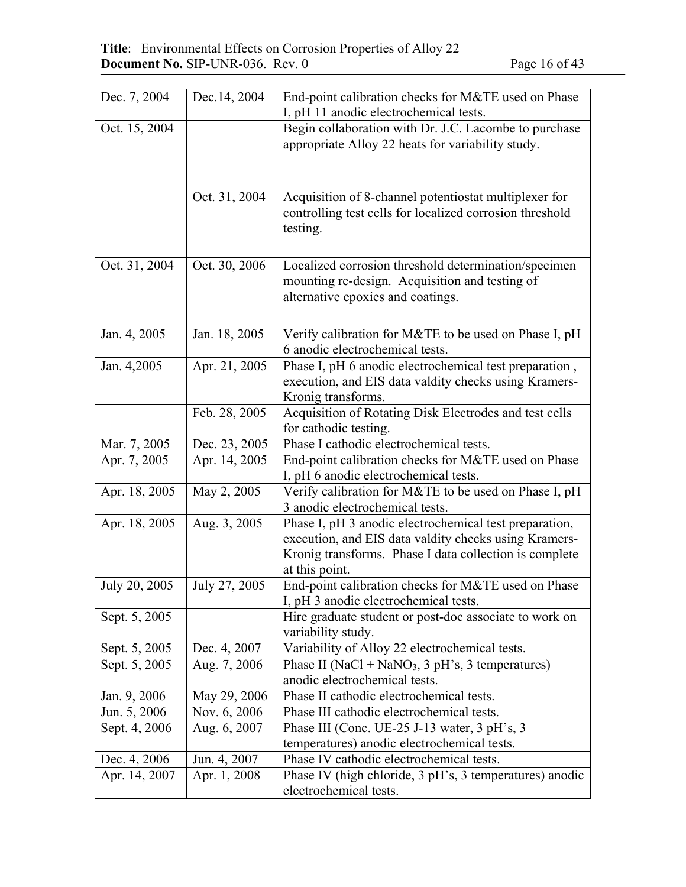| | | |
|---|---|---|
| Dec. 7, 2004 | Dec.14, 2004 | End-point calibration checks for M&TE used on Phase I, pH 11 anodic electrochemical tests. |
| Oct. 15, 2004 | | Begin collaboration with Dr. J.C. Lacombe to purchase appropriate Alloy 22 heats for variability study. |
| | Oct. 31, 2004 | Acquisition of 8-channel potentiostat multiplexer for controlling test cells for localized corrosion threshold testing. |
| Oct. 31, 2004 | Oct. 30, 2006 | Localized corrosion threshold determination/specimen mounting re-design. Acquisition and testing of alternative epoxies and coatings. |
| Jan. 4, 2005 | Jan. 18, 2005 | Verify calibration for M&TE to be used on Phase I, pH 6 anodic electrochemical tests. |
| Jan. 4,2005 | Apr. 21, 2005 | Phase I, pH 6 anodic electrochemical test preparation , execution, and EIS data valdity checks using Kramers-Kronig transforms. |
| | Feb. 28, 2005 | Acquisition of Rotating Disk Electrodes and test cells for cathodic testing. |
| Mar. 7, 2005 | Dec. 23, 2005 | Phase I cathodic electrochemical tests. |
| Apr. 7, 2005 | Apr. 14, 2005 | End-point calibration checks for M&TE used on Phase I, pH 6 anodic electrochemical tests. |
| Apr. 18, 2005 | May 2, 2005 | Verify calibration for M&TE to be used on Phase I, pH 3 anodic electrochemical tests. |
| Apr. 18, 2005 | Aug. 3, 2005 | Phase I, pH 3 anodic electrochemical test preparation, execution, and EIS data valdity checks using Kramers-Kronig transforms. Phase I data collection is complete at this point. |
| July 20, 2005 | July 27, 2005 | End-point calibration checks for M&TE used on Phase I, pH 3 anodic electrochemical tests. |
| Sept. 5, 2005 | | Hire graduate student or post-doc associate to work on variability study. |
| Sept. 5, 2005 | Dec. 4, 2007 | Variability of Alloy 22 electrochemical tests. |
| Sept. 5, 2005 | Aug. 7, 2006 | Phase II ($NaCl + NaNO_3$, 3 pH's, 3 temperatures) anodic electrochemical tests. |
| Jan. 9, 2006 | May 29, 2006 | Phase II cathodic electrochemical tests. |
| Jun. 5, 2006 | Nov. 6, 2006 | Phase III cathodic electrochemical tests. |
| Sept. 4, 2006 | Aug. 6, 2007 | Phase III (Conc. UE-25 J-13 water, 3 pH's, 3 temperatures) anodic electrochemical tests. |
| Dec. 4, 2006 | Jun. 4, 2007 | Phase IV cathodic electrochemical tests. |
| Apr. 14, 2007 | Apr. 1, 2008 | Phase IV (high chloride, 3 pH's, 3 temperatures) anodic electrochemical tests. |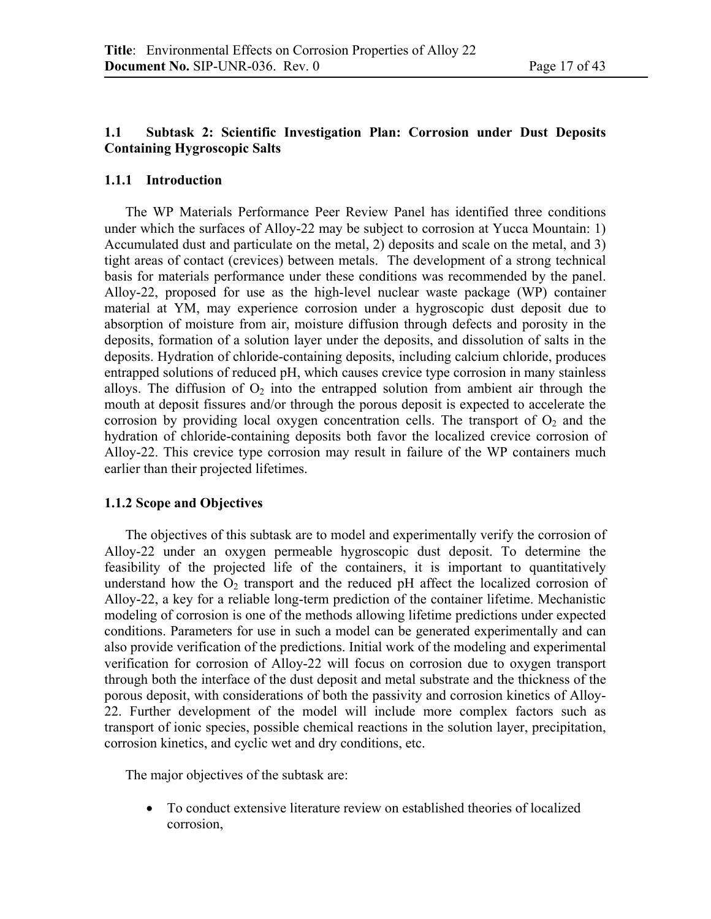## 1.1 Subtask 2: Scientific Investigation Plan: Corrosion under Dust Deposits Containing Hygroscopic Salts

### 1.1.1 Introduction

The WP Materials Performance Peer Review Panel has identified three conditions under which the surfaces of Alloy-22 may be subject to corrosion at Yucca Mountain: 1) Accumulated dust and particulate on the metal, 2) deposits and scale on the metal, and 3) tight areas of contact (crevices) between metals. The development of a strong technical basis for materials performance under these conditions was recommended by the panel. Alloy-22, proposed for use as the high-level nuclear waste package (WP) container material at YM, may experience corrosion under a hygroscopic dust deposit due to absorption of moisture from air, moisture diffusion through defects and porosity in the deposits, formation of a solution layer under the deposits, and dissolution of salts in the deposits. Hydration of chloride-containing deposits, including calcium chloride, produces entrapped solutions of reduced pH, which causes crevice type corrosion in many stainless alloys. The diffusion of $O_2$ into the entrapped solution from ambient air through the mouth at deposit fissures and/or through the porous deposit is expected to accelerate the corrosion by providing local oxygen concentration cells. The transport of $O_2$ and the hydration of chloride-containing deposits both favor the localized crevice corrosion of Alloy-22. This crevice type corrosion may result in failure of the WP containers much earlier than their projected lifetimes.

### 1.1.2 Scope and Objectives

The objectives of this subtask are to model and experimentally verify the corrosion of Alloy-22 under an oxygen permeable hygroscopic dust deposit. To determine the feasibility of the projected life of the containers, it is important to quantitatively understand how the $O_2$ transport and the reduced pH affect the localized corrosion of Alloy-22, a key for a reliable long-term prediction of the container lifetime. Mechanistic modeling of corrosion is one of the methods allowing lifetime predictions under expected conditions. Parameters for use in such a model can be generated experimentally and can also provide verification of the predictions. Initial work of the modeling and experimental verification for corrosion of Alloy-22 will focus on corrosion due to oxygen transport through both the interface of the dust deposit and metal substrate and the thickness of the porous deposit, with considerations of both the passivity and corrosion kinetics of Alloy-22. Further development of the model will include more complex factors such as transport of ionic species, possible chemical reactions in the solution layer, precipitation, corrosion kinetics, and cyclic wet and dry conditions, etc.

The major objectives of the subtask are:

- To conduct extensive literature review on established theories of localized corrosion,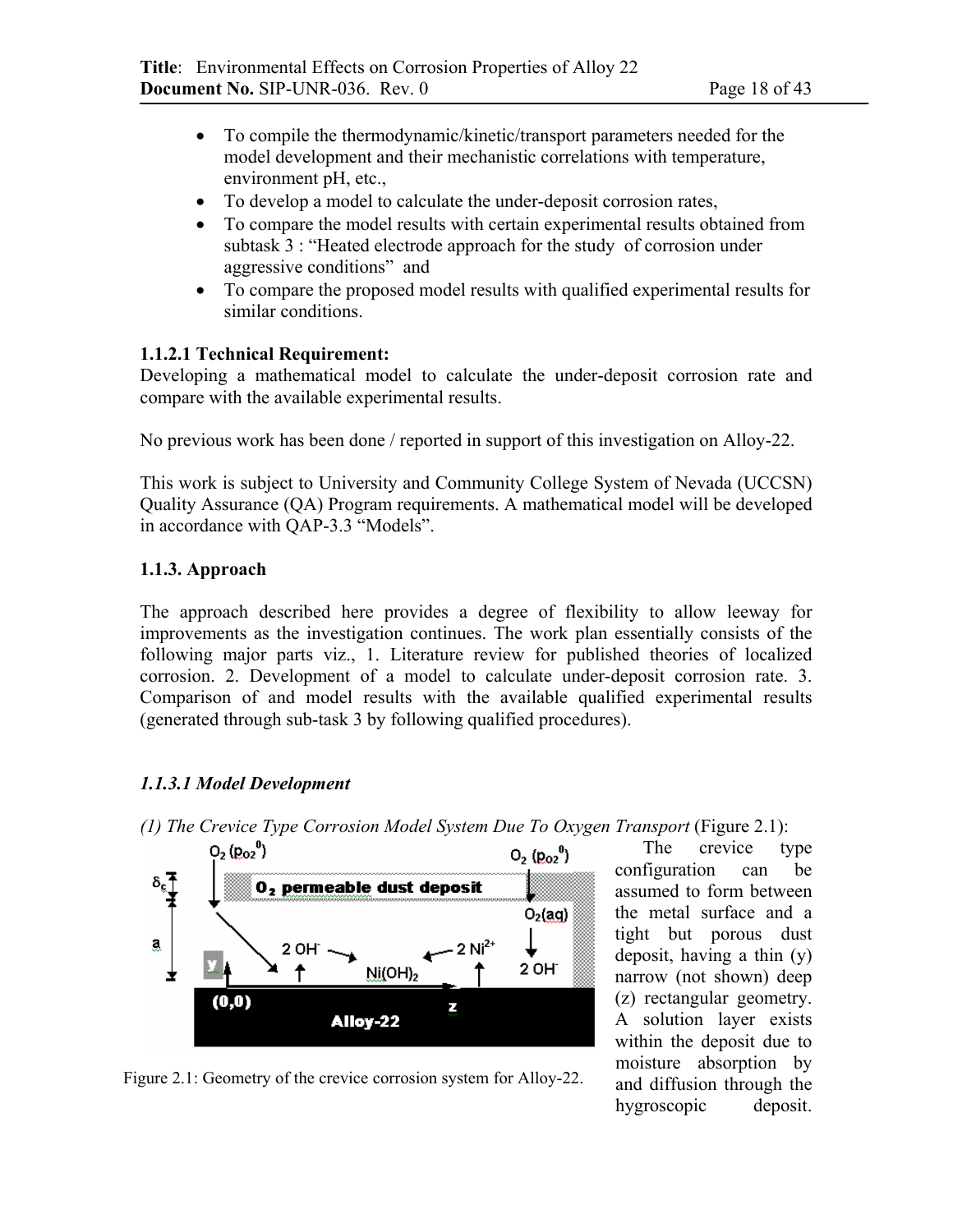- To compile the thermodynamic/kinetic/transport parameters needed for the model development and their mechanistic correlations with temperature, environment pH, etc.,
- To develop a model to calculate the under-deposit corrosion rates,
- To compare the model results with certain experimental results obtained from subtask 3 : "Heated electrode approach for the study of corrosion under aggressive conditions" and
- To compare the proposed model results with qualified experimental results for similar conditions.

**1.1.2.1 Technical Requirement:**

Developing a mathematical model to calculate the under-deposit corrosion rate and compare with the available experimental results.

No previous work has been done / reported in support of this investigation on Alloy-22.

This work is subject to University and Community College System of Nevada (UCCSN) Quality Assurance (QA) Program requirements. A mathematical model will be developed in accordance with QAP-3.3 "Models".

### 1.1.3. Approach

The approach described here provides a degree of flexibility to allow leeway for improvements as the investigation continues. The work plan essentially consists of the following major parts viz., 1. Literature review for published theories of localized corrosion. 2. Development of a model to calculate under-deposit corrosion rate. 3. Comparison of and model results with the available qualified experimental results (generated through sub-task 3 by following qualified procedures).

#### *1.1.3.1 Model Development*

*(1) The Crevice Type Corrosion Model System Due To Oxygen Transport* (Figure 2.1):

Figure 2.1: Geometry of the crevice corrosion system for Alloy-22.

The crevice type configuration can be assumed to form between the metal surface and a tight but porous dust deposit, having a thin (y) narrow (not shown) deep (z) rectangular geometry. A solution layer exists within the deposit due to moisture absorption by and diffusion through the hygroscopic deposit.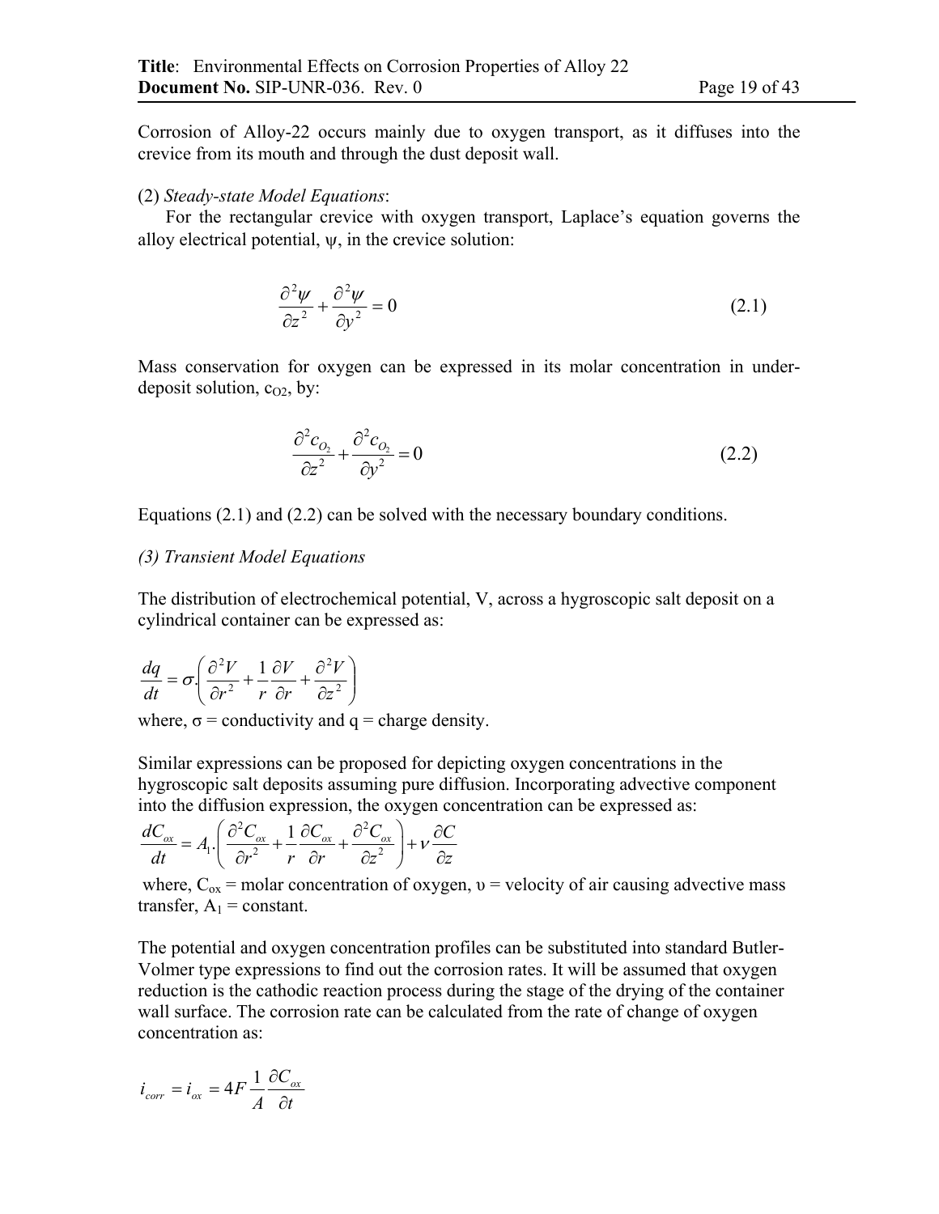Corrosion of Alloy-22 occurs mainly due to oxygen transport, as it diffuses into the crevice from its mouth and through the dust deposit wall.

(2) *Steady-state Model Equations*:

For the rectangular crevice with oxygen transport, Laplace's equation governs the alloy electrical potential, $\psi$, in the crevice solution:

$$\frac{\partial^2 \psi}{\partial z^2} + \frac{\partial^2 \psi}{\partial y^2} = 0 \tag{2.1}$$

Mass conservation for oxygen can be expressed in its molar concentration in under-deposit solution, $c_{O2}$, by:

$$\frac{\partial^2 c_{O_2}}{\partial z^2} + \frac{\partial^2 c_{O_2}}{\partial y^2} = 0 \tag{2.2}$$

Equations (2.1) and (2.2) can be solved with the necessary boundary conditions.

*(3) Transient Model Equations*

The distribution of electrochemical potential, V, across a hygroscopic salt deposit on a cylindrical container can be expressed as:

$$\frac{dq}{dt} = \sigma.\left( \frac{\partial^2 V}{\partial r^2} + \frac{1}{r}\frac{\partial V}{\partial r} + \frac{\partial^2 V}{\partial z^2} \right)$$

where, $\sigma$ = conductivity and q = charge density.

Similar expressions can be proposed for depicting oxygen concentrations in the hygroscopic salt deposits assuming pure diffusion. Incorporating advective component into the diffusion expression, the oxygen concentration can be expressed as:

$$\frac{dC_{ox}}{dt} = A_1 \cdot \left( \frac{\partial^2 C_{ox}}{\partial r^2} + \frac{1}{r}\frac{\partial C_{ox}}{\partial r} + \frac{\partial^2 C_{ox}}{\partial z^2} \right) + \nu \frac{\partial C}{\partial z}$$

where, $C_{ox}$ = molar concentration of oxygen, $\upsilon$ = velocity of air causing advective mass transfer, $A_1$ = constant.

The potential and oxygen concentration profiles can be substituted into standard Butler-Volmer type expressions to find out the corrosion rates. It will be assumed that oxygen reduction is the cathodic reaction process during the stage of the drying of the container wall surface. The corrosion rate can be calculated from the rate of change of oxygen concentration as:

$$i_{corr} = i_{ox} = 4F \frac{1}{A} \frac{\partial C_{ox}}{\partial t}$$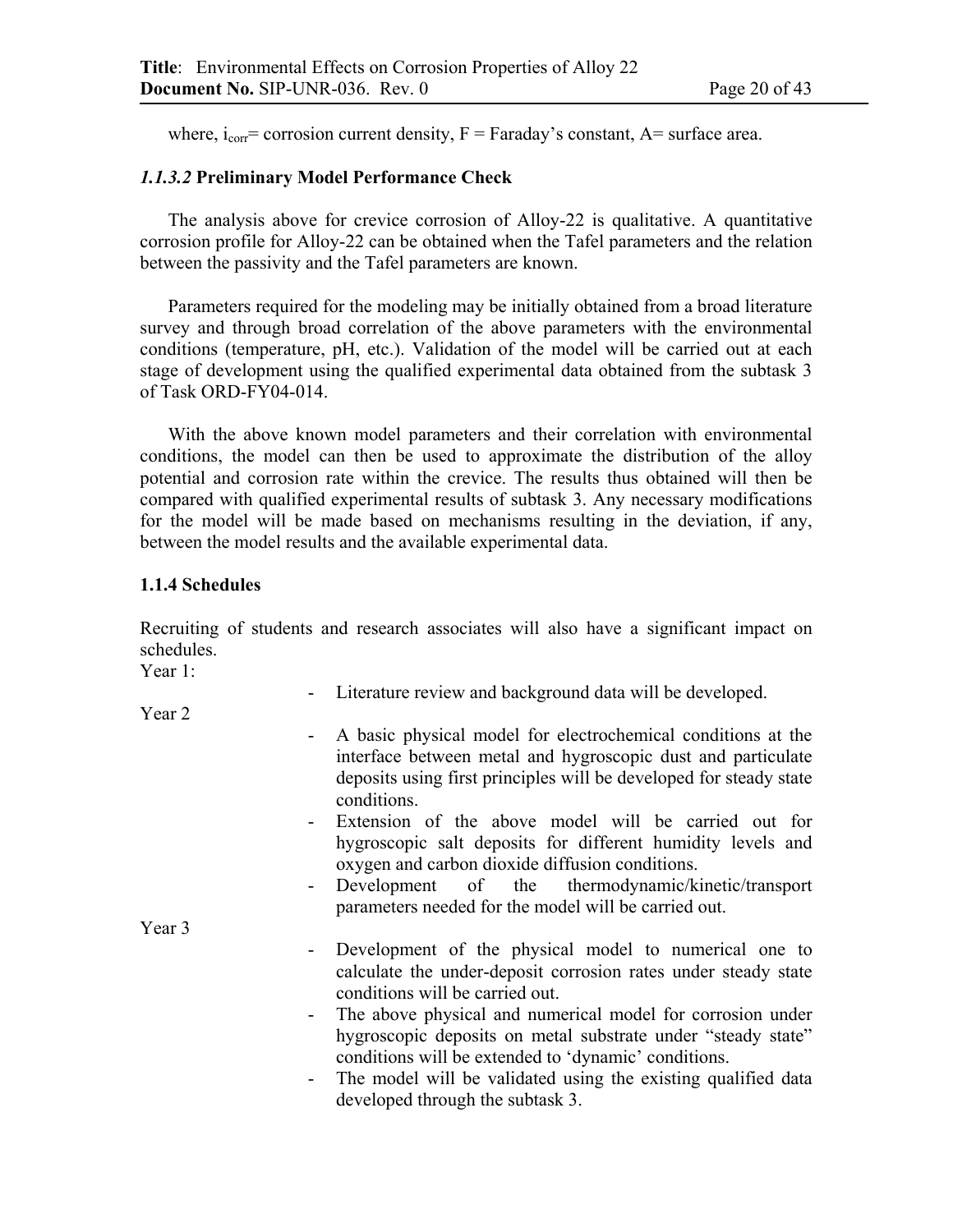where, $i_{corr}$= corrosion current density, F = Faraday's constant, A= surface area.

#### *1.1.3.2* Preliminary Model Performance Check

The analysis above for crevice corrosion of Alloy-22 is qualitative. A quantitative corrosion profile for Alloy-22 can be obtained when the Tafel parameters and the relation between the passivity and the Tafel parameters are known.

Parameters required for the modeling may be initially obtained from a broad literature survey and through broad correlation of the above parameters with the environmental conditions (temperature, pH, etc.). Validation of the model will be carried out at each stage of development using the qualified experimental data obtained from the subtask 3 of Task ORD-FY04-014.

With the above known model parameters and their correlation with environmental conditions, the model can then be used to approximate the distribution of the alloy potential and corrosion rate within the crevice. The results thus obtained will then be compared with qualified experimental results of subtask 3. Any necessary modifications for the model will be made based on mechanisms resulting in the deviation, if any, between the model results and the available experimental data.

### 1.1.4 Schedules

Recruiting of students and research associates will also have a significant impact on schedules.

Year 1:

- Literature review and background data will be developed.

Year 2

- A basic physical model for electrochemical conditions at the interface between metal and hygroscopic dust and particulate deposits using first principles will be developed for steady state conditions.
- Extension of the above model will be carried out for hygroscopic salt deposits for different humidity levels and oxygen and carbon dioxide diffusion conditions.
- Development of the thermodynamic/kinetic/transport parameters needed for the model will be carried out.

Year 3

- Development of the physical model to numerical one to calculate the under-deposit corrosion rates under steady state conditions will be carried out.
- The above physical and numerical model for corrosion under hygroscopic deposits on metal substrate under "steady state" conditions will be extended to 'dynamic' conditions.
- The model will be validated using the existing qualified data developed through the subtask 3.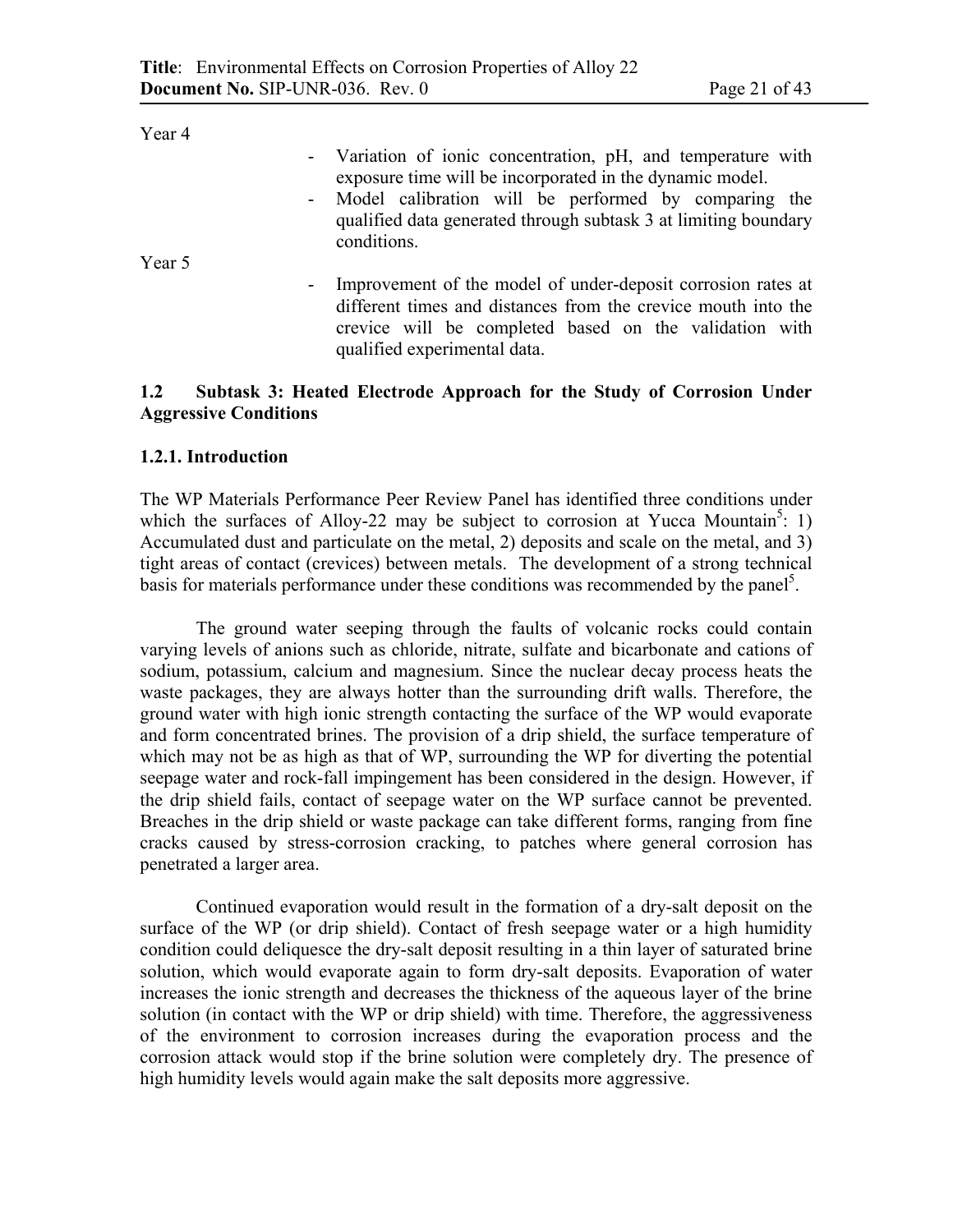Year 4

- Variation of ionic concentration, pH, and temperature with exposure time will be incorporated in the dynamic model.
- Model calibration will be performed by comparing the qualified data generated through subtask 3 at limiting boundary conditions.

Year 5

- Improvement of the model of under-deposit corrosion rates at different times and distances from the crevice mouth into the crevice will be completed based on the validation with qualified experimental data.

## 1.2 Subtask 3: Heated Electrode Approach for the Study of Corrosion Under Aggressive Conditions

### 1.2.1. Introduction

The WP Materials Performance Peer Review Panel has identified three conditions under which the surfaces of Alloy-22 may be subject to corrosion at Yucca Mountain[5]: 1) Accumulated dust and particulate on the metal, 2) deposits and scale on the metal, and 3) tight areas of contact (crevices) between metals. The development of a strong technical basis for materials performance under these conditions was recommended by the panel[5].

The ground water seeping through the faults of volcanic rocks could contain varying levels of anions such as chloride, nitrate, sulfate and bicarbonate and cations of sodium, potassium, calcium and magnesium. Since the nuclear decay process heats the waste packages, they are always hotter than the surrounding drift walls. Therefore, the ground water with high ionic strength contacting the surface of the WP would evaporate and form concentrated brines. The provision of a drip shield, the surface temperature of which may not be as high as that of WP, surrounding the WP for diverting the potential seepage water and rock-fall impingement has been considered in the design. However, if the drip shield fails, contact of seepage water on the WP surface cannot be prevented. Breaches in the drip shield or waste package can take different forms, ranging from fine cracks caused by stress-corrosion cracking, to patches where general corrosion has penetrated a larger area.

Continued evaporation would result in the formation of a dry-salt deposit on the surface of the WP (or drip shield). Contact of fresh seepage water or a high humidity condition could deliquesce the dry-salt deposit resulting in a thin layer of saturated brine solution, which would evaporate again to form dry-salt deposits. Evaporation of water increases the ionic strength and decreases the thickness of the aqueous layer of the brine solution (in contact with the WP or drip shield) with time. Therefore, the aggressiveness of the environment to corrosion increases during the evaporation process and the corrosion attack would stop if the brine solution were completely dry. The presence of high humidity levels would again make the salt deposits more aggressive.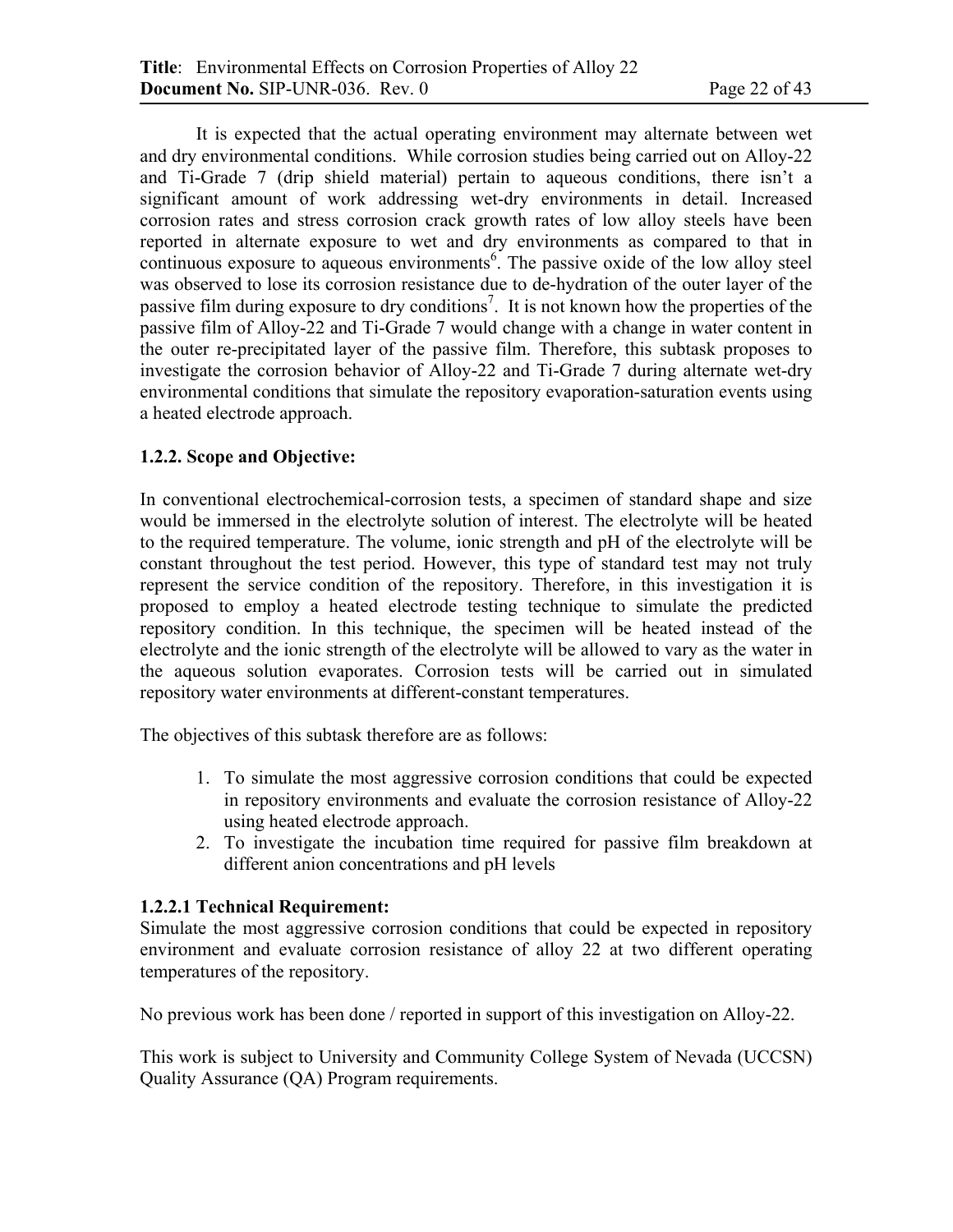It is expected that the actual operating environment may alternate between wet and dry environmental conditions. While corrosion studies being carried out on Alloy-22 and Ti-Grade 7 (drip shield material) pertain to aqueous conditions, there isn't a significant amount of work addressing wet-dry environments in detail. Increased corrosion rates and stress corrosion crack growth rates of low alloy steels have been reported in alternate exposure to wet and dry environments as compared to that in continuous exposure to aqueous environments[6]. The passive oxide of the low alloy steel was observed to lose its corrosion resistance due to de-hydration of the outer layer of the passive film during exposure to dry conditions[7]. It is not known how the properties of the passive film of Alloy-22 and Ti-Grade 7 would change with a change in water content in the outer re-precipitated layer of the passive film. Therefore, this subtask proposes to investigate the corrosion behavior of Alloy-22 and Ti-Grade 7 during alternate wet-dry environmental conditions that simulate the repository evaporation-saturation events using a heated electrode approach.

### 1.2.2. Scope and Objective:

In conventional electrochemical-corrosion tests, a specimen of standard shape and size would be immersed in the electrolyte solution of interest. The electrolyte will be heated to the required temperature. The volume, ionic strength and pH of the electrolyte will be constant throughout the test period. However, this type of standard test may not truly represent the service condition of the repository. Therefore, in this investigation it is proposed to employ a heated electrode testing technique to simulate the predicted repository condition. In this technique, the specimen will be heated instead of the electrolyte and the ionic strength of the electrolyte will be allowed to vary as the water in the aqueous solution evaporates. Corrosion tests will be carried out in simulated repository water environments at different-constant temperatures.

The objectives of this subtask therefore are as follows:

1. To simulate the most aggressive corrosion conditions that could be expected in repository environments and evaluate the corrosion resistance of Alloy-22 using heated electrode approach.
2. To investigate the incubation time required for passive film breakdown at different anion concentrations and pH levels

#### 1.2.2.1 Technical Requirement:

Simulate the most aggressive corrosion conditions that could be expected in repository environment and evaluate corrosion resistance of alloy 22 at two different operating temperatures of the repository.

No previous work has been done / reported in support of this investigation on Alloy-22.

This work is subject to University and Community College System of Nevada (UCCSN) Quality Assurance (QA) Program requirements.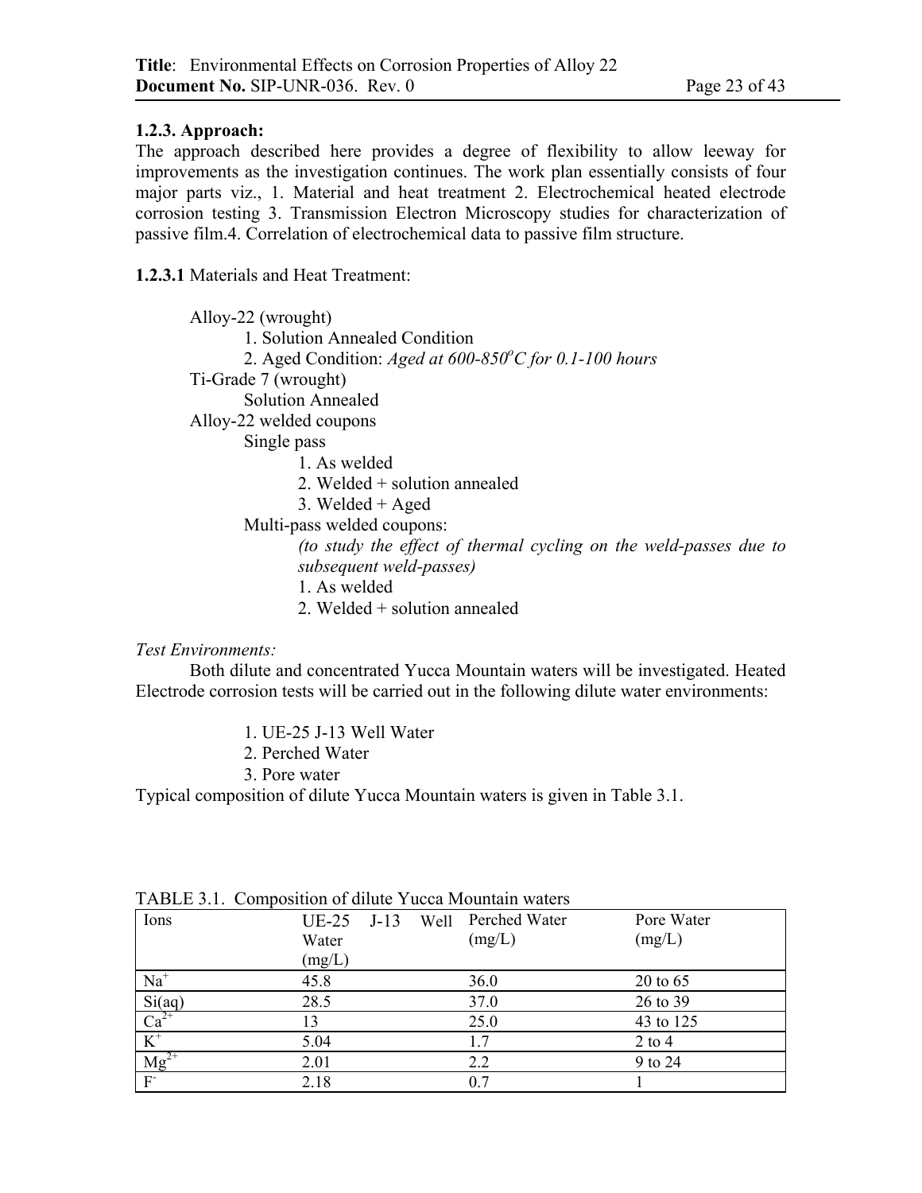### 1.2.3. Approach:

The approach described here provides a degree of flexibility to allow leeway for improvements as the investigation continues. The work plan essentially consists of four major parts viz., 1. Material and heat treatment 2. Electrochemical heated electrode corrosion testing 3. Transmission Electron Microscopy studies for characterization of passive film.4. Correlation of electrochemical data to passive film structure.

**1.2.3.1** Materials and Heat Treatment:

Alloy-22 (wrought)
- 1. Solution Annealed Condition
- 2. Aged Condition: *Aged at 600-850$^oC$ for 0.1-100 hours*

Ti-Grade 7 (wrought)
- Solution Annealed

Alloy-22 welded coupons
- Single pass
  1. As welded
  2. Welded + solution annealed
  3. Welded + Aged
- Multi-pass welded coupons:
  *(to study the effect of thermal cycling on the weld-passes due to subsequent weld-passes)*
  1. As welded
  2. Welded + solution annealed

*Test Environments:*

Both dilute and concentrated Yucca Mountain waters will be investigated. Heated Electrode corrosion tests will be carried out in the following dilute water environments:

1. UE-25 J-13 Well Water
2. Perched Water
3. Pore water

Typical composition of dilute Yucca Mountain waters is given in Table 3.1.

TABLE 3.1. Composition of dilute Yucca Mountain waters

| Ions | UE-25 J-13 Well Water (mg/L) | Perched Water (mg/L) | Pore Water (mg/L) |
|---|---|---|---|
| $Na^+$ | 45.8 | 36.0 | 20 to 65 |
| Si(aq) | 28.5 | 37.0 | 26 to 39 |
| $Ca^{2+}$ | 13 | 25.0 | 43 to 125 |
| $K^+$ | 5.04 | 1.7 | 2 to 4 |
| $Mg^{2+}$ | 2.01 | 2.2 | 9 to 24 |
| $F^-$ | 2.18 | 0.7 | 1 |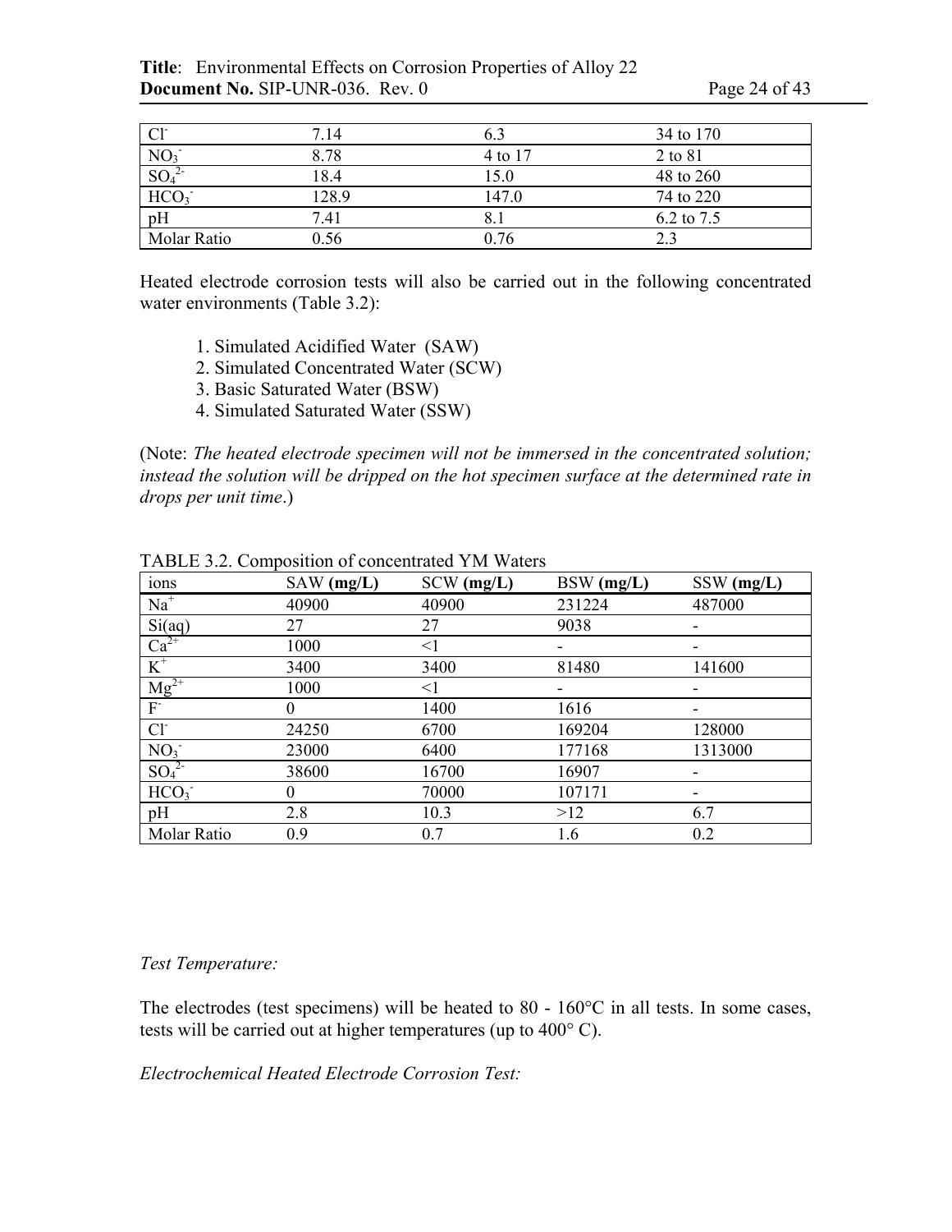| $Cl^-$ | 7.14 | 6.3 | 34 to 170 |
|---|---|---|---|
| $NO_3^-$ | 8.78 | 4 to 17 | 2 to 81 |
| $SO_4^{2-}$ | 18.4 | 15.0 | 48 to 260 |
| $HCO_3^-$ | 128.9 | 147.0 | 74 to 220 |
| pH | 7.41 | 8.1 | 6.2 to 7.5 |
| Molar Ratio | 0.56 | 0.76 | 2.3 |

Heated electrode corrosion tests will also be carried out in the following concentrated water environments (Table 3.2):

1. Simulated Acidified Water (SAW)
2. Simulated Concentrated Water (SCW)
3. Basic Saturated Water (BSW)
4. Simulated Saturated Water (SSW)

(Note: *The heated electrode specimen will not be immersed in the concentrated solution; instead the solution will be dripped on the hot specimen surface at the determined rate in drops per unit time*.)

TABLE 3.2. Composition of concentrated YM Waters

| ions | SAW **(mg/L)** | SCW **(mg/L)** | BSW **(mg/L)** | SSW **(mg/L)** |
|---|---|---|---|---|
| $Na^+$ | 40900 | 40900 | 231224 | 487000 |
| Si(aq) | 27 | 27 | 9038 | - |
| $Ca^{2+}$ | 1000 | <1 | - | - |
| $K^+$ | 3400 | 3400 | 81480 | 141600 |
| $Mg^{2+}$ | 1000 | <1 | - | - |
| $F^-$ | 0 | 1400 | 1616 | - |
| $Cl^-$ | 24250 | 6700 | 169204 | 128000 |
| $NO_3^-$ | 23000 | 6400 | 177168 | 1313000 |
| $SO_4^{2-}$ | 38600 | 16700 | 16907 | - |
| $HCO_3^-$ | 0 | 70000 | 107171 | - |
| pH | 2.8 | 10.3 | >12 | 6.7 |
| Molar Ratio | 0.9 | 0.7 | 1.6 | 0.2 |

*Test Temperature:*

The electrodes (test specimens) will be heated to 80 - 160°C in all tests. In some cases, tests will be carried out at higher temperatures (up to 400° C).

*Electrochemical Heated Electrode Corrosion Test:*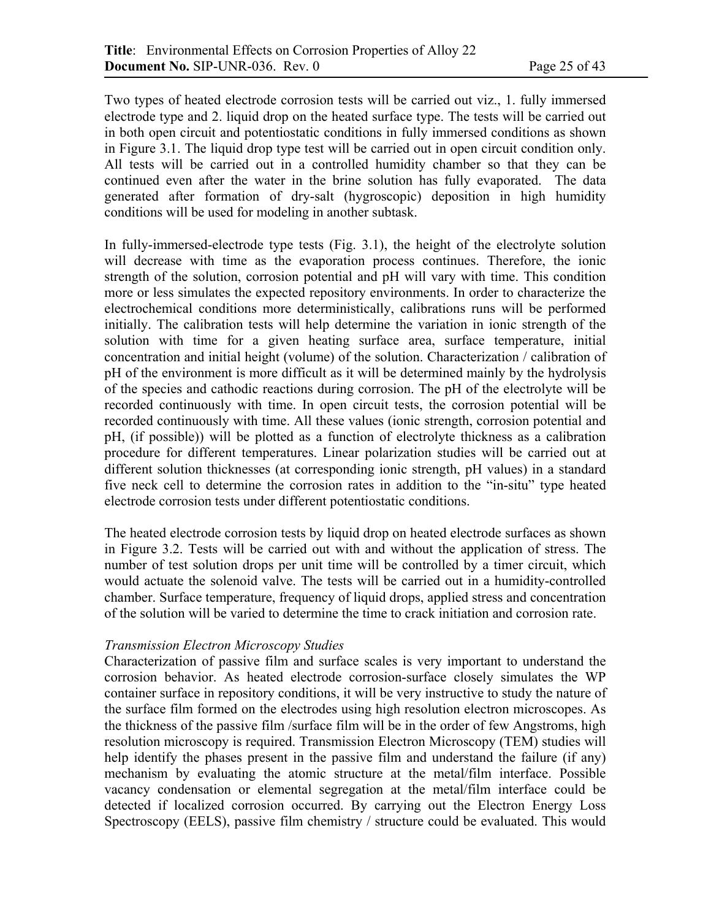Two types of heated electrode corrosion tests will be carried out viz., 1. fully immersed electrode type and 2. liquid drop on the heated surface type. The tests will be carried out in both open circuit and potentiostatic conditions in fully immersed conditions as shown in Figure 3.1. The liquid drop type test will be carried out in open circuit condition only. All tests will be carried out in a controlled humidity chamber so that they can be continued even after the water in the brine solution has fully evaporated. The data generated after formation of dry-salt (hygroscopic) deposition in high humidity conditions will be used for modeling in another subtask.

In fully-immersed-electrode type tests (Fig. 3.1), the height of the electrolyte solution will decrease with time as the evaporation process continues. Therefore, the ionic strength of the solution, corrosion potential and pH will vary with time. This condition more or less simulates the expected repository environments. In order to characterize the electrochemical conditions more deterministically, calibrations runs will be performed initially. The calibration tests will help determine the variation in ionic strength of the solution with time for a given heating surface area, surface temperature, initial concentration and initial height (volume) of the solution. Characterization / calibration of pH of the environment is more difficult as it will be determined mainly by the hydrolysis of the species and cathodic reactions during corrosion. The pH of the electrolyte will be recorded continuously with time. In open circuit tests, the corrosion potential will be recorded continuously with time. All these values (ionic strength, corrosion potential and pH, (if possible)) will be plotted as a function of electrolyte thickness as a calibration procedure for different temperatures. Linear polarization studies will be carried out at different solution thicknesses (at corresponding ionic strength, pH values) in a standard five neck cell to determine the corrosion rates in addition to the "in-situ" type heated electrode corrosion tests under different potentiostatic conditions.

The heated electrode corrosion tests by liquid drop on heated electrode surfaces as shown in Figure 3.2. Tests will be carried out with and without the application of stress. The number of test solution drops per unit time will be controlled by a timer circuit, which would actuate the solenoid valve. The tests will be carried out in a humidity-controlled chamber. Surface temperature, frequency of liquid drops, applied stress and concentration of the solution will be varied to determine the time to crack initiation and corrosion rate.

*Transmission Electron Microscopy Studies*

Characterization of passive film and surface scales is very important to understand the corrosion behavior. As heated electrode corrosion-surface closely simulates the WP container surface in repository conditions, it will be very instructive to study the nature of the surface film formed on the electrodes using high resolution electron microscopes. As the thickness of the passive film /surface film will be in the order of few Angstroms, high resolution microscopy is required. Transmission Electron Microscopy (TEM) studies will help identify the phases present in the passive film and understand the failure (if any) mechanism by evaluating the atomic structure at the metal/film interface. Possible vacancy condensation or elemental segregation at the metal/film interface could be detected if localized corrosion occurred. By carrying out the Electron Energy Loss Spectroscopy (EELS), passive film chemistry / structure could be evaluated. This would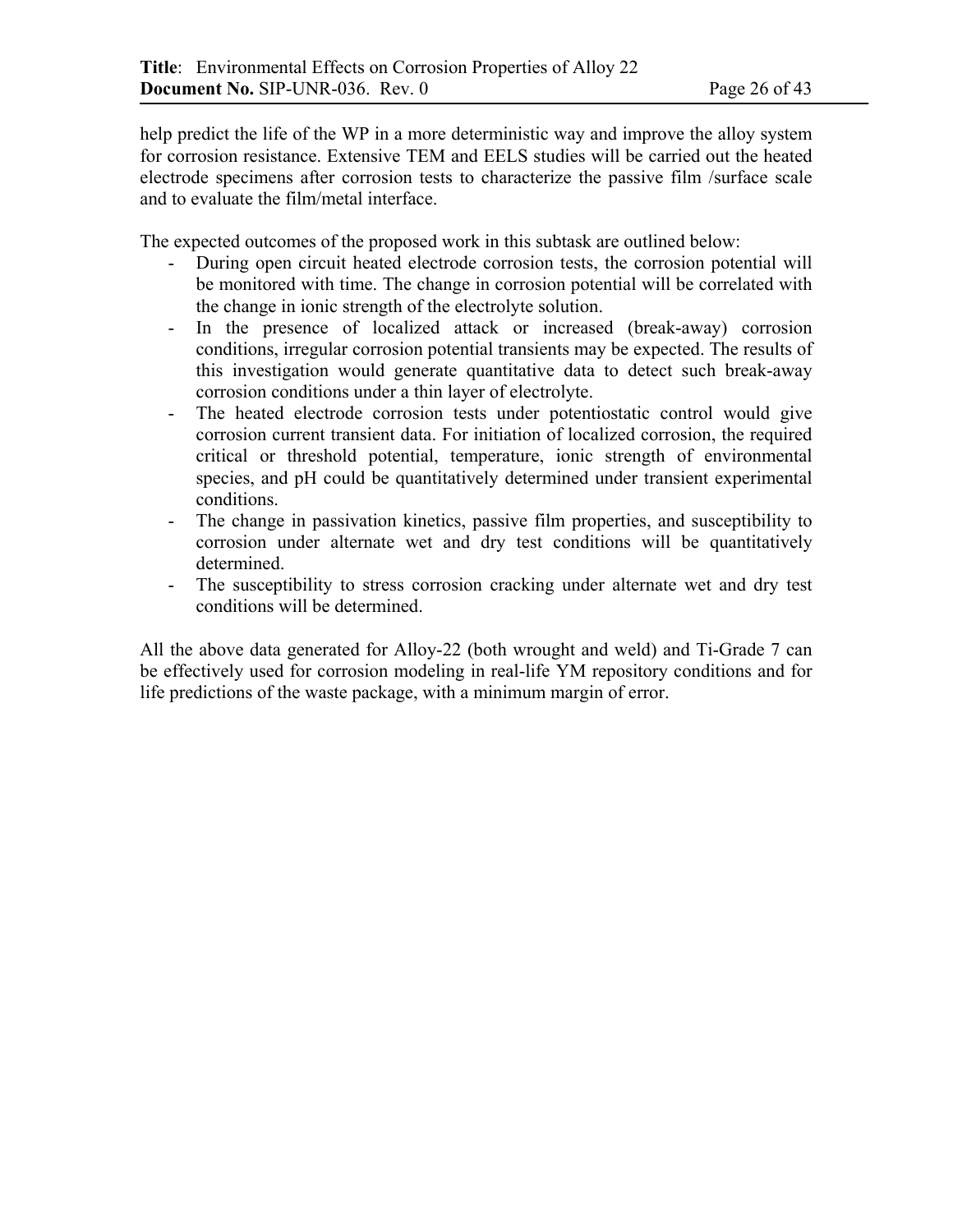help predict the life of the WP in a more deterministic way and improve the alloy system for corrosion resistance. Extensive TEM and EELS studies will be carried out the heated electrode specimens after corrosion tests to characterize the passive film /surface scale and to evaluate the film/metal interface.

The expected outcomes of the proposed work in this subtask are outlined below:

- During open circuit heated electrode corrosion tests, the corrosion potential will be monitored with time. The change in corrosion potential will be correlated with the change in ionic strength of the electrolyte solution.
- In the presence of localized attack or increased (break-away) corrosion conditions, irregular corrosion potential transients may be expected. The results of this investigation would generate quantitative data to detect such break-away corrosion conditions under a thin layer of electrolyte.
- The heated electrode corrosion tests under potentiostatic control would give corrosion current transient data. For initiation of localized corrosion, the required critical or threshold potential, temperature, ionic strength of environmental species, and pH could be quantitatively determined under transient experimental conditions.
- The change in passivation kinetics, passive film properties, and susceptibility to corrosion under alternate wet and dry test conditions will be quantitatively determined.
- The susceptibility to stress corrosion cracking under alternate wet and dry test conditions will be determined.

All the above data generated for Alloy-22 (both wrought and weld) and Ti-Grade 7 can be effectively used for corrosion modeling in real-life YM repository conditions and for life predictions of the waste package, with a minimum margin of error.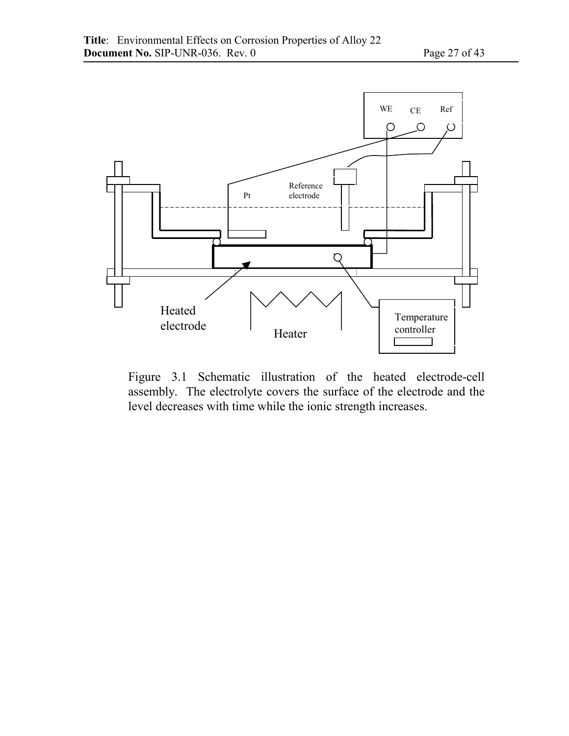Figure 3.1 Schematic illustration of the heated electrode-cell assembly. The electrolyte covers the surface of the electrode and the level decreases with time while the ionic strength increases.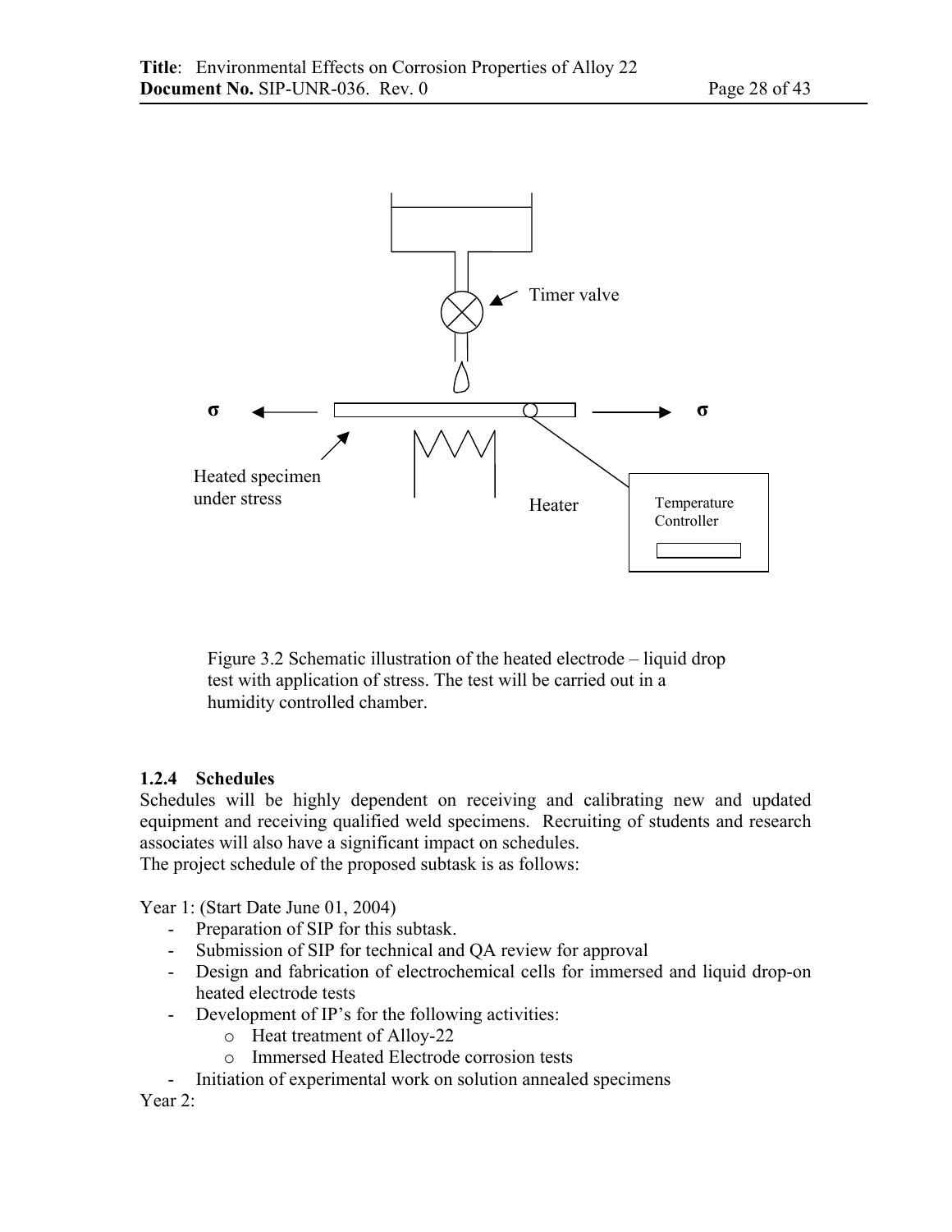Figure 3.2 Schematic illustration of the heated electrode – liquid drop test with application of stress. The test will be carried out in a humidity controlled chamber.

### 1.2.4 Schedules

Schedules will be highly dependent on receiving and calibrating new and updated equipment and receiving qualified weld specimens. Recruiting of students and research associates will also have a significant impact on schedules.
The project schedule of the proposed subtask is as follows:

Year 1: (Start Date June 01, 2004)

- Preparation of SIP for this subtask.
- Submission of SIP for technical and QA review for approval
- Design and fabrication of electrochemical cells for immersed and liquid drop-on heated electrode tests
- Development of IP's for the following activities:
  - Heat treatment of Alloy-22
  - Immersed Heated Electrode corrosion tests
- Initiation of experimental work on solution annealed specimens

Year 2: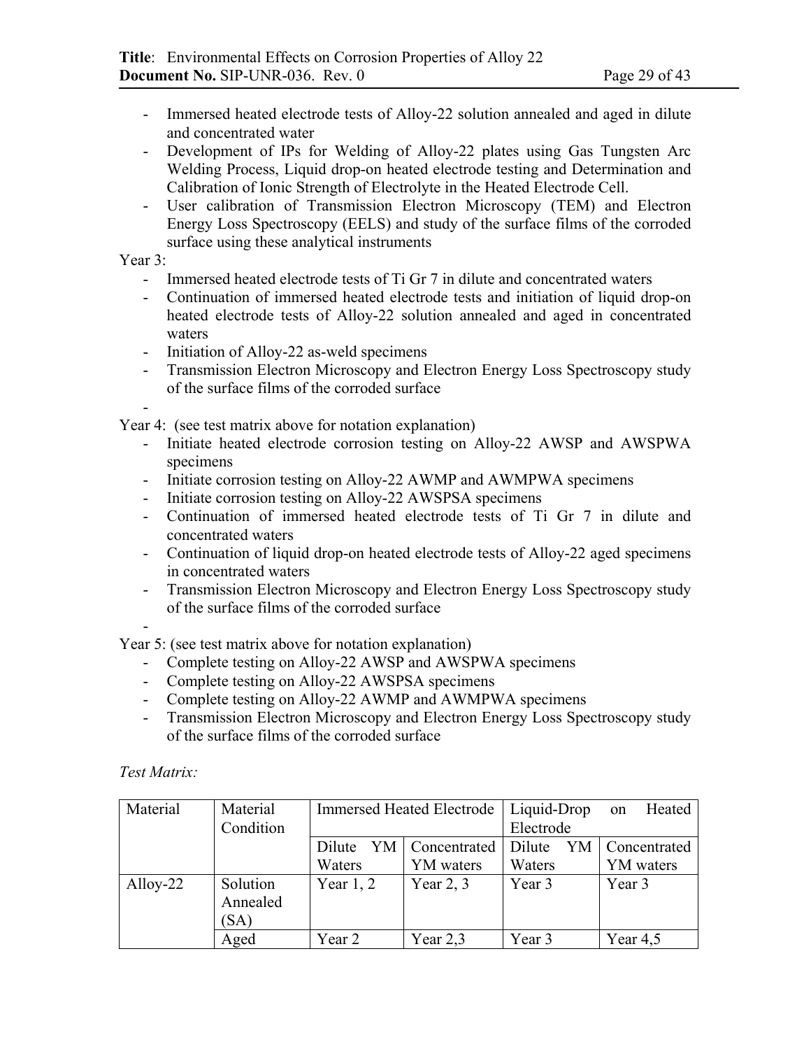- Immersed heated electrode tests of Alloy-22 solution annealed and aged in dilute and concentrated water
- Development of IPs for Welding of Alloy-22 plates using Gas Tungsten Arc Welding Process, Liquid drop-on heated electrode testing and Determination and Calibration of Ionic Strength of Electrolyte in the Heated Electrode Cell.
- User calibration of Transmission Electron Microscopy (TEM) and Electron Energy Loss Spectroscopy (EELS) and study of the surface films of the corroded surface using these analytical instruments

Year 3:

- Immersed heated electrode tests of Ti Gr 7 in dilute and concentrated waters
- Continuation of immersed heated electrode tests and initiation of liquid drop-on heated electrode tests of Alloy-22 solution annealed and aged in concentrated waters
- Initiation of Alloy-22 as-weld specimens
- Transmission Electron Microscopy and Electron Energy Loss Spectroscopy study of the surface films of the corroded surface
-

Year 4: (see test matrix above for notation explanation)

- Initiate heated electrode corrosion testing on Alloy-22 AWSP and AWSPWA specimens
- Initiate corrosion testing on Alloy-22 AWMP and AWMPWA specimens
- Initiate corrosion testing on Alloy-22 AWSPSA specimens
- Continuation of immersed heated electrode tests of Ti Gr 7 in dilute and concentrated waters
- Continuation of liquid drop-on heated electrode tests of Alloy-22 aged specimens in concentrated waters
- Transmission Electron Microscopy and Electron Energy Loss Spectroscopy study of the surface films of the corroded surface
-

Year 5: (see test matrix above for notation explanation)

- Complete testing on Alloy-22 AWSP and AWSPWA specimens
- Complete testing on Alloy-22 AWSPSA specimens
- Complete testing on Alloy-22 AWMP and AWMPWA specimens
- Transmission Electron Microscopy and Electron Energy Loss Spectroscopy study of the surface films of the corroded surface

*Test Matrix:*

| Material | Material Condition | Immersed Heated Electrode | | Liquid-Drop on Heated Electrode | |
|---|---|---|---|---|---|
| | | Dilute YM Waters | Concentrated YM waters | Dilute YM Waters | Concentrated YM waters |
| Alloy-22 | Solution Annealed (SA) | Year 1, 2 | Year 2, 3 | Year 3 | Year 3 |
| | Aged | Year 2 | Year 2,3 | Year 3 | Year 4,5 |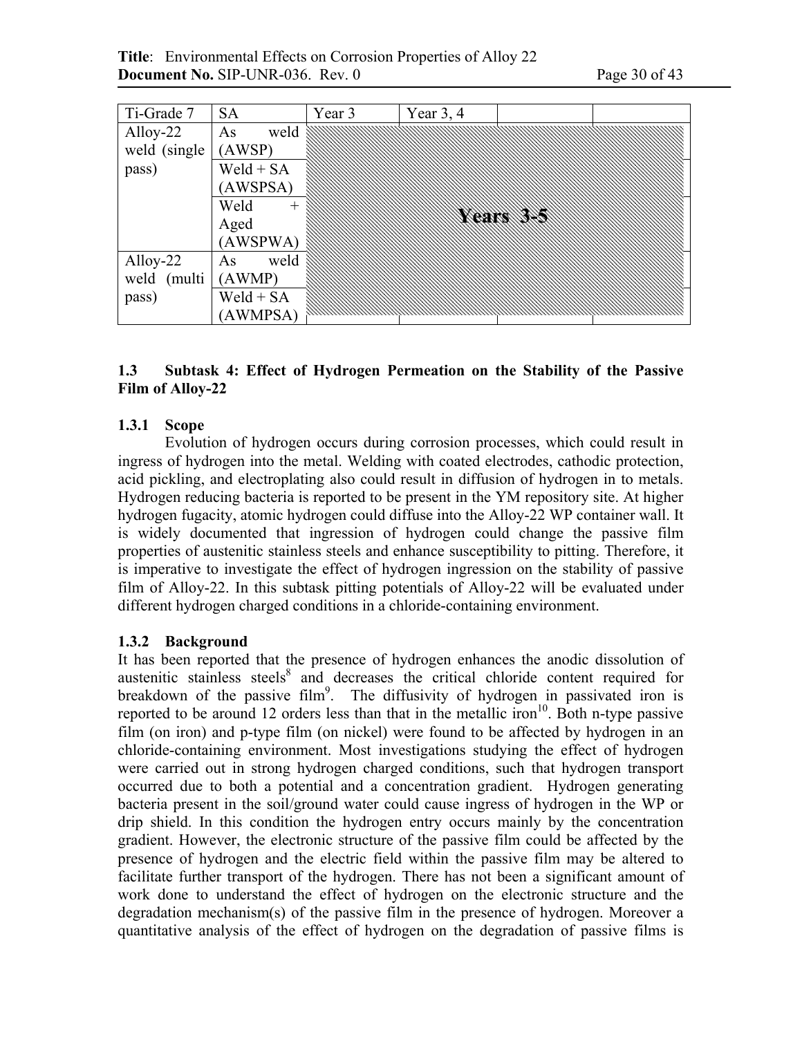| Ti-Grade 7 | SA | Year 3 | Year 3, 4 | | |
|---|---|---|---|---|---|
| Alloy-22 weld (single pass) | As weld (AWSP) | Years 3-5 | | | |
| | Weld + SA (AWSPSA) | | | | |
| | Weld + Aged (AWSPWA) | | | | |
| Alloy-22 weld (multi pass) | As weld (AWMP) | | | | |
| | Weld + SA (AWMPSA) | | | | |

### 1.3 Subtask 4: Effect of Hydrogen Permeation on the Stability of the Passive Film of Alloy-22

#### 1.3.1 Scope

Evolution of hydrogen occurs during corrosion processes, which could result in ingress of hydrogen into the metal. Welding with coated electrodes, cathodic protection, acid pickling, and electroplating also could result in diffusion of hydrogen in to metals. Hydrogen reducing bacteria is reported to be present in the YM repository site. At higher hydrogen fugacity, atomic hydrogen could diffuse into the Alloy-22 WP container wall. It is widely documented that ingression of hydrogen could change the passive film properties of austenitic stainless steels and enhance susceptibility to pitting. Therefore, it is imperative to investigate the effect of hydrogen ingression on the stability of passive film of Alloy-22. In this subtask pitting potentials of Alloy-22 will be evaluated under different hydrogen charged conditions in a chloride-containing environment.

#### 1.3.2 Background

It has been reported that the presence of hydrogen enhances the anodic dissolution of austenitic stainless steels[8] and decreases the critical chloride content required for breakdown of the passive film[9]. The diffusivity of hydrogen in passivated iron is reported to be around 12 orders less than that in the metallic iron[10]. Both n-type passive film (on iron) and p-type film (on nickel) were found to be affected by hydrogen in an chloride-containing environment. Most investigations studying the effect of hydrogen were carried out in strong hydrogen charged conditions, such that hydrogen transport occurred due to both a potential and a concentration gradient. Hydrogen generating bacteria present in the soil/ground water could cause ingress of hydrogen in the WP or drip shield. In this condition the hydrogen entry occurs mainly by the concentration gradient. However, the electronic structure of the passive film could be affected by the presence of hydrogen and the electric field within the passive film may be altered to facilitate further transport of the hydrogen. There has not been a significant amount of work done to understand the effect of hydrogen on the electronic structure and the degradation mechanism(s) of the passive film in the presence of hydrogen. Moreover a quantitative analysis of the effect of hydrogen on the degradation of passive films is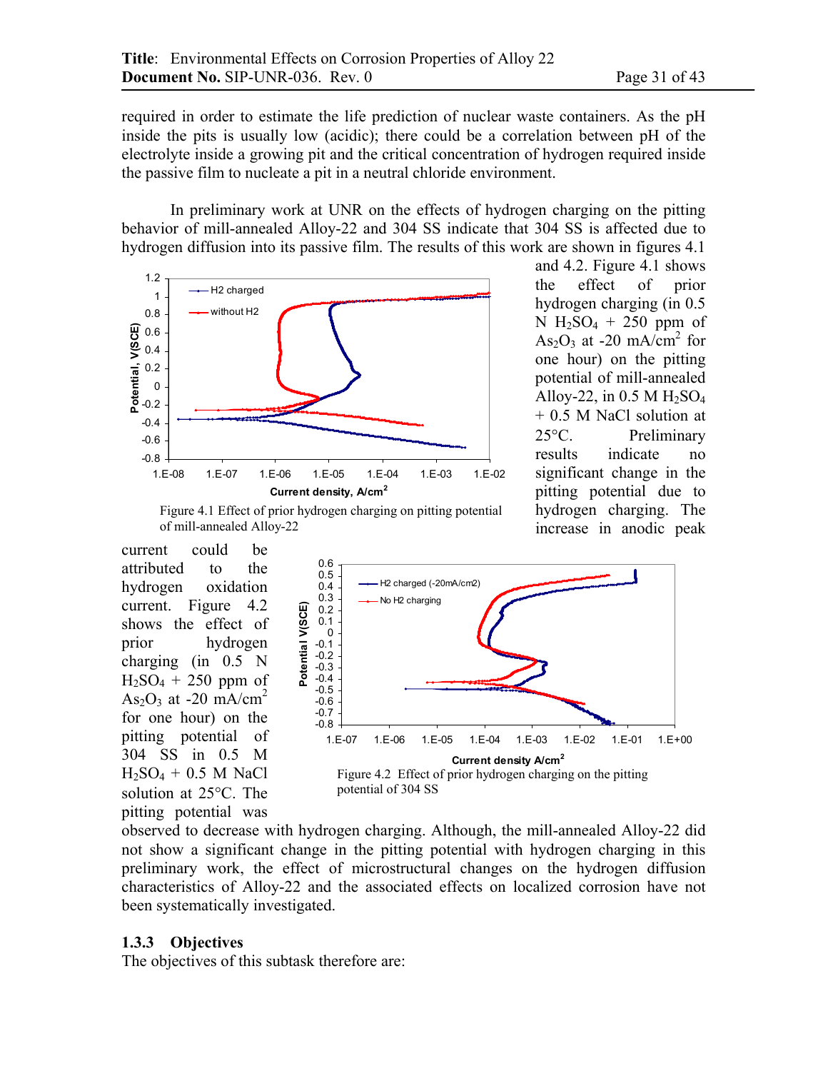required in order to estimate the life prediction of nuclear waste containers. As the pH inside the pits is usually low (acidic); there could be a correlation between pH of the electrolyte inside a growing pit and the critical concentration of hydrogen required inside the passive film to nucleate a pit in a neutral chloride environment.

In preliminary work at UNR on the effects of hydrogen charging on the pitting behavior of mill-annealed Alloy-22 and 304 SS indicate that 304 SS is affected due to hydrogen diffusion into its passive film. The results of this work are shown in figures 4.1 and 4.2. Figure 4.1 shows the effect of prior hydrogen charging (in 0.5 N $H_2SO_4$ + 250 ppm of $As_2O_3$ at -20 mA/cm$^2$ for one hour) on the pitting potential of mill-annealed Alloy-22, in 0.5 M $H_2SO_4$ + 0.5 M NaCl solution at 25°C. Preliminary results indicate no significant change in the pitting potential due to hydrogen charging. The increase in anodic peak current could be attributed to the hydrogen oxidation current. Figure 4.2 shows the effect of prior hydrogen charging (in 0.5 N $H_2SO_4$ + 250 ppm of $As_2O_3$ at -20 mA/cm$^2$ for one hour) on the pitting potential of 304 SS in 0.5 M $H_2SO_4$ + 0.5 M NaCl solution at 25°C. The pitting potential was observed to decrease with hydrogen charging. Although, the mill-annealed Alloy-22 did not show a significant change in the pitting potential with hydrogen charging in this preliminary work, the effect of microstructural changes on the hydrogen diffusion characteristics of Alloy-22 and the associated effects on localized corrosion have not been systematically investigated.

Figure 4.1 Effect of prior hydrogen charging on pitting potential of mill-annealed Alloy-22

Figure 4.2 Effect of prior hydrogen charging on the pitting potential of 304 SS

### 1.3.3 Objectives

The objectives of this subtask therefore are: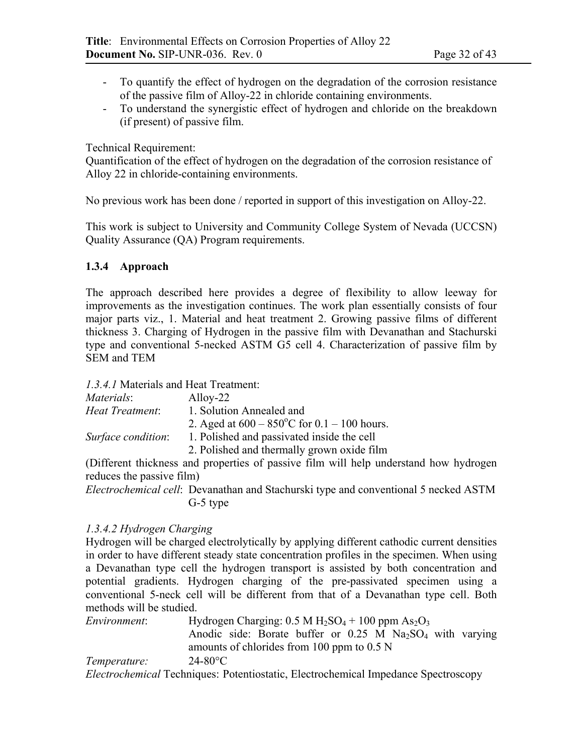- To quantify the effect of hydrogen on the degradation of the corrosion resistance of the passive film of Alloy-22 in chloride containing environments.
- To understand the synergistic effect of hydrogen and chloride on the breakdown (if present) of passive film.

Technical Requirement:
Quantification of the effect of hydrogen on the degradation of the corrosion resistance of Alloy 22 in chloride-containing environments.

No previous work has been done / reported in support of this investigation on Alloy-22.

This work is subject to University and Community College System of Nevada (UCCSN) Quality Assurance (QA) Program requirements.

### 1.3.4 Approach

The approach described here provides a degree of flexibility to allow leeway for improvements as the investigation continues. The work plan essentially consists of four major parts viz., 1. Material and heat treatment 2. Growing passive films of different thickness 3. Charging of Hydrogen in the passive film with Devanathan and Stachurski type and conventional 5-necked ASTM G5 cell 4. Characterization of passive film by SEM and TEM

*1.3.4.1* Materials and Heat Treatment:

*Materials*: Alloy-22

*Heat Treatment*: 1. Solution Annealed and
2. Aged at 600 – 850°C for 0.1 – 100 hours.

*Surface condition*: 1. Polished and passivated inside the cell
2. Polished and thermally grown oxide film

(Different thickness and properties of passive film will help understand how hydrogen reduces the passive film)

*Electrochemical cell*: Devanathan and Stachurski type and conventional 5 necked ASTM G-5 type

*1.3.4.2 Hydrogen Charging*

Hydrogen will be charged electrolytically by applying different cathodic current densities in order to have different steady state concentration profiles in the specimen. When using a Devanathan type cell the hydrogen transport is assisted by both concentration and potential gradients. Hydrogen charging of the pre-passivated specimen using a conventional 5-neck cell will be different from that of a Devanathan type cell. Both methods will be studied.

*Environment*: Hydrogen Charging: 0.5 M $H_2SO_4$ + 100 ppm $As_2O_3$
Anodic side: Borate buffer or 0.25 M $Na_2SO_4$ with varying amounts of chlorides from 100 ppm to 0.5 N

*Temperature:* 24-80°C

*Electrochemical* Techniques: Potentiostatic, Electrochemical Impedance Spectroscopy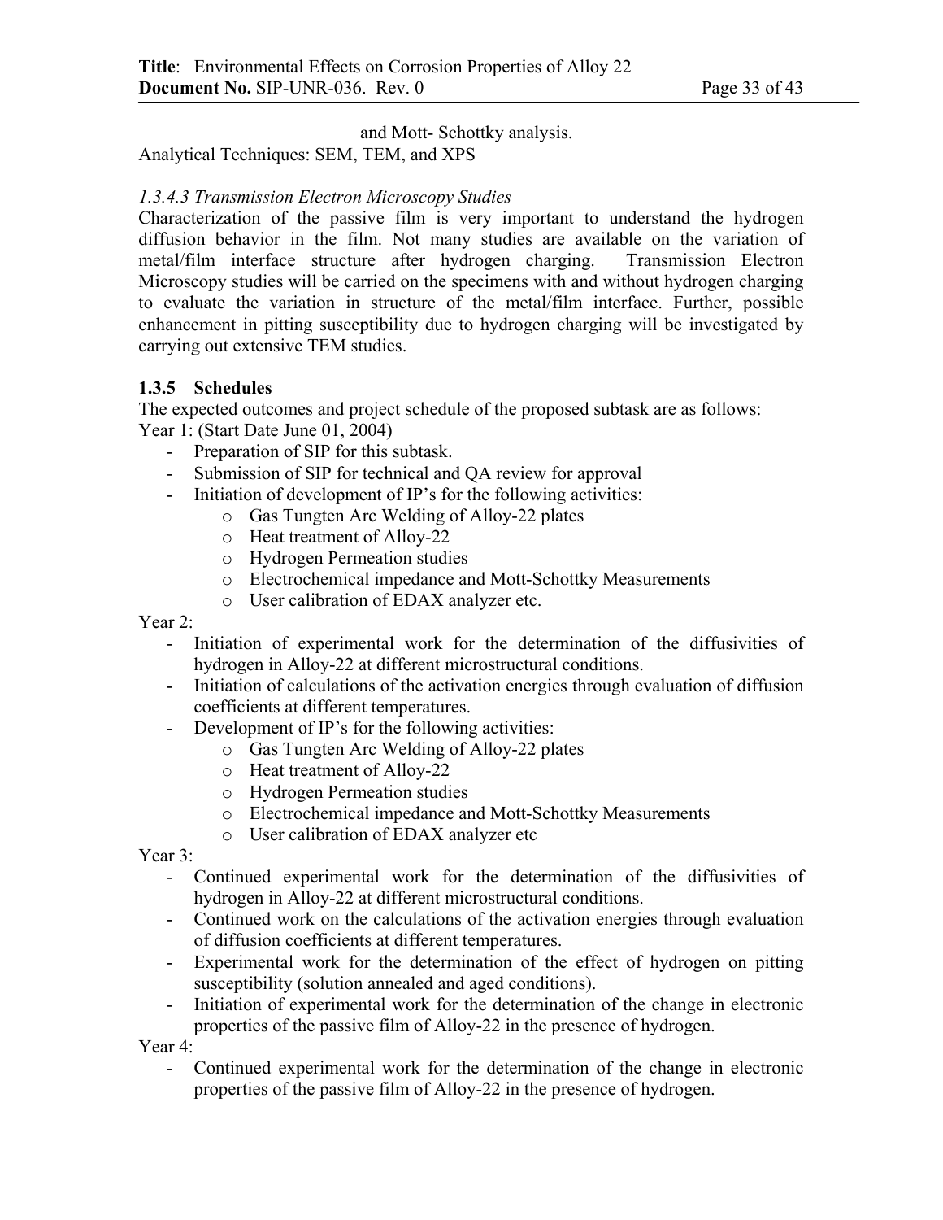and Mott- Schottky analysis.

Analytical Techniques: SEM, TEM, and XPS

*1.3.4.3 Transmission Electron Microscopy Studies*

Characterization of the passive film is very important to understand the hydrogen diffusion behavior in the film. Not many studies are available on the variation of metal/film interface structure after hydrogen charging. Transmission Electron Microscopy studies will be carried on the specimens with and without hydrogen charging to evaluate the variation in structure of the metal/film interface. Further, possible enhancement in pitting susceptibility due to hydrogen charging will be investigated by carrying out extensive TEM studies.

### 1.3.5 Schedules

The expected outcomes and project schedule of the proposed subtask are as follows:

Year 1: (Start Date June 01, 2004)

- Preparation of SIP for this subtask.
- Submission of SIP for technical and QA review for approval
- Initiation of development of IP's for the following activities:
  - Gas Tungten Arc Welding of Alloy-22 plates
  - Heat treatment of Alloy-22
  - Hydrogen Permeation studies
  - Electrochemical impedance and Mott-Schottky Measurements
  - User calibration of EDAX analyzer etc.

Year 2:

- Initiation of experimental work for the determination of the diffusivities of hydrogen in Alloy-22 at different microstructural conditions.
- Initiation of calculations of the activation energies through evaluation of diffusion coefficients at different temperatures.
- Development of IP's for the following activities:
  - Gas Tungten Arc Welding of Alloy-22 plates
  - Heat treatment of Alloy-22
  - Hydrogen Permeation studies
  - Electrochemical impedance and Mott-Schottky Measurements
  - User calibration of EDAX analyzer etc

Year 3:

- Continued experimental work for the determination of the diffusivities of hydrogen in Alloy-22 at different microstructural conditions.
- Continued work on the calculations of the activation energies through evaluation of diffusion coefficients at different temperatures.
- Experimental work for the determination of the effect of hydrogen on pitting susceptibility (solution annealed and aged conditions).
- Initiation of experimental work for the determination of the change in electronic properties of the passive film of Alloy-22 in the presence of hydrogen.

Year 4:

- Continued experimental work for the determination of the change in electronic properties of the passive film of Alloy-22 in the presence of hydrogen.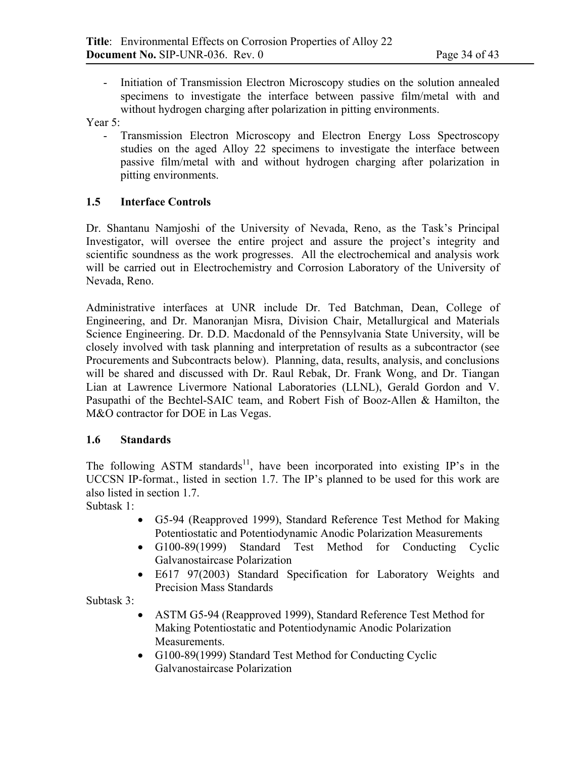- Initiation of Transmission Electron Microscopy studies on the solution annealed specimens to investigate the interface between passive film/metal with and without hydrogen charging after polarization in pitting environments.

Year 5:

- Transmission Electron Microscopy and Electron Energy Loss Spectroscopy studies on the aged Alloy 22 specimens to investigate the interface between passive film/metal with and without hydrogen charging after polarization in pitting environments.

### 1.5 Interface Controls

Dr. Shantanu Namjoshi of the University of Nevada, Reno, as the Task's Principal Investigator, will oversee the entire project and assure the project's integrity and scientific soundness as the work progresses. All the electrochemical and analysis work will be carried out in Electrochemistry and Corrosion Laboratory of the University of Nevada, Reno.

Administrative interfaces at UNR include Dr. Ted Batchman, Dean, College of Engineering, and Dr. Manoranjan Misra, Division Chair, Metallurgical and Materials Science Engineering. Dr. D.D. Macdonald of the Pennsylvania State University, will be closely involved with task planning and interpretation of results as a subcontractor (see Procurements and Subcontracts below). Planning, data, results, analysis, and conclusions will be shared and discussed with Dr. Raul Rebak, Dr. Frank Wong, and Dr. Tiangan Lian at Lawrence Livermore National Laboratories (LLNL), Gerald Gordon and V. Pasupathi of the Bechtel-SAIC team, and Robert Fish of Booz-Allen & Hamilton, the M&O contractor for DOE in Las Vegas.

### 1.6 Standards

The following ASTM standards[11], have been incorporated into existing IP's in the UCCSN IP-format., listed in section 1.7. The IP's planned to be used for this work are also listed in section 1.7.

Subtask 1:

- G5-94 (Reapproved 1999), Standard Reference Test Method for Making Potentiostatic and Potentiodynamic Anodic Polarization Measurements
- G100-89(1999) Standard Test Method for Conducting Cyclic Galvanostaircase Polarization
- E617 97(2003) Standard Specification for Laboratory Weights and Precision Mass Standards

Subtask 3:

- ASTM G5-94 (Reapproved 1999), Standard Reference Test Method for Making Potentiostatic and Potentiodynamic Anodic Polarization Measurements.
- G100-89(1999) Standard Test Method for Conducting Cyclic Galvanostaircase Polarization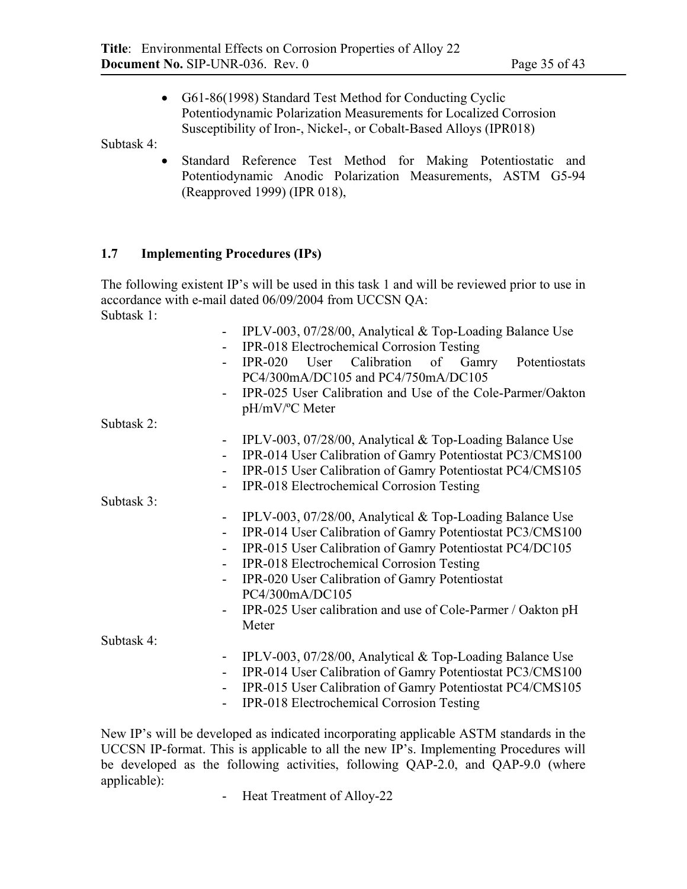- G61-86(1998) Standard Test Method for Conducting Cyclic Potentiodynamic Polarization Measurements for Localized Corrosion Susceptibility of Iron-, Nickel-, or Cobalt-Based Alloys (IPR018)

Subtask 4:

- Standard Reference Test Method for Making Potentiostatic and Potentiodynamic Anodic Polarization Measurements, ASTM G5-94 (Reapproved 1999) (IPR 018),

### 1.7 Implementing Procedures (IPs)

The following existent IP's will be used in this task 1 and will be reviewed prior to use in accordance with e-mail dated 06/09/2004 from UCCSN QA:

Subtask 1:

- IPLV-003, 07/28/00, Analytical & Top-Loading Balance Use
- IPR-018 Electrochemical Corrosion Testing
- IPR-020 User Calibration of Gamry Potentiostats PC4/300mA/DC105 and PC4/750mA/DC105
- IPR-025 User Calibration and Use of the Cole-Parmer/Oakton pH/mV/ºC Meter

Subtask 2:

- IPLV-003, 07/28/00, Analytical & Top-Loading Balance Use
- IPR-014 User Calibration of Gamry Potentiostat PC3/CMS100
- IPR-015 User Calibration of Gamry Potentiostat PC4/CMS105
- IPR-018 Electrochemical Corrosion Testing

Subtask 3:

- IPLV-003, 07/28/00, Analytical & Top-Loading Balance Use
- IPR-014 User Calibration of Gamry Potentiostat PC3/CMS100
- IPR-015 User Calibration of Gamry Potentiostat PC4/DC105
- IPR-018 Electrochemical Corrosion Testing
- IPR-020 User Calibration of Gamry Potentiostat PC4/300mA/DC105
- IPR-025 User calibration and use of Cole-Parmer / Oakton pH Meter

Subtask 4:

- IPLV-003, 07/28/00, Analytical & Top-Loading Balance Use
- IPR-014 User Calibration of Gamry Potentiostat PC3/CMS100
- IPR-015 User Calibration of Gamry Potentiostat PC4/CMS105
- IPR-018 Electrochemical Corrosion Testing

New IP's will be developed as indicated incorporating applicable ASTM standards in the UCCSN IP-format. This is applicable to all the new IP's. Implementing Procedures will be developed as the following activities, following QAP-2.0, and QAP-9.0 (where applicable):

- Heat Treatment of Alloy-22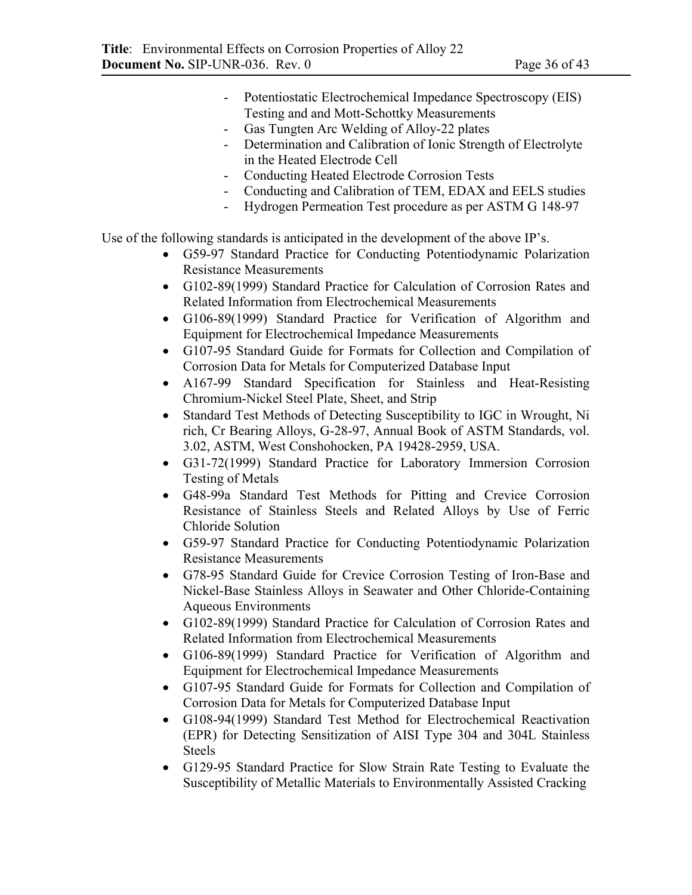- Potentiostatic Electrochemical Impedance Spectroscopy (EIS) Testing and and Mott-Schottky Measurements
- Gas Tungten Arc Welding of Alloy-22 plates
- Determination and Calibration of Ionic Strength of Electrolyte in the Heated Electrode Cell
- Conducting Heated Electrode Corrosion Tests
- Conducting and Calibration of TEM, EDAX and EELS studies
- Hydrogen Permeation Test procedure as per ASTM G 148-97

Use of the following standards is anticipated in the development of the above IP's.

- G59-97 Standard Practice for Conducting Potentiodynamic Polarization Resistance Measurements
- G102-89(1999) Standard Practice for Calculation of Corrosion Rates and Related Information from Electrochemical Measurements
- G106-89(1999) Standard Practice for Verification of Algorithm and Equipment for Electrochemical Impedance Measurements
- G107-95 Standard Guide for Formats for Collection and Compilation of Corrosion Data for Metals for Computerized Database Input
- A167-99 Standard Specification for Stainless and Heat-Resisting Chromium-Nickel Steel Plate, Sheet, and Strip
- Standard Test Methods of Detecting Susceptibility to IGC in Wrought, Ni rich, Cr Bearing Alloys, G-28-97, Annual Book of ASTM Standards, vol. 3.02, ASTM, West Conshohocken, PA 19428-2959, USA.
- G31-72(1999) Standard Practice for Laboratory Immersion Corrosion Testing of Metals
- G48-99a Standard Test Methods for Pitting and Crevice Corrosion Resistance of Stainless Steels and Related Alloys by Use of Ferric Chloride Solution
- G59-97 Standard Practice for Conducting Potentiodynamic Polarization Resistance Measurements
- G78-95 Standard Guide for Crevice Corrosion Testing of Iron-Base and Nickel-Base Stainless Alloys in Seawater and Other Chloride-Containing Aqueous Environments
- G102-89(1999) Standard Practice for Calculation of Corrosion Rates and Related Information from Electrochemical Measurements
- G106-89(1999) Standard Practice for Verification of Algorithm and Equipment for Electrochemical Impedance Measurements
- G107-95 Standard Guide for Formats for Collection and Compilation of Corrosion Data for Metals for Computerized Database Input
- G108-94(1999) Standard Test Method for Electrochemical Reactivation (EPR) for Detecting Sensitization of AISI Type 304 and 304L Stainless Steels
- G129-95 Standard Practice for Slow Strain Rate Testing to Evaluate the Susceptibility of Metallic Materials to Environmentally Assisted Cracking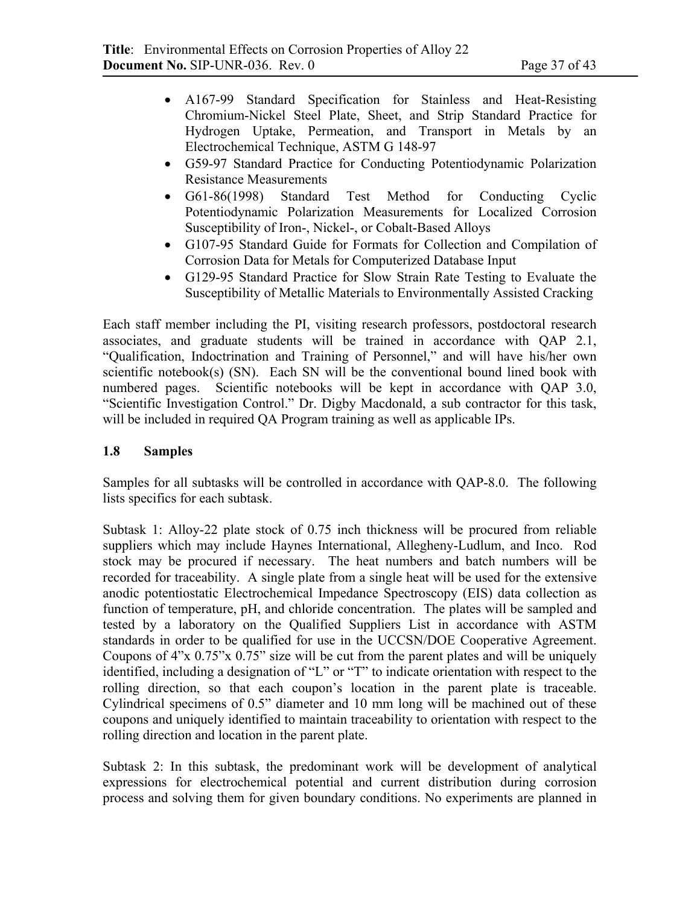- A167-99 Standard Specification for Stainless and Heat-Resisting Chromium-Nickel Steel Plate, Sheet, and Strip Standard Practice for Hydrogen Uptake, Permeation, and Transport in Metals by an Electrochemical Technique, ASTM G 148-97
- G59-97 Standard Practice for Conducting Potentiodynamic Polarization Resistance Measurements
- G61-86(1998) Standard Test Method for Conducting Cyclic Potentiodynamic Polarization Measurements for Localized Corrosion Susceptibility of Iron-, Nickel-, or Cobalt-Based Alloys
- G107-95 Standard Guide for Formats for Collection and Compilation of Corrosion Data for Metals for Computerized Database Input
- G129-95 Standard Practice for Slow Strain Rate Testing to Evaluate the Susceptibility of Metallic Materials to Environmentally Assisted Cracking

Each staff member including the PI, visiting research professors, postdoctoral research associates, and graduate students will be trained in accordance with QAP 2.1, "Qualification, Indoctrination and Training of Personnel," and will have his/her own scientific notebook(s) (SN). Each SN will be the conventional bound lined book with numbered pages. Scientific notebooks will be kept in accordance with QAP 3.0, "Scientific Investigation Control." Dr. Digby Macdonald, a sub contractor for this task, will be included in required QA Program training as well as applicable IPs.

## 1.8 Samples

Samples for all subtasks will be controlled in accordance with QAP-8.0. The following lists specifics for each subtask.

Subtask 1: Alloy-22 plate stock of 0.75 inch thickness will be procured from reliable suppliers which may include Haynes International, Allegheny-Ludlum, and Inco. Rod stock may be procured if necessary. The heat numbers and batch numbers will be recorded for traceability. A single plate from a single heat will be used for the extensive anodic potentiostatic Electrochemical Impedance Spectroscopy (EIS) data collection as function of temperature, pH, and chloride concentration. The plates will be sampled and tested by a laboratory on the Qualified Suppliers List in accordance with ASTM standards in order to be qualified for use in the UCCSN/DOE Cooperative Agreement. Coupons of 4"x 0.75"x 0.75" size will be cut from the parent plates and will be uniquely identified, including a designation of "L" or "T" to indicate orientation with respect to the rolling direction, so that each coupon's location in the parent plate is traceable. Cylindrical specimens of 0.5" diameter and 10 mm long will be machined out of these coupons and uniquely identified to maintain traceability to orientation with respect to the rolling direction and location in the parent plate.

Subtask 2: In this subtask, the predominant work will be development of analytical expressions for electrochemical potential and current distribution during corrosion process and solving them for given boundary conditions. No experiments are planned in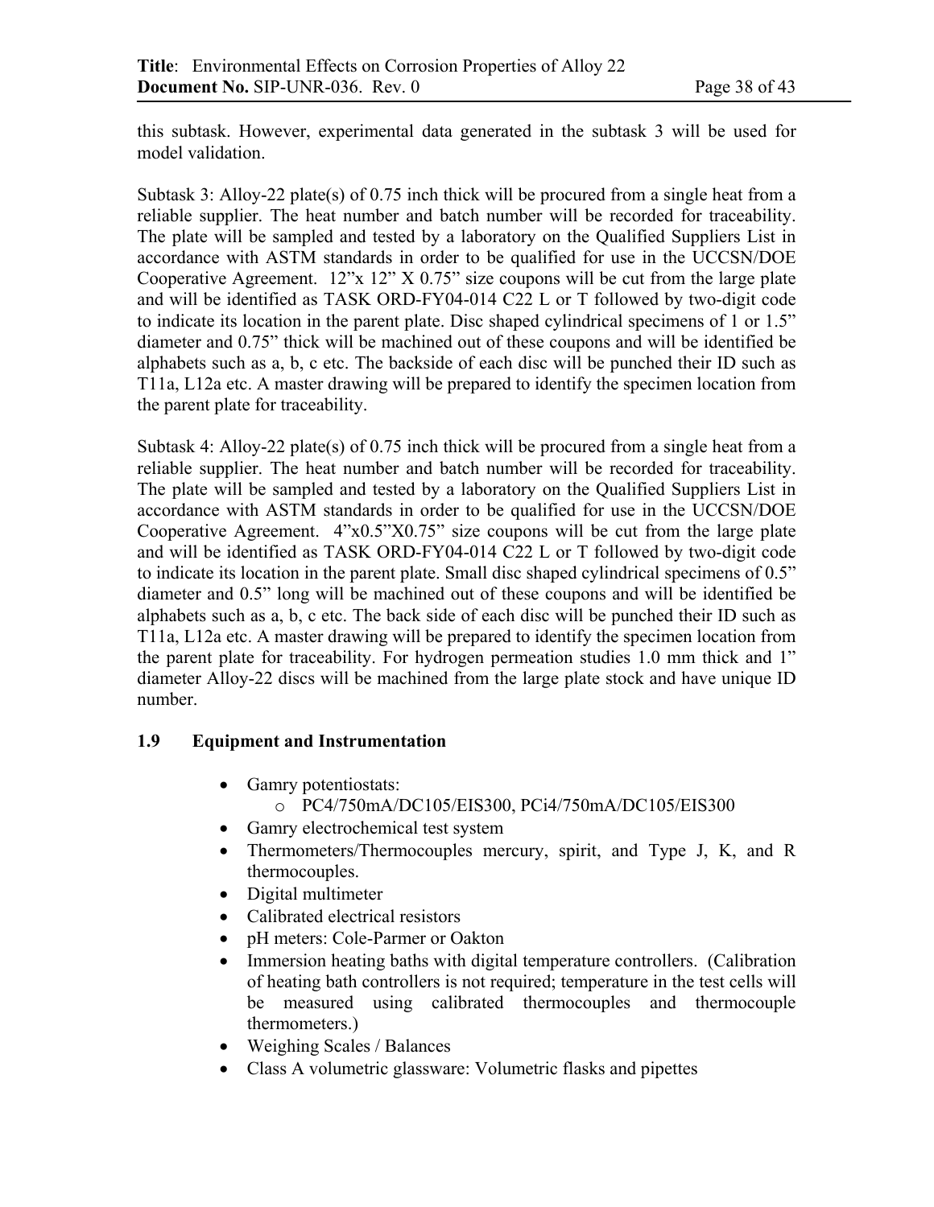this subtask. However, experimental data generated in the subtask 3 will be used for model validation.

Subtask 3: Alloy-22 plate(s) of 0.75 inch thick will be procured from a single heat from a reliable supplier. The heat number and batch number will be recorded for traceability. The plate will be sampled and tested by a laboratory on the Qualified Suppliers List in accordance with ASTM standards in order to be qualified for use in the UCCSN/DOE Cooperative Agreement. 12"x 12" X 0.75" size coupons will be cut from the large plate and will be identified as TASK ORD-FY04-014 C22 L or T followed by two-digit code to indicate its location in the parent plate. Disc shaped cylindrical specimens of 1 or 1.5" diameter and 0.75" thick will be machined out of these coupons and will be identified be alphabets such as a, b, c etc. The backside of each disc will be punched their ID such as T11a, L12a etc. A master drawing will be prepared to identify the specimen location from the parent plate for traceability.

Subtask 4: Alloy-22 plate(s) of 0.75 inch thick will be procured from a single heat from a reliable supplier. The heat number and batch number will be recorded for traceability. The plate will be sampled and tested by a laboratory on the Qualified Suppliers List in accordance with ASTM standards in order to be qualified for use in the UCCSN/DOE Cooperative Agreement. 4"x0.5"X0.75" size coupons will be cut from the large plate and will be identified as TASK ORD-FY04-014 C22 L or T followed by two-digit code to indicate its location in the parent plate. Small disc shaped cylindrical specimens of 0.5" diameter and 0.5" long will be machined out of these coupons and will be identified be alphabets such as a, b, c etc. The back side of each disc will be punched their ID such as T11a, L12a etc. A master drawing will be prepared to identify the specimen location from the parent plate for traceability. For hydrogen permeation studies 1.0 mm thick and 1" diameter Alloy-22 discs will be machined from the large plate stock and have unique ID number.

## 1.9 Equipment and Instrumentation

- Gamry potentiostats:
  - PC4/750mA/DC105/EIS300, PCi4/750mA/DC105/EIS300
- Gamry electrochemical test system
- Thermometers/Thermocouples mercury, spirit, and Type J, K, and R thermocouples.
- Digital multimeter
- Calibrated electrical resistors
- pH meters: Cole-Parmer or Oakton
- Immersion heating baths with digital temperature controllers. (Calibration of heating bath controllers is not required; temperature in the test cells will be measured using calibrated thermocouples and thermocouple thermometers.)
- Weighing Scales / Balances
- Class A volumetric glassware: Volumetric flasks and pipettes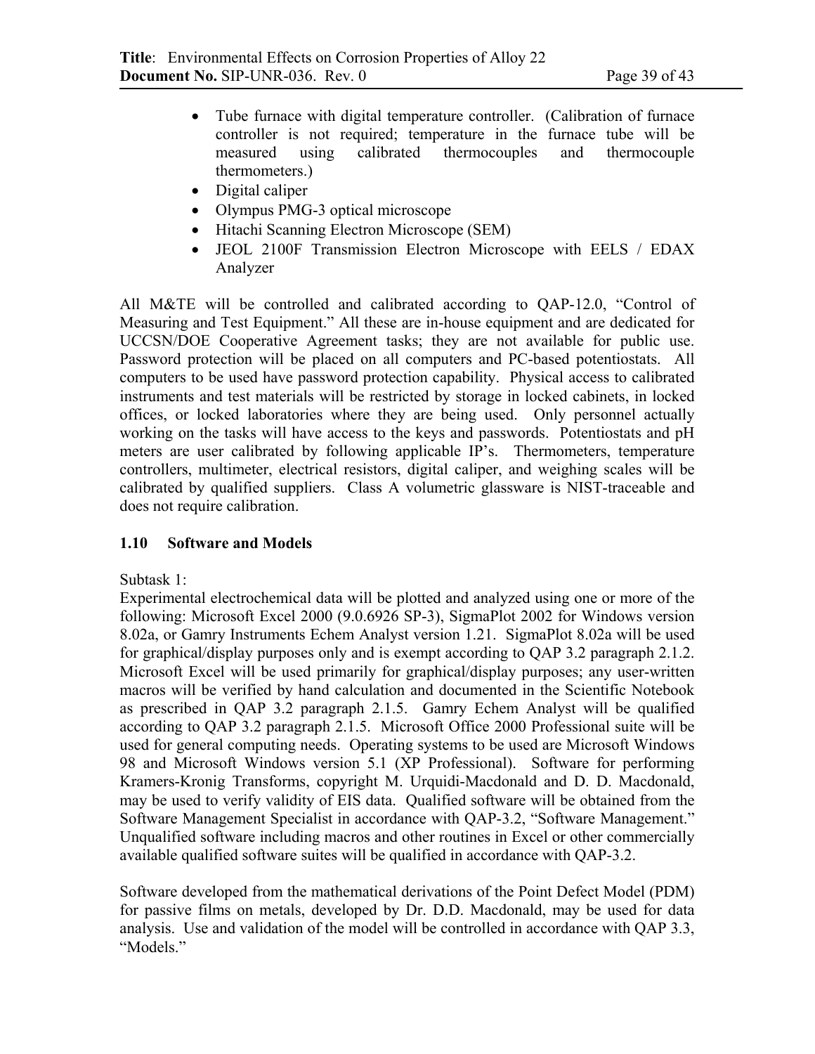- Tube furnace with digital temperature controller. (Calibration of furnace controller is not required; temperature in the furnace tube will be measured using calibrated thermocouples and thermocouple thermometers.)
- Digital caliper
- Olympus PMG-3 optical microscope
- Hitachi Scanning Electron Microscope (SEM)
- JEOL 2100F Transmission Electron Microscope with EELS / EDAX Analyzer

All M&TE will be controlled and calibrated according to QAP-12.0, "Control of Measuring and Test Equipment." All these are in-house equipment and are dedicated for UCCSN/DOE Cooperative Agreement tasks; they are not available for public use. Password protection will be placed on all computers and PC-based potentiostats. All computers to be used have password protection capability. Physical access to calibrated instruments and test materials will be restricted by storage in locked cabinets, in locked offices, or locked laboratories where they are being used. Only personnel actually working on the tasks will have access to the keys and passwords. Potentiostats and pH meters are user calibrated by following applicable IP's. Thermometers, temperature controllers, multimeter, electrical resistors, digital caliper, and weighing scales will be calibrated by qualified suppliers. Class A volumetric glassware is NIST-traceable and does not require calibration.

### 1.10 Software and Models

Subtask 1:
Experimental electrochemical data will be plotted and analyzed using one or more of the following: Microsoft Excel 2000 (9.0.6926 SP-3), SigmaPlot 2002 for Windows version 8.02a, or Gamry Instruments Echem Analyst version 1.21. SigmaPlot 8.02a will be used for graphical/display purposes only and is exempt according to QAP 3.2 paragraph 2.1.2. Microsoft Excel will be used primarily for graphical/display purposes; any user-written macros will be verified by hand calculation and documented in the Scientific Notebook as prescribed in QAP 3.2 paragraph 2.1.5. Gamry Echem Analyst will be qualified according to QAP 3.2 paragraph 2.1.5. Microsoft Office 2000 Professional suite will be used for general computing needs. Operating systems to be used are Microsoft Windows 98 and Microsoft Windows version 5.1 (XP Professional). Software for performing Kramers-Kronig Transforms, copyright M. Urquidi-Macdonald and D. D. Macdonald, may be used to verify validity of EIS data. Qualified software will be obtained from the Software Management Specialist in accordance with QAP-3.2, "Software Management." Unqualified software including macros and other routines in Excel or other commercially available qualified software suites will be qualified in accordance with QAP-3.2.

Software developed from the mathematical derivations of the Point Defect Model (PDM) for passive films on metals, developed by Dr. D.D. Macdonald, may be used for data analysis. Use and validation of the model will be controlled in accordance with QAP 3.3, "Models."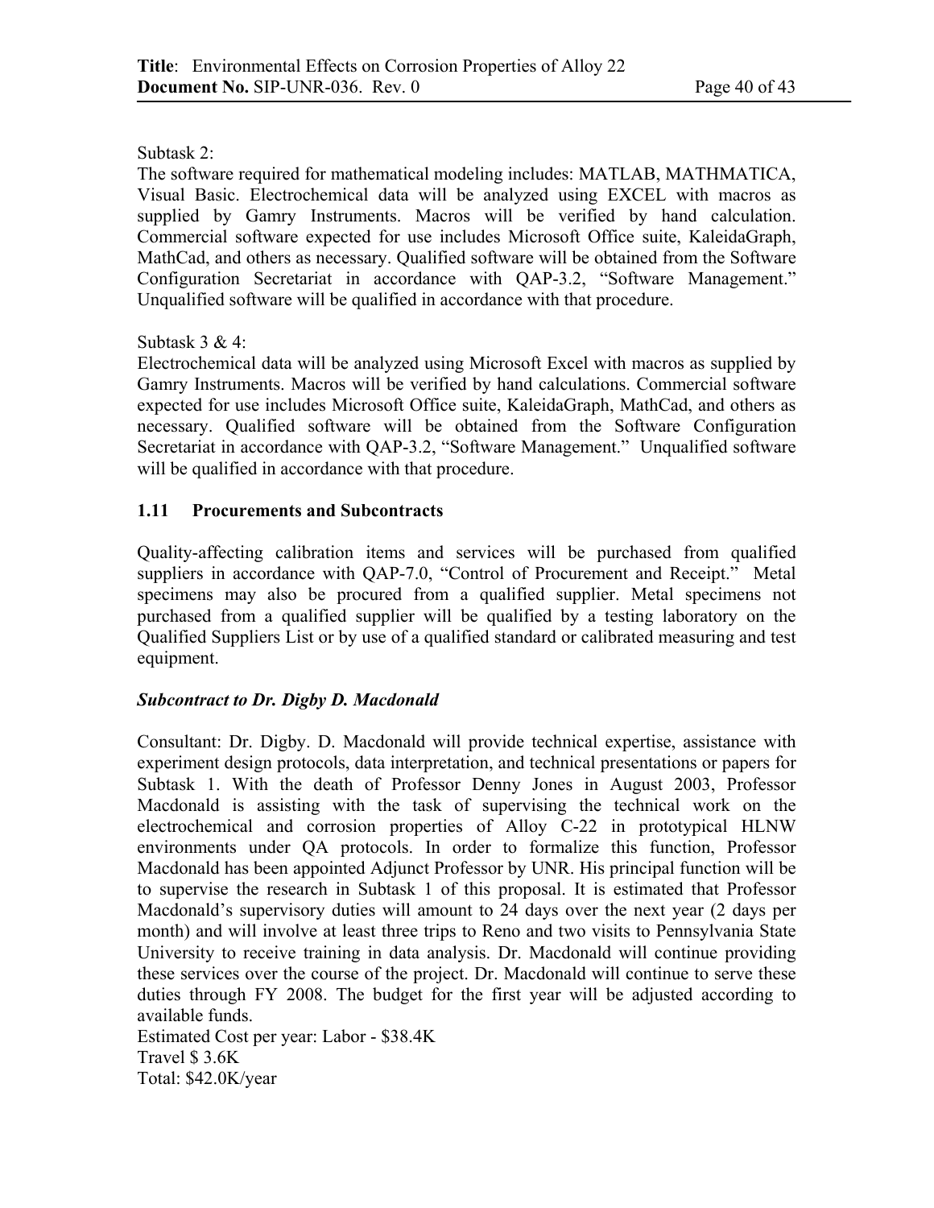Subtask 2:
The software required for mathematical modeling includes: MATLAB, MATHMATICA, Visual Basic. Electrochemical data will be analyzed using EXCEL with macros as supplied by Gamry Instruments. Macros will be verified by hand calculation. Commercial software expected for use includes Microsoft Office suite, KaleidaGraph, MathCad, and others as necessary. Qualified software will be obtained from the Software Configuration Secretariat in accordance with QAP-3.2, "Software Management." Unqualified software will be qualified in accordance with that procedure.

Subtask 3 & 4:
Electrochemical data will be analyzed using Microsoft Excel with macros as supplied by Gamry Instruments. Macros will be verified by hand calculations. Commercial software expected for use includes Microsoft Office suite, KaleidaGraph, MathCad, and others as necessary. Qualified software will be obtained from the Software Configuration Secretariat in accordance with QAP-3.2, "Software Management." Unqualified software will be qualified in accordance with that procedure.

## 1.11 Procurements and Subcontracts

Quality-affecting calibration items and services will be purchased from qualified suppliers in accordance with QAP-7.0, "Control of Procurement and Receipt." Metal specimens may also be procured from a qualified supplier. Metal specimens not purchased from a qualified supplier will be qualified by a testing laboratory on the Qualified Suppliers List or by use of a qualified standard or calibrated measuring and test equipment.

***Subcontract to Dr. Digby D. Macdonald***

Consultant: Dr. Digby. D. Macdonald will provide technical expertise, assistance with experiment design protocols, data interpretation, and technical presentations or papers for Subtask 1. With the death of Professor Denny Jones in August 2003, Professor Macdonald is assisting with the task of supervising the technical work on the electrochemical and corrosion properties of Alloy C-22 in prototypical HLNW environments under QA protocols. In order to formalize this function, Professor Macdonald has been appointed Adjunct Professor by UNR. His principal function will be to supervise the research in Subtask 1 of this proposal. It is estimated that Professor Macdonald's supervisory duties will amount to 24 days over the next year (2 days per month) and will involve at least three trips to Reno and two visits to Pennsylvania State University to receive training in data analysis. Dr. Macdonald will continue providing these services over the course of the project. Dr. Macdonald will continue to serve these duties through FY 2008. The budget for the first year will be adjusted according to available funds.
Estimated Cost per year: Labor - \$38.4K
Travel \$ 3.6K
Total: \$42.0K/year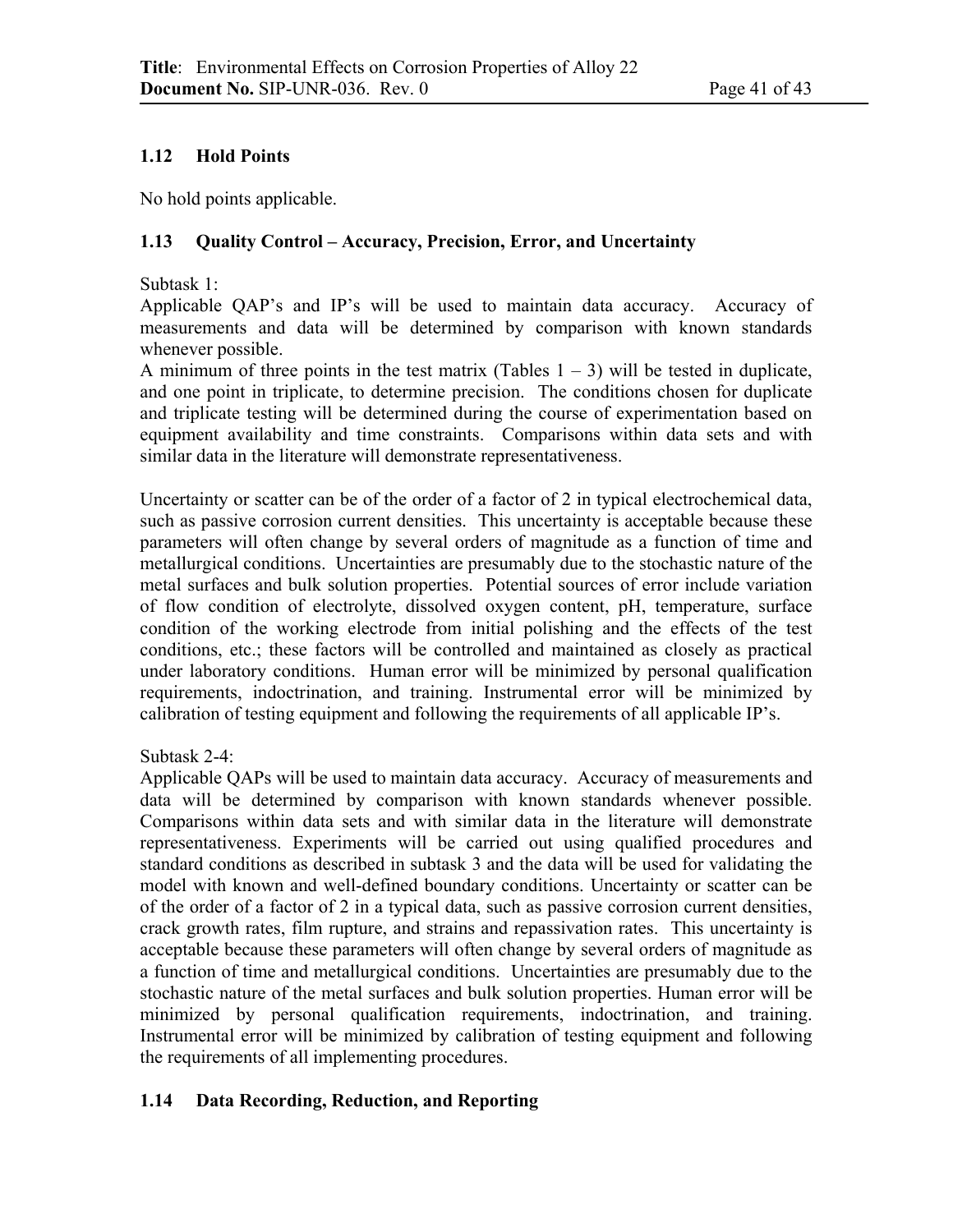## 1.12 Hold Points

No hold points applicable.

## 1.13 Quality Control – Accuracy, Precision, Error, and Uncertainty

Subtask 1:

Applicable QAP's and IP's will be used to maintain data accuracy. Accuracy of measurements and data will be determined by comparison with known standards whenever possible.

A minimum of three points in the test matrix (Tables 1 – 3) will be tested in duplicate, and one point in triplicate, to determine precision. The conditions chosen for duplicate and triplicate testing will be determined during the course of experimentation based on equipment availability and time constraints. Comparisons within data sets and with similar data in the literature will demonstrate representativeness.

Uncertainty or scatter can be of the order of a factor of 2 in typical electrochemical data, such as passive corrosion current densities. This uncertainty is acceptable because these parameters will often change by several orders of magnitude as a function of time and metallurgical conditions. Uncertainties are presumably due to the stochastic nature of the metal surfaces and bulk solution properties. Potential sources of error include variation of flow condition of electrolyte, dissolved oxygen content, pH, temperature, surface condition of the working electrode from initial polishing and the effects of the test conditions, etc.; these factors will be controlled and maintained as closely as practical under laboratory conditions. Human error will be minimized by personal qualification requirements, indoctrination, and training. Instrumental error will be minimized by calibration of testing equipment and following the requirements of all applicable IP's.

Subtask 2-4:

Applicable QAPs will be used to maintain data accuracy. Accuracy of measurements and data will be determined by comparison with known standards whenever possible. Comparisons within data sets and with similar data in the literature will demonstrate representativeness. Experiments will be carried out using qualified procedures and standard conditions as described in subtask 3 and the data will be used for validating the model with known and well-defined boundary conditions. Uncertainty or scatter can be of the order of a factor of 2 in a typical data, such as passive corrosion current densities, crack growth rates, film rupture, and strains and repassivation rates. This uncertainty is acceptable because these parameters will often change by several orders of magnitude as a function of time and metallurgical conditions. Uncertainties are presumably due to the stochastic nature of the metal surfaces and bulk solution properties. Human error will be minimized by personal qualification requirements, indoctrination, and training. Instrumental error will be minimized by calibration of testing equipment and following the requirements of all implementing procedures.

## 1.14 Data Recording, Reduction, and Reporting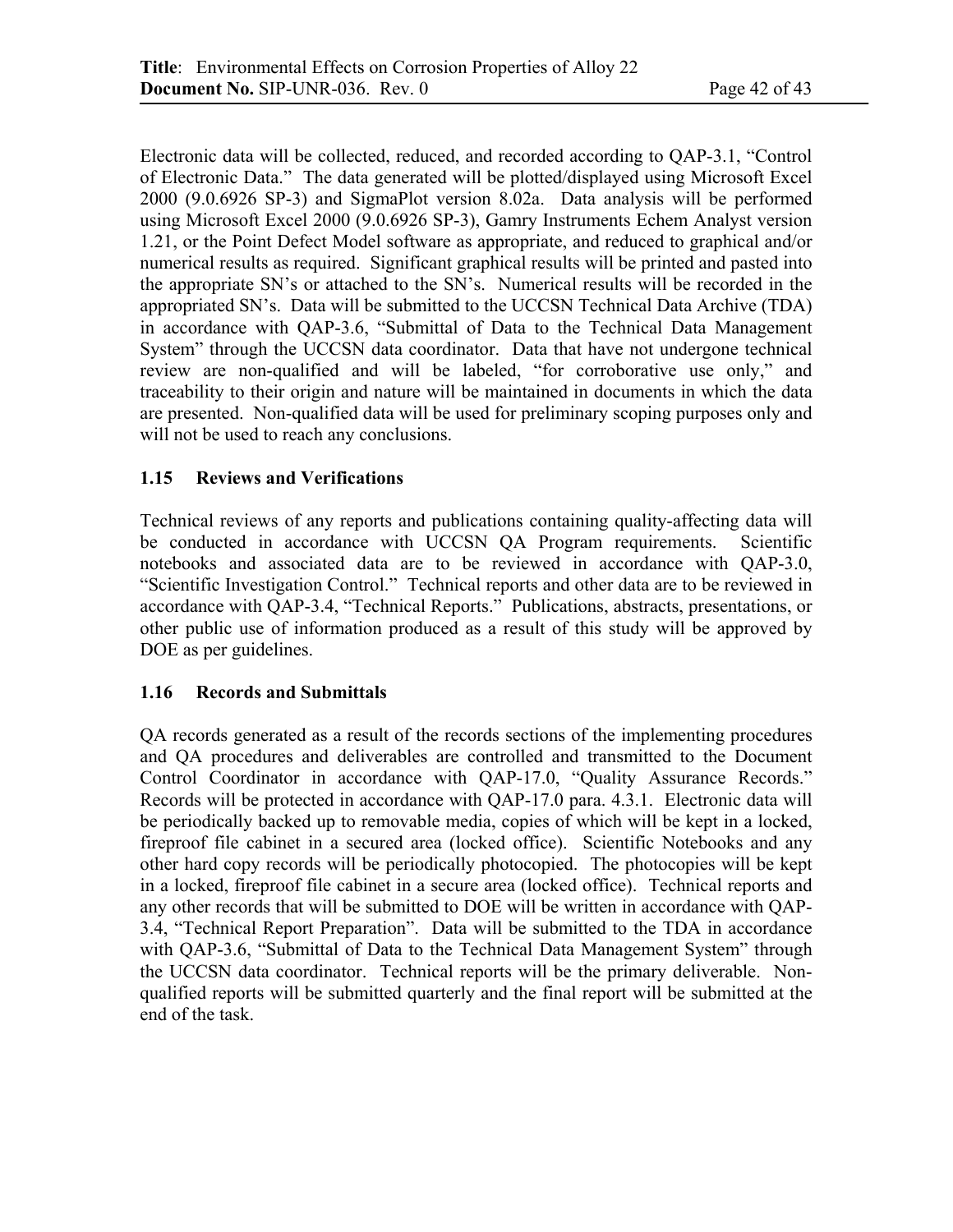Electronic data will be collected, reduced, and recorded according to QAP-3.1, "Control of Electronic Data." The data generated will be plotted/displayed using Microsoft Excel 2000 (9.0.6926 SP-3) and SigmaPlot version 8.02a. Data analysis will be performed using Microsoft Excel 2000 (9.0.6926 SP-3), Gamry Instruments Echem Analyst version 1.21, or the Point Defect Model software as appropriate, and reduced to graphical and/or numerical results as required. Significant graphical results will be printed and pasted into the appropriate SN's or attached to the SN's. Numerical results will be recorded in the appropriated SN's. Data will be submitted to the UCCSN Technical Data Archive (TDA) in accordance with QAP-3.6, "Submittal of Data to the Technical Data Management System" through the UCCSN data coordinator. Data that have not undergone technical review are non-qualified and will be labeled, "for corroborative use only," and traceability to their origin and nature will be maintained in documents in which the data are presented. Non-qualified data will be used for preliminary scoping purposes only and will not be used to reach any conclusions.

## 1.15 Reviews and Verifications

Technical reviews of any reports and publications containing quality-affecting data will be conducted in accordance with UCCSN QA Program requirements. Scientific notebooks and associated data are to be reviewed in accordance with QAP-3.0, "Scientific Investigation Control." Technical reports and other data are to be reviewed in accordance with QAP-3.4, "Technical Reports." Publications, abstracts, presentations, or other public use of information produced as a result of this study will be approved by DOE as per guidelines.

## 1.16 Records and Submittals

QA records generated as a result of the records sections of the implementing procedures and QA procedures and deliverables are controlled and transmitted to the Document Control Coordinator in accordance with QAP-17.0, "Quality Assurance Records." Records will be protected in accordance with QAP-17.0 para. 4.3.1. Electronic data will be periodically backed up to removable media, copies of which will be kept in a locked, fireproof file cabinet in a secured area (locked office). Scientific Notebooks and any other hard copy records will be periodically photocopied. The photocopies will be kept in a locked, fireproof file cabinet in a secure area (locked office). Technical reports and any other records that will be submitted to DOE will be written in accordance with QAP-3.4, "Technical Report Preparation". Data will be submitted to the TDA in accordance with QAP-3.6, "Submittal of Data to the Technical Data Management System" through the UCCSN data coordinator. Technical reports will be the primary deliverable. Non-qualified reports will be submitted quarterly and the final report will be submitted at the end of the task.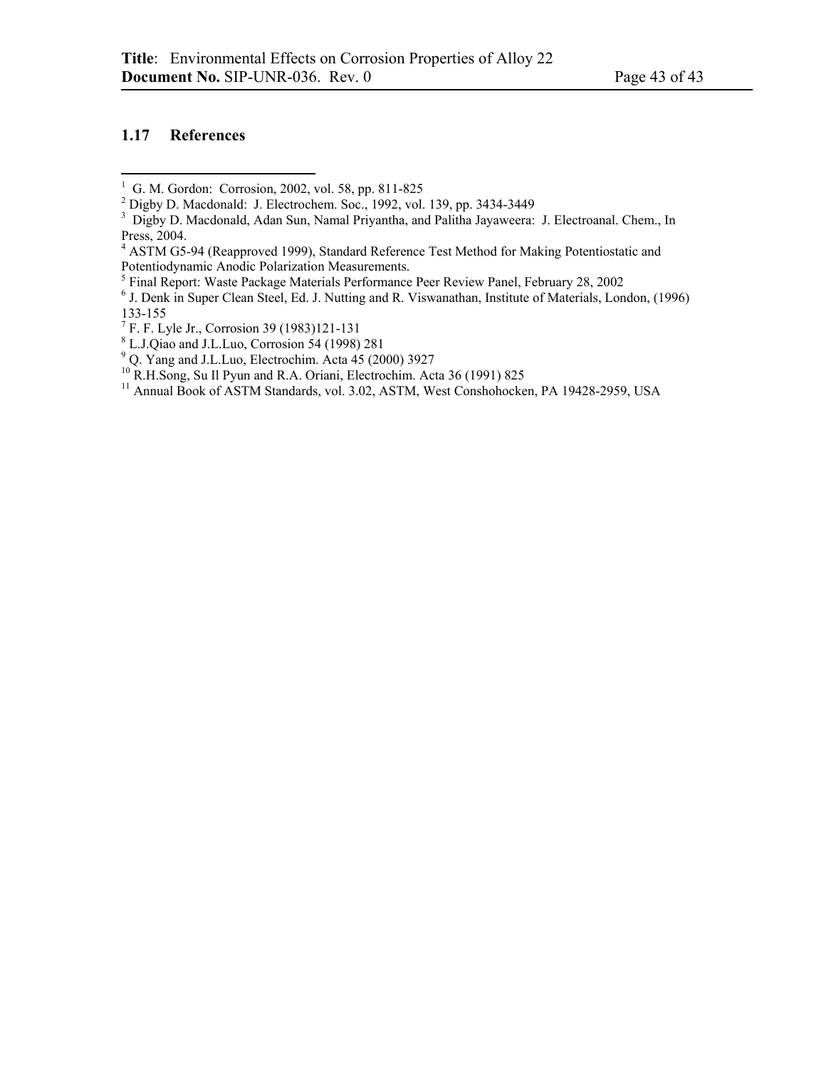## 1.17 References

[1] G. M. Gordon: Corrosion, 2002, vol. 58, pp. 811-825

[2] Digby D. Macdonald: J. Electrochem. Soc., 1992, vol. 139, pp. 3434-3449

[3] Digby D. Macdonald, Adan Sun, Namal Priyantha, and Palitha Jayaweera: J. Electroanal. Chem., In Press, 2004.

[4] ASTM G5-94 (Reapproved 1999), Standard Reference Test Method for Making Potentiostatic and Potentiodynamic Anodic Polarization Measurements.

[5] Final Report: Waste Package Materials Performance Peer Review Panel, February 28, 2002

[6] J. Denk in Super Clean Steel, Ed. J. Nutting and R. Viswanathan, Institute of Materials, London, (1996) 133-155

[7] F. F. Lyle Jr., Corrosion 39 (1983)121-131

[8] L.J.Qiao and J.L.Luo, Corrosion 54 (1998) 281

[9] Q. Yang and J.L.Luo, Electrochim. Acta 45 (2000) 3927

[10] R.H.Song, Su Il Pyun and R.A. Oriani, Electrochim. Acta 36 (1991) 825

[11] Annual Book of ASTM Standards, vol. 3.02, ASTM, West Conshohocken, PA 19428-2959, USA